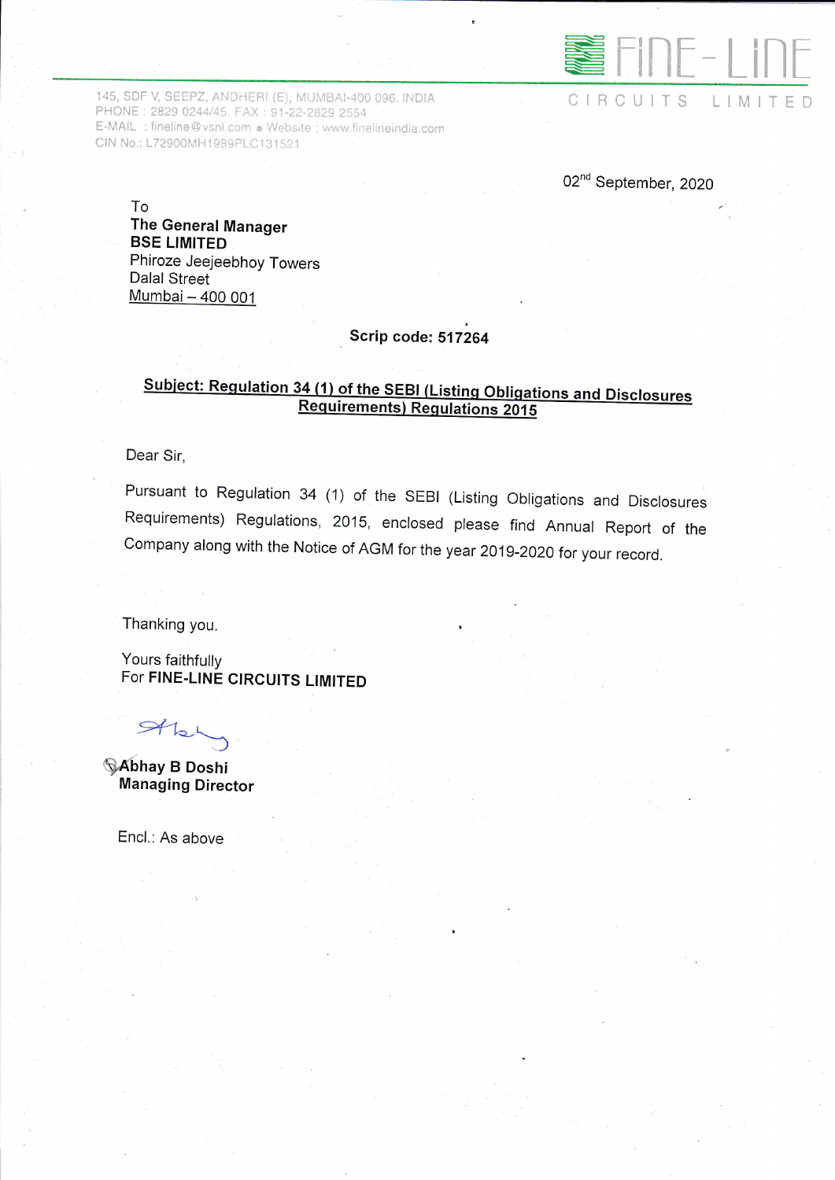**FINE-LINE CIRCUITS LIMITED**

145, SDF V, SEEPZ, ANDHERI (E), MUMBAI-400 096. INDIA
PHONE : 2829 0244/45. FAX : 91-22-2829 2554
E-MAIL : fineline@vsnl.com • Website : www.finelineindia.com
CIN No.: L72900MH1989PLC131521

02nd September, 2020

To
**The General Manager**
**BSE LIMITED**
Phiroze Jeejeebhoy Towers
Dalal Street
Mumbai – 400 001

**Scrip code: 517264**

**Subject: Regulation 34 (1) of the SEBI (Listing Obligations and Disclosures Requirements) Regulations 2015**

Dear Sir,

Pursuant to Regulation 34 (1) of the SEBI (Listing Obligations and Disclosures Requirements) Regulations, 2015, enclosed please find Annual Report of the Company along with the Notice of AGM for the year 2019-2020 for your record.

Thanking you.

Yours faithfully
For **FINE-LINE CIRCUITS LIMITED**

**Abhay B Doshi**
**Managing Director**

Encl.: As above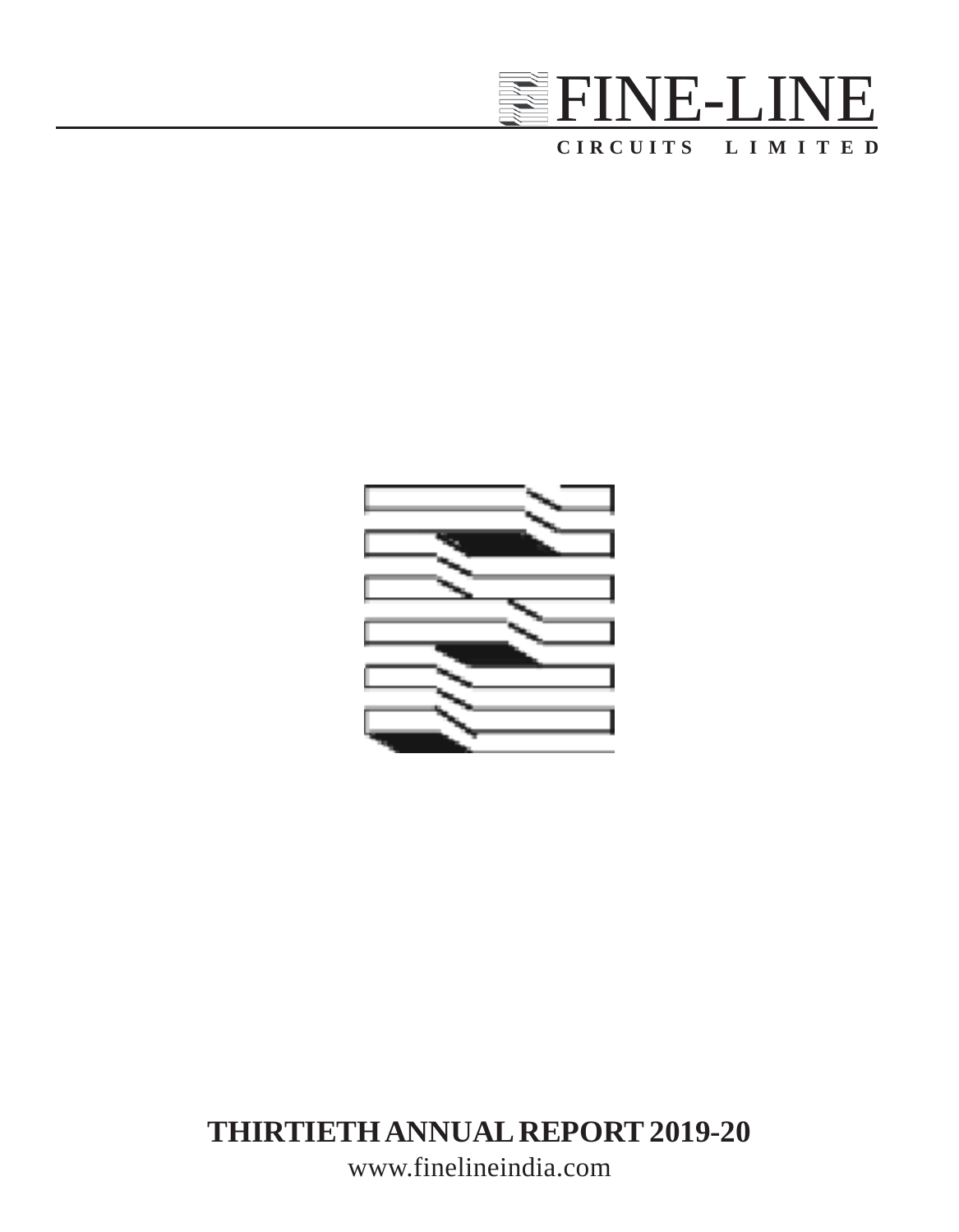# FINE-LINE

**CIRCUITS LIMITED**

**THIRTIETH ANNUAL REPORT 2019-20**

www.finelineindia.com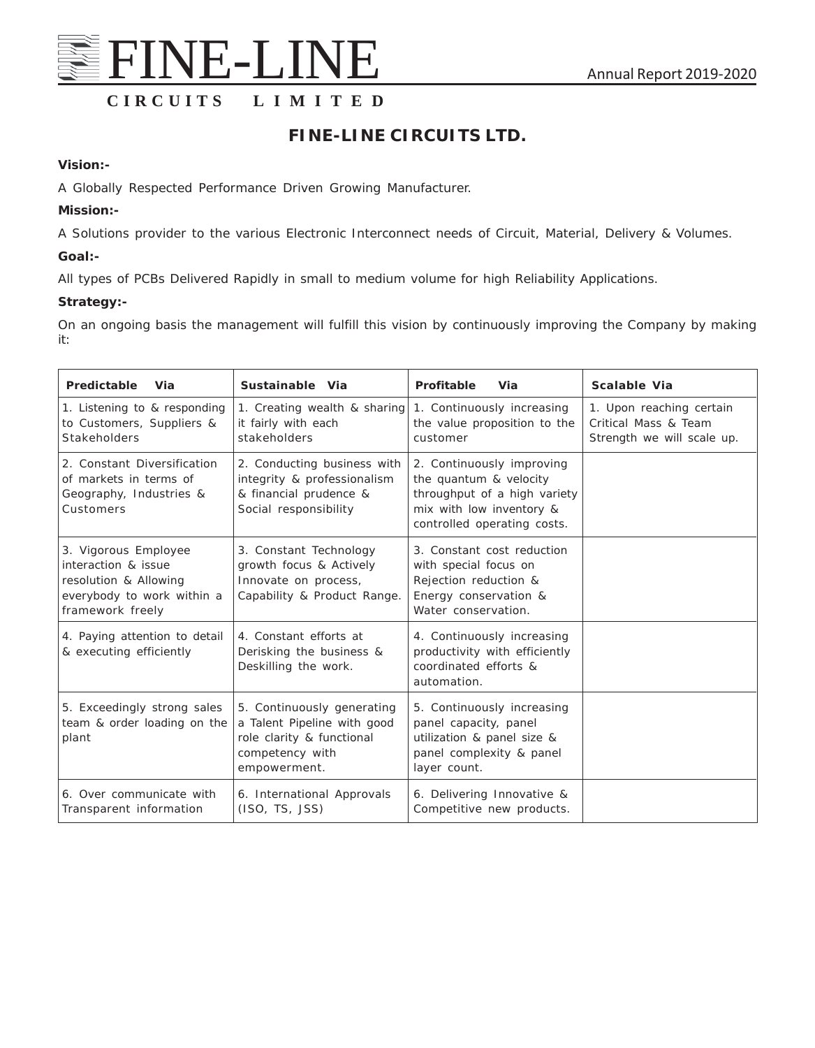# FINE-LINE CIRCUITS LTD.

**Vision:-**

A Globally Respected Performance Driven Growing Manufacturer.

**Mission:-**

A Solutions provider to the various Electronic Interconnect needs of Circuit, Material, Delivery & Volumes.

**Goal:-**

All types of PCBs Delivered Rapidly in small to medium volume for high Reliability Applications.

**Strategy:-**

On an ongoing basis the management will fulfill this vision by continuously improving the Company by making it:

| **Predictable Via** | **Sustainable Via** | **Profitable Via** | **Scalable Via** |
|---|---|---|---|
| 1. Listening to & responding to Customers, Suppliers & Stakeholders | 1. Creating wealth & sharing it fairly with each stakeholders | 1. Continuously increasing the value proposition to the customer | 1. Upon reaching certain Critical Mass & Team Strength we will scale up. |
| 2. Constant Diversification of markets in terms of Geography, Industries & Customers | 2. Conducting business with integrity & professionalism & financial prudence & Social responsibility | 2. Continuously improving the quantum & velocity throughput of a high variety mix with low inventory & controlled operating costs. | |
| 3. Vigorous Employee interaction & issue resolution & Allowing everybody to work within a framework freely | 3. Constant Technology growth focus & Actively Innovate on process, Capability & Product Range. | 3. Constant cost reduction with special focus on Rejection reduction & Energy conservation & Water conservation. | |
| 4. Paying attention to detail & executing efficiently | 4. Constant efforts at Derisking the business & Deskilling the work. | 4. Continuously increasing productivity with efficiently coordinated efforts & automation. | |
| 5. Exceedingly strong sales team & order loading on the plant | 5. Continuously generating a Talent Pipeline with good role clarity & functional competency with empowerment. | 5. Continuously increasing panel capacity, panel utilization & panel size & panel complexity & panel layer count. | |
| 6. Over communicate with Transparent information | 6. International Approvals (ISO, TS, JSS) | 6. Delivering Innovative & Competitive new products. | |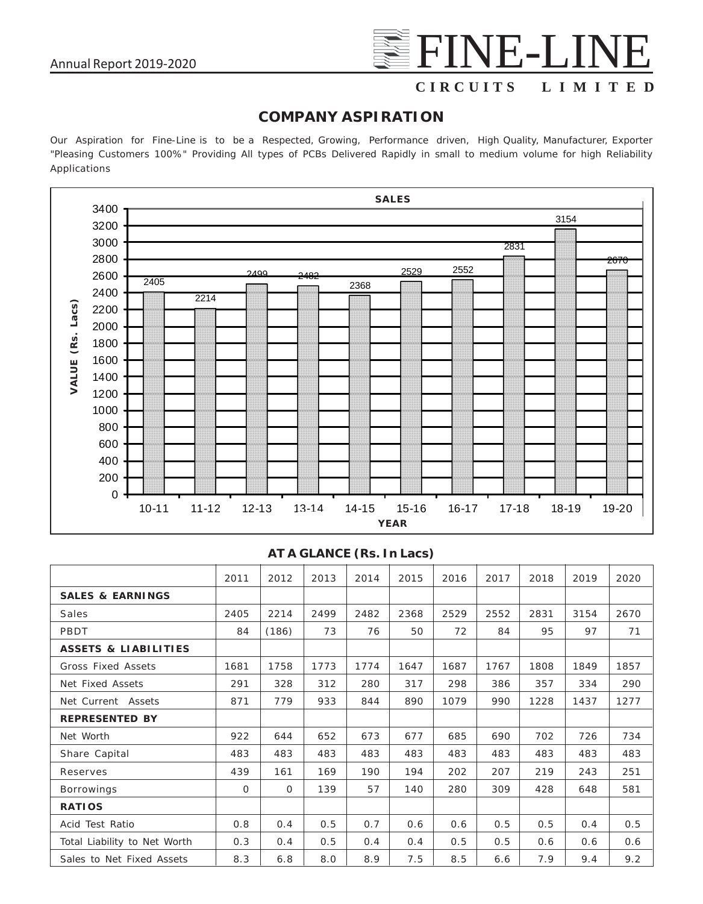## COMPANY ASPIRATION

Our Aspiration for Fine-Line is to be a Respected, Growing, Performance driven, High Quality, Manufacturer, Exporter "Pleasing Customers 100%" Providing All types of PCBs Delivered Rapidly in small to medium volume for high Reliability Applications

**SALES**

| YEAR | 10-11 | 11-12 | 12-13 | 13-14 | 14-15 | 15-16 | 16-17 | 17-18 | 18-19 | 19-20 |
|---|---|---|---|---|---|---|---|---|---|---|
| VALUE (Rs. Lacs) | 2405 | 2214 | 2499 | 2482 | 2368 | 2529 | 2552 | 2831 | 3154 | 2670 |

**AT A GLANCE (Rs. In Lacs)**

| | 2011 | 2012 | 2013 | 2014 | 2015 | 2016 | 2017 | 2018 | 2019 | 2020 |
|---|---|---|---|---|---|---|---|---|---|---|
| **SALES & EARNINGS** | | | | | | | | | | |
| Sales | 2405 | 2214 | 2499 | 2482 | 2368 | 2529 | 2552 | 2831 | 3154 | 2670 |
| PBDT | 84 | (186) | 73 | 76 | 50 | 72 | 84 | 95 | 97 | 71 |
| **ASSETS & LIABILITIES** | | | | | | | | | | |
| Gross Fixed Assets | 1681 | 1758 | 1773 | 1774 | 1647 | 1687 | 1767 | 1808 | 1849 | 1857 |
| Net Fixed Assets | 291 | 328 | 312 | 280 | 317 | 298 | 386 | 357 | 334 | 290 |
| Net Current Assets | 871 | 779 | 933 | 844 | 890 | 1079 | 990 | 1228 | 1437 | 1277 |
| **REPRESENTED BY** | | | | | | | | | | |
| Net Worth | 922 | 644 | 652 | 673 | 677 | 685 | 690 | 702 | 726 | 734 |
| Share Capital | 483 | 483 | 483 | 483 | 483 | 483 | 483 | 483 | 483 | 483 |
| Reserves | 439 | 161 | 169 | 190 | 194 | 202 | 207 | 219 | 243 | 251 |
| Borrowings | 0 | 0 | 139 | 57 | 140 | 280 | 309 | 428 | 648 | 581 |
| **RATIOS** | | | | | | | | | | |
| Acid Test Ratio | 0.8 | 0.4 | 0.5 | 0.7 | 0.6 | 0.6 | 0.5 | 0.5 | 0.4 | 0.5 |
| Total Liability to Net Worth | 0.3 | 0.4 | 0.5 | 0.4 | 0.4 | 0.5 | 0.5 | 0.6 | 0.6 | 0.6 |
| Sales to Net Fixed Assets | 8.3 | 6.8 | 8.0 | 8.9 | 7.5 | 8.5 | 6.6 | 7.9 | 9.4 | 9.2 |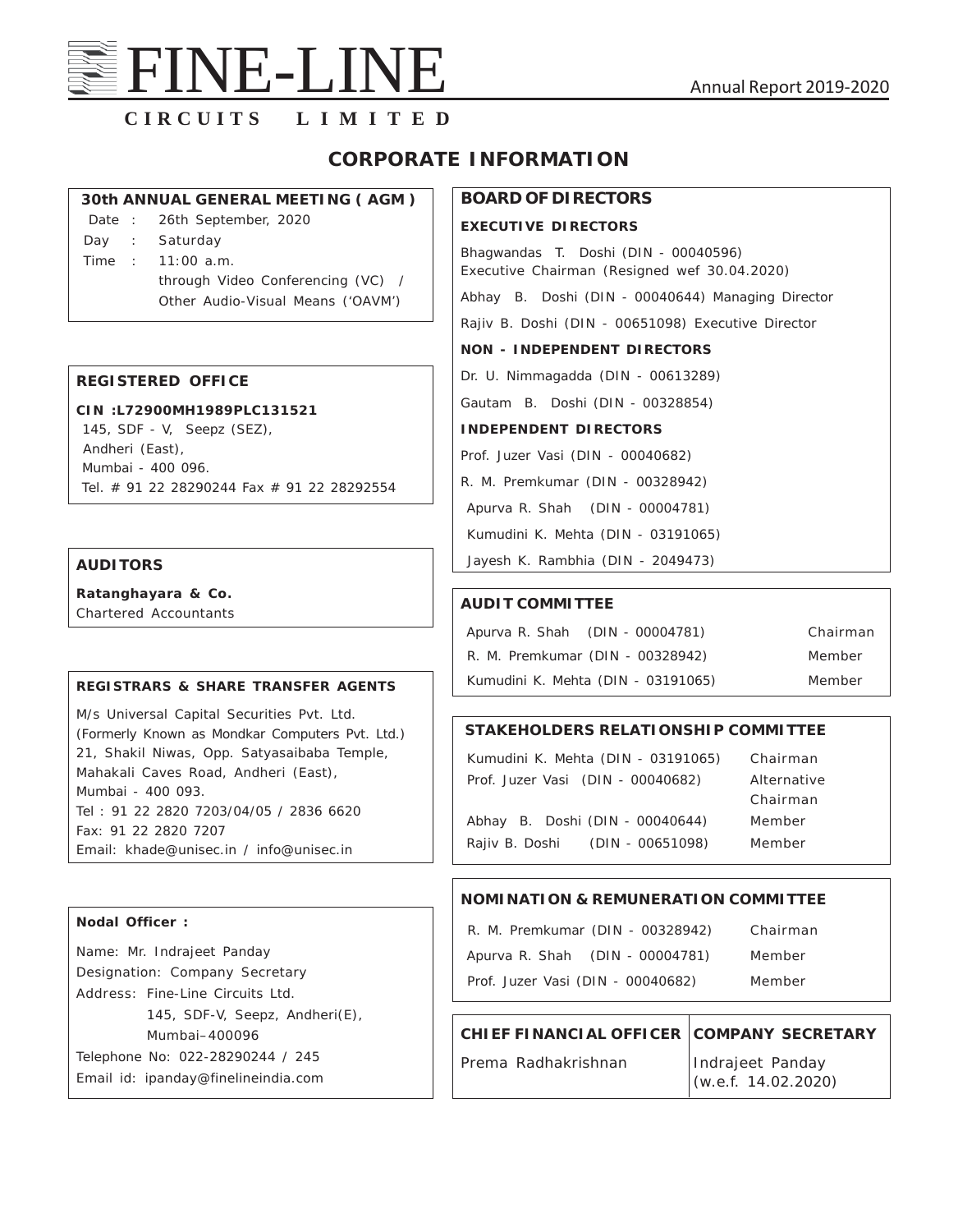# CORPORATE INFORMATION

### 30th ANNUAL GENERAL MEETING ( AGM )

Date : 26th September, 2020
Day : Saturday
Time : 11:00 a.m.
through Video Conferencing (VC) / Other Audio-Visual Means ('OAVM')

### REGISTERED OFFICE

**CIN :L72900MH1989PLC131521**
145, SDF - V, Seepz (SEZ),
Andheri (East),
Mumbai - 400 096.
Tel. # 91 22 28290244 Fax # 91 22 28292554

### AUDITORS

**Ratanghayara & Co.**
Chartered Accountants

### REGISTRARS & SHARE TRANSFER AGENTS

M/s Universal Capital Securities Pvt. Ltd.
(Formerly Known as Mondkar Computers Pvt. Ltd.)
21, Shakil Niwas, Opp. Satyasaibaba Temple,
Mahakali Caves Road, Andheri (East),
Mumbai - 400 093.
Tel : 91 22 2820 7203/04/05 / 2836 6620
Fax: 91 22 2820 7207
Email: khade@unisec.in / info@unisec.in

### Nodal Officer :

Name: Mr. Indrajeet Panday
Designation: Company Secretary
Address: Fine-Line Circuits Ltd.
145, SDF-V, Seepz, Andheri(E),
Mumbai–400096
Telephone No: 022-28290244 / 245
Email id: ipanday@finelineindia.com

### BOARD OF DIRECTORS

**EXECUTIVE DIRECTORS**

Bhagwandas T. Doshi (DIN - 00040596)
Executive Chairman (Resigned wef 30.04.2020)

Abhay B. Doshi (DIN - 00040644) Managing Director

Rajiv B. Doshi (DIN - 00651098) Executive Director

**NON - INDEPENDENT DIRECTORS**

Dr. U. Nimmagadda (DIN - 00613289)

Gautam B. Doshi (DIN - 00328854)

**INDEPENDENT DIRECTORS**

Prof. Juzer Vasi (DIN - 00040682)

R. M. Premkumar (DIN - 00328942)

Apurva R. Shah (DIN - 00004781)

Kumudini K. Mehta (DIN - 03191065)

Jayesh K. Rambhia (DIN - 2049473)

### AUDIT COMMITTEE

| | |
|---|---|
| Apurva R. Shah (DIN - 00004781) | Chairman |
| R. M. Premkumar (DIN - 00328942) | Member |
| Kumudini K. Mehta (DIN - 03191065) | Member |

### STAKEHOLDERS RELATIONSHIP COMMITTEE

| | |
|---|---|
| Kumudini K. Mehta (DIN - 03191065) | Chairman |
| Prof. Juzer Vasi (DIN - 00040682) | Alternative Chairman |
| Abhay B. Doshi (DIN - 00040644) | Member |
| Rajiv B. Doshi (DIN - 00651098) | Member |

### NOMINATION & REMUNERATION COMMITTEE

| | |
|---|---|
| R. M. Premkumar (DIN - 00328942) | Chairman |
| Apurva R. Shah (DIN - 00004781) | Member |
| Prof. Juzer Vasi (DIN - 00040682) | Member |

| CHIEF FINANCIAL OFFICER | COMPANY SECRETARY |
|---|---|
| Prema Radhakrishnan | Indrajeet Panday (w.e.f. 14.02.2020) |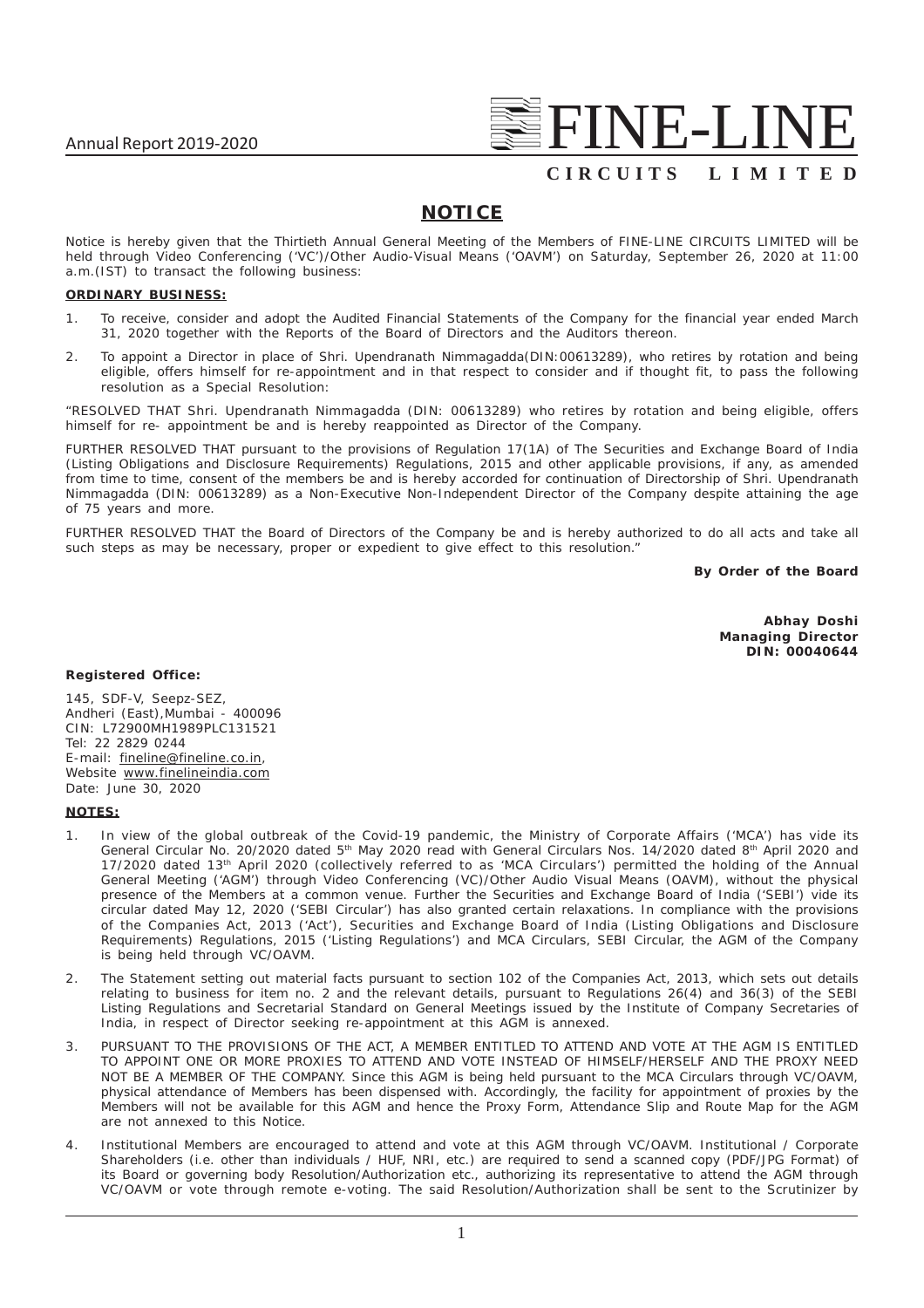# NOTICE

Notice is hereby given that the Thirtieth Annual General Meeting of the Members of FINE-LINE CIRCUITS LIMITED will be held through Video Conferencing ('VC')/Other Audio-Visual Means ('OAVM') on Saturday, September 26, 2020 at 11:00 a.m.(IST) to transact the following business:

**ORDINARY BUSINESS:**

1. To receive, consider and adopt the Audited Financial Statements of the Company for the financial year ended March 31, 2020 together with the Reports of the Board of Directors and the Auditors thereon.

2. To appoint a Director in place of Shri. Upendranath Nimmagadda(DIN:00613289), who retires by rotation and being eligible, offers himself for re-appointment and in that respect to consider and if thought fit, to pass the following resolution as a Special Resolution:

"RESOLVED THAT Shri. Upendranath Nimmagadda (DIN: 00613289) who retires by rotation and being eligible, offers himself for re- appointment be and is hereby reappointed as Director of the Company.

FURTHER RESOLVED THAT pursuant to the provisions of Regulation 17(1A) of The Securities and Exchange Board of India (Listing Obligations and Disclosure Requirements) Regulations, 2015 and other applicable provisions, if any, as amended from time to time, consent of the members be and is hereby accorded for continuation of Directorship of Shri. Upendranath Nimmagadda (DIN: 00613289) as a Non-Executive Non-Independent Director of the Company despite attaining the age of 75 years and more.

FURTHER RESOLVED THAT the Board of Directors of the Company be and is hereby authorized to do all acts and take all such steps as may be necessary, proper or expedient to give effect to this resolution."

**By Order of the Board**

**Abhay Doshi**
**Managing Director**
**DIN: 00040644**

**Registered Office:**

145, SDF-V, Seepz-SEZ,
Andheri (East),Mumbai - 400096
CIN: L72900MH1989PLC131521
Tel: 22 2829 0244
E-mail: fineline@fineline.co.in,
Website www.finelineindia.com
Date: June 30, 2020

**NOTES:**

1. In view of the global outbreak of the Covid-19 pandemic, the Ministry of Corporate Affairs ('MCA') has vide its General Circular No. 20/2020 dated 5th May 2020 read with General Circulars Nos. 14/2020 dated 8th April 2020 and 17/2020 dated 13th April 2020 (collectively referred to as 'MCA Circulars') permitted the holding of the Annual General Meeting ('AGM') through Video Conferencing (VC)/Other Audio Visual Means (OAVM), without the physical presence of the Members at a common venue. Further the Securities and Exchange Board of India ('SEBI') vide its circular dated May 12, 2020 ('SEBI Circular') has also granted certain relaxations. In compliance with the provisions of the Companies Act, 2013 ('Act'), Securities and Exchange Board of India (Listing Obligations and Disclosure Requirements) Regulations, 2015 ('Listing Regulations') and MCA Circulars, SEBI Circular, the AGM of the Company is being held through VC/OAVM.

2. The Statement setting out material facts pursuant to section 102 of the Companies Act, 2013, which sets out details relating to business for item no. 2 and the relevant details, pursuant to Regulations 26(4) and 36(3) of the SEBI Listing Regulations and Secretarial Standard on General Meetings issued by the Institute of Company Secretaries of India, in respect of Director seeking re-appointment at this AGM is annexed.

3. PURSUANT TO THE PROVISIONS OF THE ACT, A MEMBER ENTITLED TO ATTEND AND VOTE AT THE AGM IS ENTITLED TO APPOINT ONE OR MORE PROXIES TO ATTEND AND VOTE INSTEAD OF HIMSELF/HERSELF AND THE PROXY NEED NOT BE A MEMBER OF THE COMPANY. Since this AGM is being held pursuant to the MCA Circulars through VC/OAVM, physical attendance of Members has been dispensed with. Accordingly, the facility for appointment of proxies by the Members will not be available for this AGM and hence the Proxy Form, Attendance Slip and Route Map for the AGM are not annexed to this Notice.

4. Institutional Members are encouraged to attend and vote at this AGM through VC/OAVM. Institutional / Corporate Shareholders (i.e. other than individuals / HUF, NRI, etc.) are required to send a scanned copy (PDF/JPG Format) of its Board or governing body Resolution/Authorization etc., authorizing its representative to attend the AGM through VC/OAVM or vote through remote e-voting. The said Resolution/Authorization shall be sent to the Scrutinizer by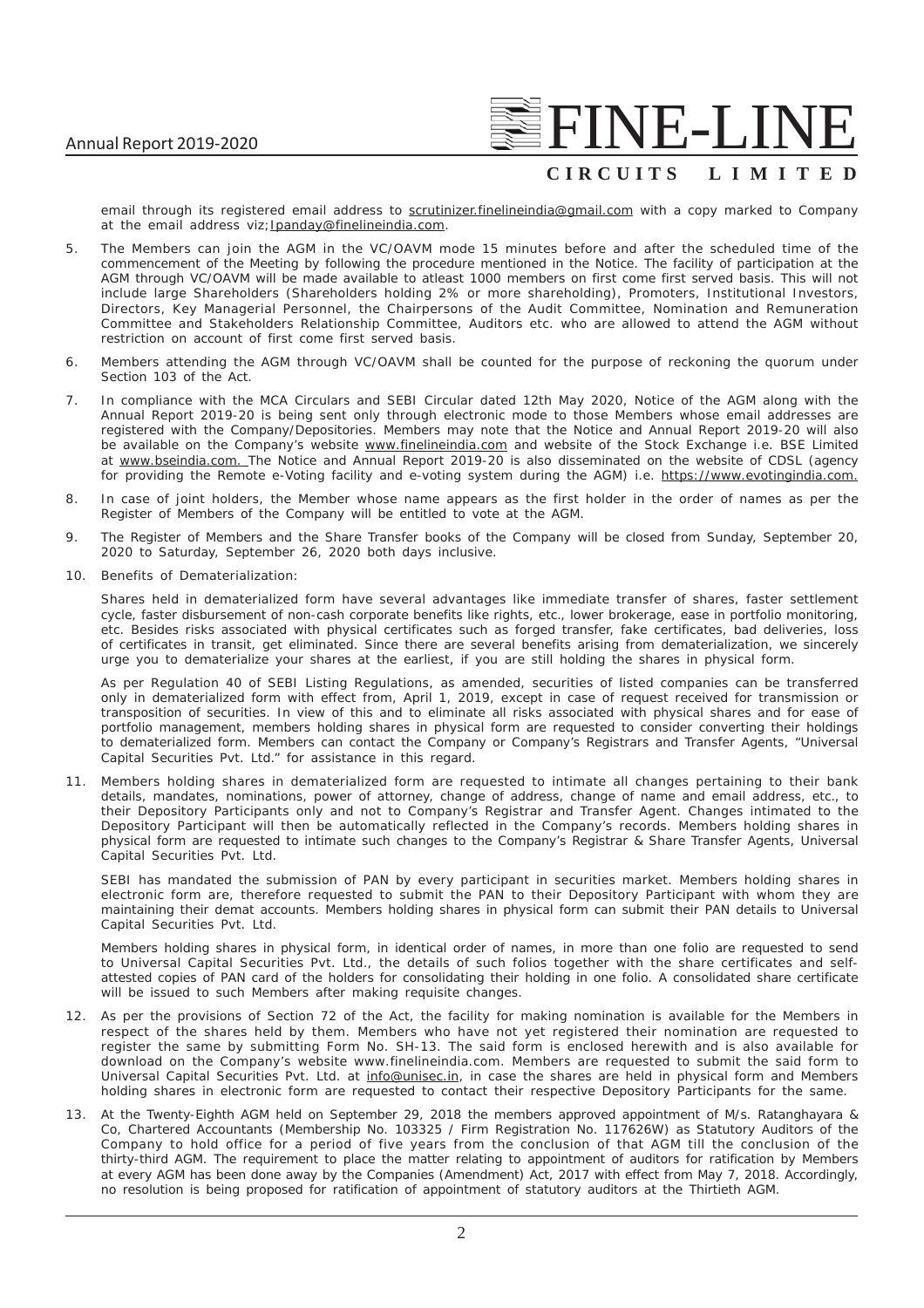email through its registered email address to scrutinizer.finelineindia@gmail.com with a copy marked to Company at the email address viz;lpanday@finelineindia.com.

5. The Members can join the AGM in the VC/OAVM mode 15 minutes before and after the scheduled time of the commencement of the Meeting by following the procedure mentioned in the Notice. The facility of participation at the AGM through VC/OAVM will be made available to atleast 1000 members on first come first served basis. This will not include large Shareholders (Shareholders holding 2% or more shareholding), Promoters, Institutional Investors, Directors, Key Managerial Personnel, the Chairpersons of the Audit Committee, Nomination and Remuneration Committee and Stakeholders Relationship Committee, Auditors etc. who are allowed to attend the AGM without restriction on account of first come first served basis.

6. Members attending the AGM through VC/OAVM shall be counted for the purpose of reckoning the quorum under Section 103 of the Act.

7. In compliance with the MCA Circulars and SEBI Circular dated 12th May 2020, Notice of the AGM along with the Annual Report 2019-20 is being sent only through electronic mode to those Members whose email addresses are registered with the Company/Depositories. Members may note that the Notice and Annual Report 2019-20 will also be available on the Company's website www.finelineindia.com and website of the Stock Exchange i.e. BSE Limited at www.bseindia.com. The Notice and Annual Report 2019-20 is also disseminated on the website of CDSL (agency for providing the Remote e-Voting facility and e-voting system during the AGM) i.e. https://www.evotingindia.com.

8. In case of joint holders, the Member whose name appears as the first holder in the order of names as per the Register of Members of the Company will be entitled to vote at the AGM.

9. The Register of Members and the Share Transfer books of the Company will be closed from Sunday, September 20, 2020 to Saturday, September 26, 2020 both days inclusive.

10. Benefits of Dematerialization:

    Shares held in dematerialized form have several advantages like immediate transfer of shares, faster settlement cycle, faster disbursement of non-cash corporate benefits like rights, etc., lower brokerage, ease in portfolio monitoring, etc. Besides risks associated with physical certificates such as forged transfer, fake certificates, bad deliveries, loss of certificates in transit, get eliminated. Since there are several benefits arising from dematerialization, we sincerely urge you to dematerialize your shares at the earliest, if you are still holding the shares in physical form.

    As per Regulation 40 of SEBI Listing Regulations, as amended, securities of listed companies can be transferred only in dematerialized form with effect from, April 1, 2019, except in case of request received for transmission or transposition of securities. In view of this and to eliminate all risks associated with physical shares and for ease of portfolio management, members holding shares in physical form are requested to consider converting their holdings to dematerialized form. Members can contact the Company or Company's Registrars and Transfer Agents, "Universal Capital Securities Pvt. Ltd." for assistance in this regard.

11. Members holding shares in dematerialized form are requested to intimate all changes pertaining to their bank details, mandates, nominations, power of attorney, change of address, change of name and email address, etc., to their Depository Participants only and not to Company's Registrar and Transfer Agent. Changes intimated to the Depository Participant will then be automatically reflected in the Company's records. Members holding shares in physical form are requested to intimate such changes to the Company's Registrar & Share Transfer Agents, Universal Capital Securities Pvt. Ltd.

    SEBI has mandated the submission of PAN by every participant in securities market. Members holding shares in electronic form are, therefore requested to submit the PAN to their Depository Participant with whom they are maintaining their demat accounts. Members holding shares in physical form can submit their PAN details to Universal Capital Securities Pvt. Ltd.

    Members holding shares in physical form, in identical order of names, in more than one folio are requested to send to Universal Capital Securities Pvt. Ltd., the details of such folios together with the share certificates and self-attested copies of PAN card of the holders for consolidating their holding in one folio. A consolidated share certificate will be issued to such Members after making requisite changes.

12. As per the provisions of Section 72 of the Act, the facility for making nomination is available for the Members in respect of the shares held by them. Members who have not yet registered their nomination are requested to register the same by submitting Form No. SH-13. The said form is enclosed herewith and is also available for download on the Company's website www.finelineindia.com. Members are requested to submit the said form to Universal Capital Securities Pvt. Ltd. at info@unisec.in, in case the shares are held in physical form and Members holding shares in electronic form are requested to contact their respective Depository Participants for the same.

13. At the Twenty-Eighth AGM held on September 29, 2018 the members approved appointment of M/s. Ratanghayara & Co, Chartered Accountants (Membership No. 103325 / Firm Registration No. 117626W) as Statutory Auditors of the Company to hold office for a period of five years from the conclusion of that AGM till the conclusion of the thirty-third AGM. The requirement to place the matter relating to appointment of auditors for ratification by Members at every AGM has been done away by the Companies (Amendment) Act, 2017 with effect from May 7, 2018. Accordingly, no resolution is being proposed for ratification of appointment of statutory auditors at the Thirtieth AGM.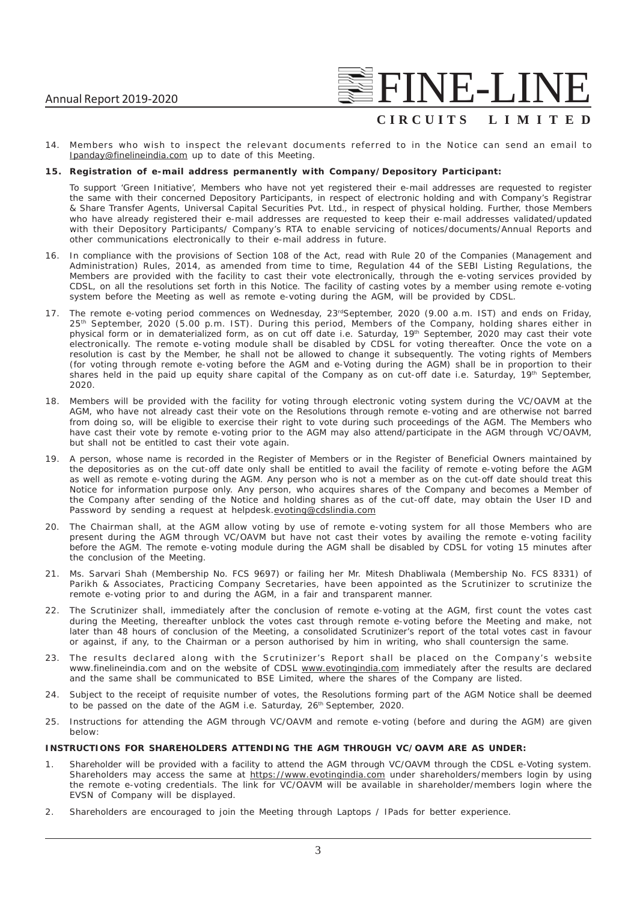14. Members who wish to inspect the relevant documents referred to in the Notice can send an email to lpanday@finelineindia.com up to date of this Meeting.

**15. Registration of e-mail address permanently with Company/Depository Participant:**

To support 'Green Initiative', Members who have not yet registered their e-mail addresses are requested to register the same with their concerned Depository Participants, in respect of electronic holding and with Company's Registrar & Share Transfer Agents, Universal Capital Securities Pvt. Ltd., in respect of physical holding. Further, those Members who have already registered their e-mail addresses are requested to keep their e-mail addresses validated/updated with their Depository Participants/ Company's RTA to enable servicing of notices/documents/Annual Reports and other communications electronically to their e-mail address in future.

16. In compliance with the provisions of Section 108 of the Act, read with Rule 20 of the Companies (Management and Administration) Rules, 2014, as amended from time to time, Regulation 44 of the SEBI Listing Regulations, the Members are provided with the facility to cast their vote electronically, through the e-voting services provided by CDSL, on all the resolutions set forth in this Notice. The facility of casting votes by a member using remote e-voting system before the Meeting as well as remote e-voting during the AGM, will be provided by CDSL.

17. The remote e-voting period commences on Wednesday, 23rd September, 2020 (9.00 a.m. IST) and ends on Friday, 25th September, 2020 (5.00 p.m. IST). During this period, Members of the Company, holding shares either in physical form or in dematerialized form, as on cut off date i.e. Saturday, 19th September, 2020 may cast their vote electronically. The remote e-voting module shall be disabled by CDSL for voting thereafter. Once the vote on a resolution is cast by the Member, he shall not be allowed to change it subsequently. The voting rights of Members (for voting through remote e-voting before the AGM and e-Voting during the AGM) shall be in proportion to their shares held in the paid up equity share capital of the Company as on cut-off date i.e. Saturday, 19th September, 2020.

18. Members will be provided with the facility for voting through electronic voting system during the VC/OAVM at the AGM, who have not already cast their vote on the Resolutions through remote e-voting and are otherwise not barred from doing so, will be eligible to exercise their right to vote during such proceedings of the AGM. The Members who have cast their vote by remote e-voting prior to the AGM may also attend/participate in the AGM through VC/OAVM, but shall not be entitled to cast their vote again.

19. A person, whose name is recorded in the Register of Members or in the Register of Beneficial Owners maintained by the depositories as on the cut-off date only shall be entitled to avail the facility of remote e-voting before the AGM as well as remote e-voting during the AGM. Any person who is not a member as on the cut-off date should treat this Notice for information purpose only. Any person, who acquires shares of the Company and becomes a Member of the Company after sending of the Notice and holding shares as of the cut-off date, may obtain the User ID and Password by sending a request at helpdesk.evoting@cdslindia.com

20. The Chairman shall, at the AGM allow voting by use of remote e-voting system for all those Members who are present during the AGM through VC/OAVM but have not cast their votes by availing the remote e-voting facility before the AGM. The remote e-voting module during the AGM shall be disabled by CDSL for voting 15 minutes after the conclusion of the Meeting.

21. Ms. Sarvari Shah (Membership No. FCS 9697) or failing her Mr. Mitesh Dhabliwala (Membership No. FCS 8331) of Parikh & Associates, Practicing Company Secretaries, have been appointed as the Scrutinizer to scrutinize the remote e-voting prior to and during the AGM, in a fair and transparent manner.

22. The Scrutinizer shall, immediately after the conclusion of remote e-voting at the AGM, first count the votes cast during the Meeting, thereafter unblock the votes cast through remote e-voting before the Meeting and make, not later than 48 hours of conclusion of the Meeting, a consolidated Scrutinizer's report of the total votes cast in favour or against, if any, to the Chairman or a person authorised by him in writing, who shall countersign the same.

23. The results declared along with the Scrutinizer's Report shall be placed on the Company's website www.finelineindia.com and on the website of CDSL www.evotingindia.com immediately after the results are declared and the same shall be communicated to BSE Limited, where the shares of the Company are listed.

24. Subject to the receipt of requisite number of votes, the Resolutions forming part of the AGM Notice shall be deemed to be passed on the date of the AGM i.e. Saturday, 26th September, 2020.

25. Instructions for attending the AGM through VC/OAVM and remote e-voting (before and during the AGM) are given below:

**INSTRUCTIONS FOR SHAREHOLDERS ATTENDING THE AGM THROUGH VC/OAVM ARE AS UNDER:**

1. Shareholder will be provided with a facility to attend the AGM through VC/OAVM through the CDSL e-Voting system. Shareholders may access the same at https://www.evotingindia.com under shareholders/members login by using the remote e-voting credentials. The link for VC/OAVM will be available in shareholder/members login where the EVSN of Company will be displayed.

2. Shareholders are encouraged to join the Meeting through Laptops / IPads for better experience.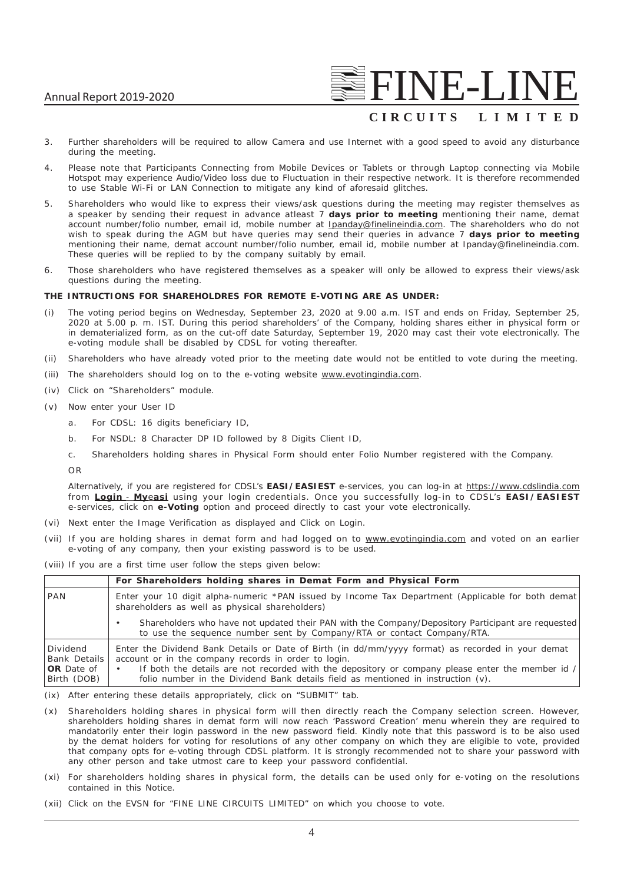3. Further shareholders will be required to allow Camera and use Internet with a good speed to avoid any disturbance during the meeting.

4. Please note that Participants Connecting from Mobile Devices or Tablets or through Laptop connecting via Mobile Hotspot may experience Audio/Video loss due to Fluctuation in their respective network. It is therefore recommended to use Stable Wi-Fi or LAN Connection to mitigate any kind of aforesaid glitches.

5. Shareholders who would like to express their views/ask questions during the meeting may register themselves as a speaker by sending their request in advance atleast 7 **days prior to meeting** mentioning their name, demat account number/folio number, email id, mobile number at Ipanday@finelineindia.com. The shareholders who do not wish to speak during the AGM but have queries may send their queries in advance 7 **days prior to meeting** mentioning their name, demat account number/folio number, email id, mobile number at Ipanday@finelineindia.com. These queries will be replied to by the company suitably by email.

6. Those shareholders who have registered themselves as a speaker will only be allowed to express their views/ask questions during the meeting.

**THE INTRUCTIONS FOR SHAREHOLDRES FOR REMOTE E-VOTING ARE AS UNDER:**

(i) The voting period begins on Wednesday, September 23, 2020 at 9.00 a.m. IST and ends on Friday, September 25, 2020 at 5.00 p. m. IST. During this period shareholders' of the Company, holding shares either in physical form or in dematerialized form, as on the cut-off date Saturday, September 19, 2020 may cast their vote electronically. The e-voting module shall be disabled by CDSL for voting thereafter.

(ii) Shareholders who have already voted prior to the meeting date would not be entitled to vote during the meeting.

(iii) The shareholders should log on to the e-voting website www.evotingindia.com.

(iv) Click on "Shareholders" module.

(v) Now enter your User ID

   a. For CDSL: 16 digits beneficiary ID,

   b. For NSDL: 8 Character DP ID followed by 8 Digits Client ID,

   c. Shareholders holding shares in Physical Form should enter Folio Number registered with the Company.

   OR

   Alternatively, if you are registered for CDSL's **EASI/EASIEST** e-services, you can log-in at https://www.cdslindia.com from **Login - Myeasi** using your login credentials. Once you successfully log-in to CDSL's **EASI/EASIEST** e-services, click on **e-Voting** option and proceed directly to cast your vote electronically.

(vi) Next enter the Image Verification as displayed and Click on Login.

(vii) If you are holding shares in demat form and had logged on to www.evotingindia.com and voted on an earlier e-voting of any company, then your existing password is to be used.

(viii) If you are a first time user follow the steps given below:

| | For Shareholders holding shares in Demat Form and Physical Form |
|---|---|
| PAN | Enter your 10 digit alpha-numeric *PAN issued by Income Tax Department (Applicable for both demat shareholders as well as physical shareholders)<br>• Shareholders who have not updated their PAN with the Company/Depository Participant are requested to use the sequence number sent by Company/RTA or contact Company/RTA. |
| Dividend Bank Details **OR** Date of Birth (DOB) | Enter the Dividend Bank Details or Date of Birth (in dd/mm/yyyy format) as recorded in your demat account or in the company records in order to login.<br>• If both the details are not recorded with the depository or company please enter the member id / folio number in the Dividend Bank details field as mentioned in instruction (v). |

(ix) After entering these details appropriately, click on "SUBMIT" tab.

(x) Shareholders holding shares in physical form will then directly reach the Company selection screen. However, shareholders holding shares in demat form will now reach 'Password Creation' menu wherein they are required to mandatorily enter their login password in the new password field. Kindly note that this password is to be also used by the demat holders for voting for resolutions of any other company on which they are eligible to vote, provided that company opts for e-voting through CDSL platform. It is strongly recommended not to share your password with any other person and take utmost care to keep your password confidential.

(xi) For shareholders holding shares in physical form, the details can be used only for e-voting on the resolutions contained in this Notice.

(xii) Click on the EVSN for "FINE LINE CIRCUITS LIMITED" on which you choose to vote.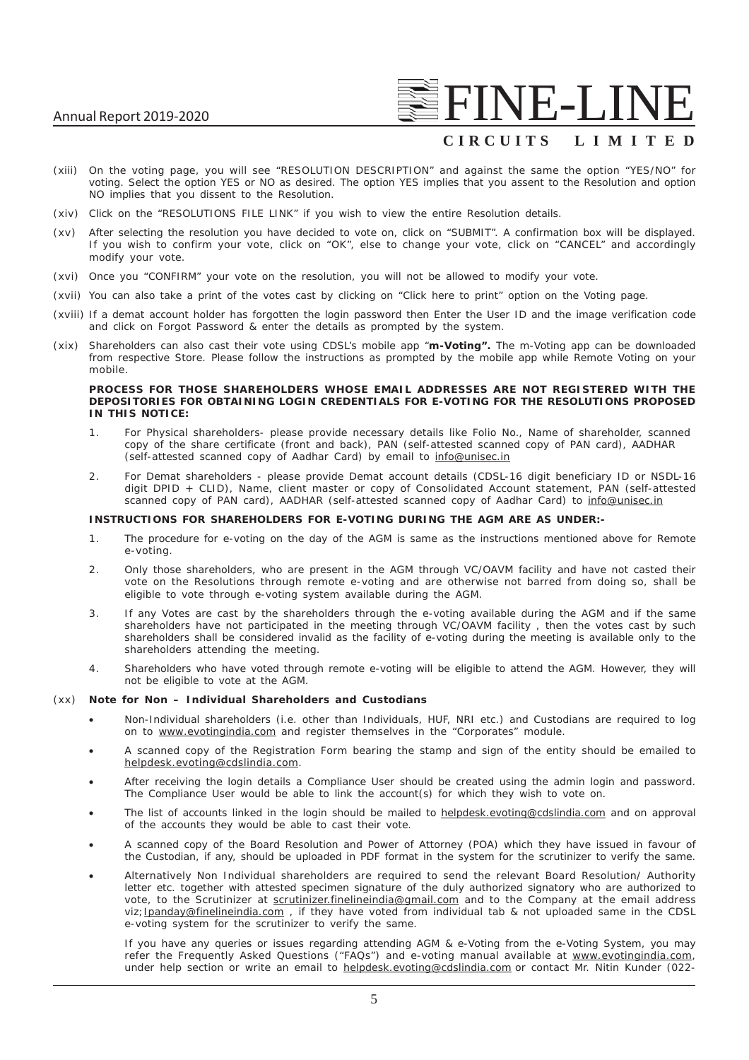(xiii) On the voting page, you will see "RESOLUTION DESCRIPTION" and against the same the option "YES/NO" for voting. Select the option YES or NO as desired. The option YES implies that you assent to the Resolution and option NO implies that you dissent to the Resolution.

(xiv) Click on the "RESOLUTIONS FILE LINK" if you wish to view the entire Resolution details.

(xv) After selecting the resolution you have decided to vote on, click on "SUBMIT". A confirmation box will be displayed. If you wish to confirm your vote, click on "OK", else to change your vote, click on "CANCEL" and accordingly modify your vote.

(xvi) Once you "CONFIRM" your vote on the resolution, you will not be allowed to modify your vote.

(xvii) You can also take a print of the votes cast by clicking on "Click here to print" option on the Voting page.

(xviii) If a demat account holder has forgotten the login password then Enter the User ID and the image verification code and click on Forgot Password & enter the details as prompted by the system.

(xix) Shareholders can also cast their vote using CDSL's mobile app "**m-Voting".** The m-Voting app can be downloaded from respective Store. Please follow the instructions as prompted by the mobile app while Remote Voting on your mobile.

**PROCESS FOR THOSE SHAREHOLDERS WHOSE EMAIL ADDRESSES ARE NOT REGISTERED WITH THE DEPOSITORIES FOR OBTAINING LOGIN CREDENTIALS FOR E-VOTING FOR THE RESOLUTIONS PROPOSED IN THIS NOTICE:**

1. For Physical shareholders- please provide necessary details like Folio No., Name of shareholder, scanned copy of the share certificate (front and back), PAN (self-attested scanned copy of PAN card), AADHAR (self-attested scanned copy of Aadhar Card) by email to info@unisec.in

2. For Demat shareholders - please provide Demat account details (CDSL-16 digit beneficiary ID or NSDL-16 digit DPID + CLID), Name, client master or copy of Consolidated Account statement, PAN (self-attested scanned copy of PAN card), AADHAR (self-attested scanned copy of Aadhar Card) to info@unisec.in

**INSTRUCTIONS FOR SHAREHOLDERS FOR E-VOTING DURING THE AGM ARE AS UNDER:-**

1. The procedure for e-voting on the day of the AGM is same as the instructions mentioned above for Remote e-voting.

2. Only those shareholders, who are present in the AGM through VC/OAVM facility and have not casted their vote on the Resolutions through remote e-voting and are otherwise not barred from doing so, shall be eligible to vote through e-voting system available during the AGM.

3. If any Votes are cast by the shareholders through the e-voting available during the AGM and if the same shareholders have not participated in the meeting through VC/OAVM facility , then the votes cast by such shareholders shall be considered invalid as the facility of e-voting during the meeting is available only to the shareholders attending the meeting.

4. Shareholders who have voted through remote e-voting will be eligible to attend the AGM. However, they will not be eligible to vote at the AGM.

(xx) **Note for Non – Individual Shareholders and Custodians**

- Non-Individual shareholders (i.e. other than Individuals, HUF, NRI etc.) and Custodians are required to log on to www.evotingindia.com and register themselves in the "Corporates" module.
- A scanned copy of the Registration Form bearing the stamp and sign of the entity should be emailed to helpdesk.evoting@cdslindia.com.
- After receiving the login details a Compliance User should be created using the admin login and password. The Compliance User would be able to link the account(s) for which they wish to vote on.
- The list of accounts linked in the login should be mailed to helpdesk.evoting@cdslindia.com and on approval of the accounts they would be able to cast their vote.
- A scanned copy of the Board Resolution and Power of Attorney (POA) which they have issued in favour of the Custodian, if any, should be uploaded in PDF format in the system for the scrutinizer to verify the same.
- Alternatively Non Individual shareholders are required to send the relevant Board Resolution/ Authority letter etc. together with attested specimen signature of the duly authorized signatory who are authorized to vote, to the Scrutinizer at scrutinizer.finelineindia@gmail.com and to the Company at the email address viz; lpanday@finelineindia.com , if they have voted from individual tab & not uploaded same in the CDSL e-voting system for the scrutinizer to verify the same.

If you have any queries or issues regarding attending AGM & e-Voting from the e-Voting System, you may refer the Frequently Asked Questions ("FAQs") and e-voting manual available at www.evotingindia.com, under help section or write an email to helpdesk.evoting@cdslindia.com or contact Mr. Nitin Kunder (022-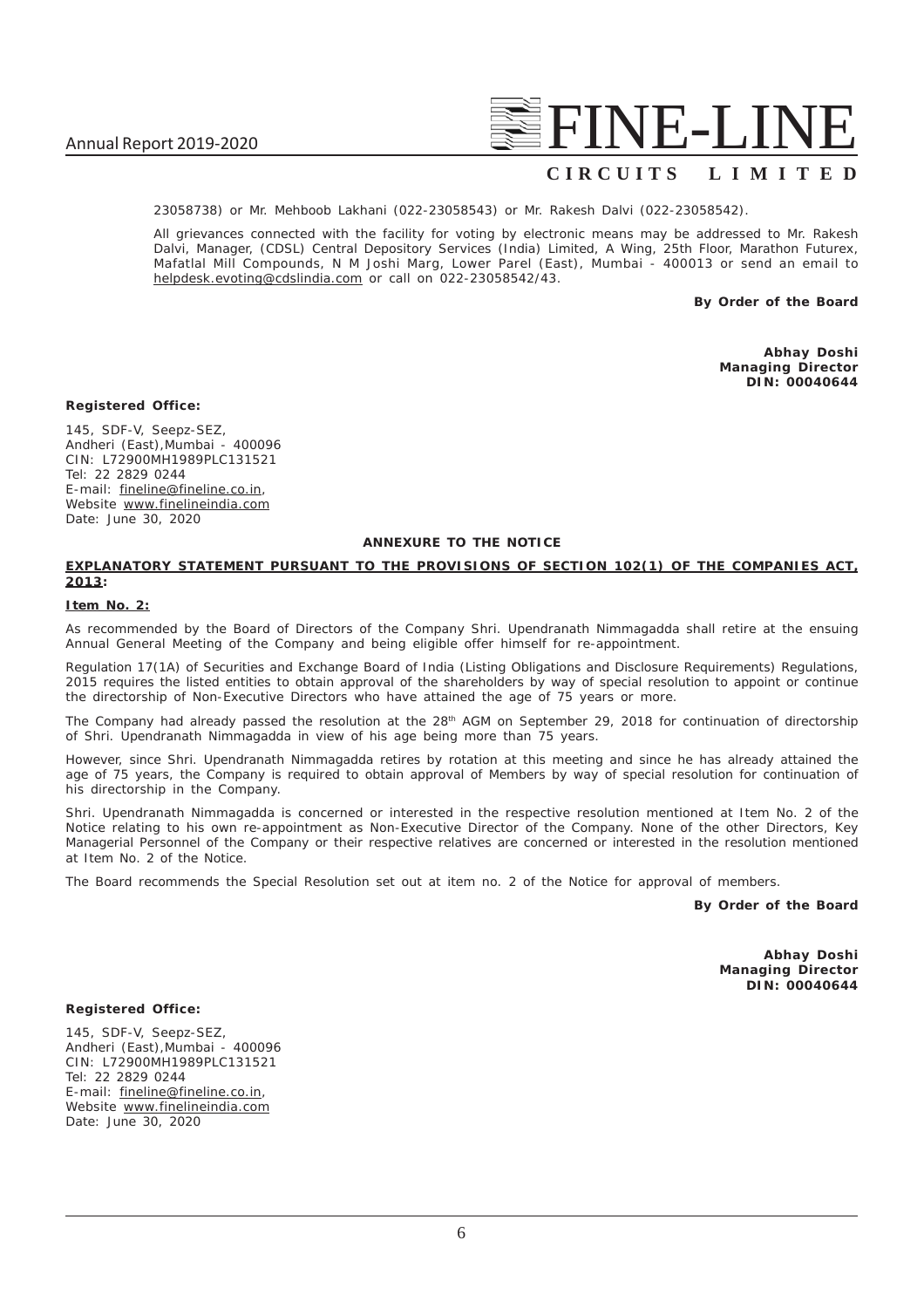23058738) or Mr. Mehboob Lakhani (022-23058543) or Mr. Rakesh Dalvi (022-23058542).

All grievances connected with the facility for voting by electronic means may be addressed to Mr. Rakesh Dalvi, Manager, (CDSL) Central Depository Services (India) Limited, A Wing, 25th Floor, Marathon Futurex, Mafatlal Mill Compounds, N M Joshi Marg, Lower Parel (East), Mumbai - 400013 or send an email to helpdesk.evoting@cdslindia.com or call on 022-23058542/43.

**By Order of the Board**

**Abhay Doshi**
**Managing Director**
**DIN: 00040644**

**Registered Office:**

145, SDF-V, Seepz-SEZ,
Andheri (East),Mumbai - 400096
CIN: L72900MH1989PLC131521
Tel: 22 2829 0244
E-mail: fineline@fineline.co.in,
Website www.finelineindia.com
Date: June 30, 2020

**ANNEXURE TO THE NOTICE**

**EXPLANATORY STATEMENT PURSUANT TO THE PROVISIONS OF SECTION 102(1) OF THE COMPANIES ACT, 2013:**

**Item No. 2:**

As recommended by the Board of Directors of the Company Shri. Upendranath Nimmagadda shall retire at the ensuing Annual General Meeting of the Company and being eligible offer himself for re-appointment.

Regulation 17(1A) of Securities and Exchange Board of India (Listing Obligations and Disclosure Requirements) Regulations, 2015 requires the listed entities to obtain approval of the shareholders by way of special resolution to appoint or continue the directorship of Non-Executive Directors who have attained the age of 75 years or more.

The Company had already passed the resolution at the 28th AGM on September 29, 2018 for continuation of directorship of Shri. Upendranath Nimmagadda in view of his age being more than 75 years.

However, since Shri. Upendranath Nimmagadda retires by rotation at this meeting and since he has already attained the age of 75 years, the Company is required to obtain approval of Members by way of special resolution for continuation of his directorship in the Company.

Shri. Upendranath Nimmagadda is concerned or interested in the respective resolution mentioned at Item No. 2 of the Notice relating to his own re-appointment as Non-Executive Director of the Company. None of the other Directors, Key Managerial Personnel of the Company or their respective relatives are concerned or interested in the resolution mentioned at Item No. 2 of the Notice.

The Board recommends the Special Resolution set out at item no. 2 of the Notice for approval of members.

**By Order of the Board**

**Abhay Doshi**
**Managing Director**
**DIN: 00040644**

**Registered Office:**

145, SDF-V, Seepz-SEZ,
Andheri (East),Mumbai - 400096
CIN: L72900MH1989PLC131521
Tel: 22 2829 0244
E-mail: fineline@fineline.co.in,
Website www.finelineindia.com
Date: June 30, 2020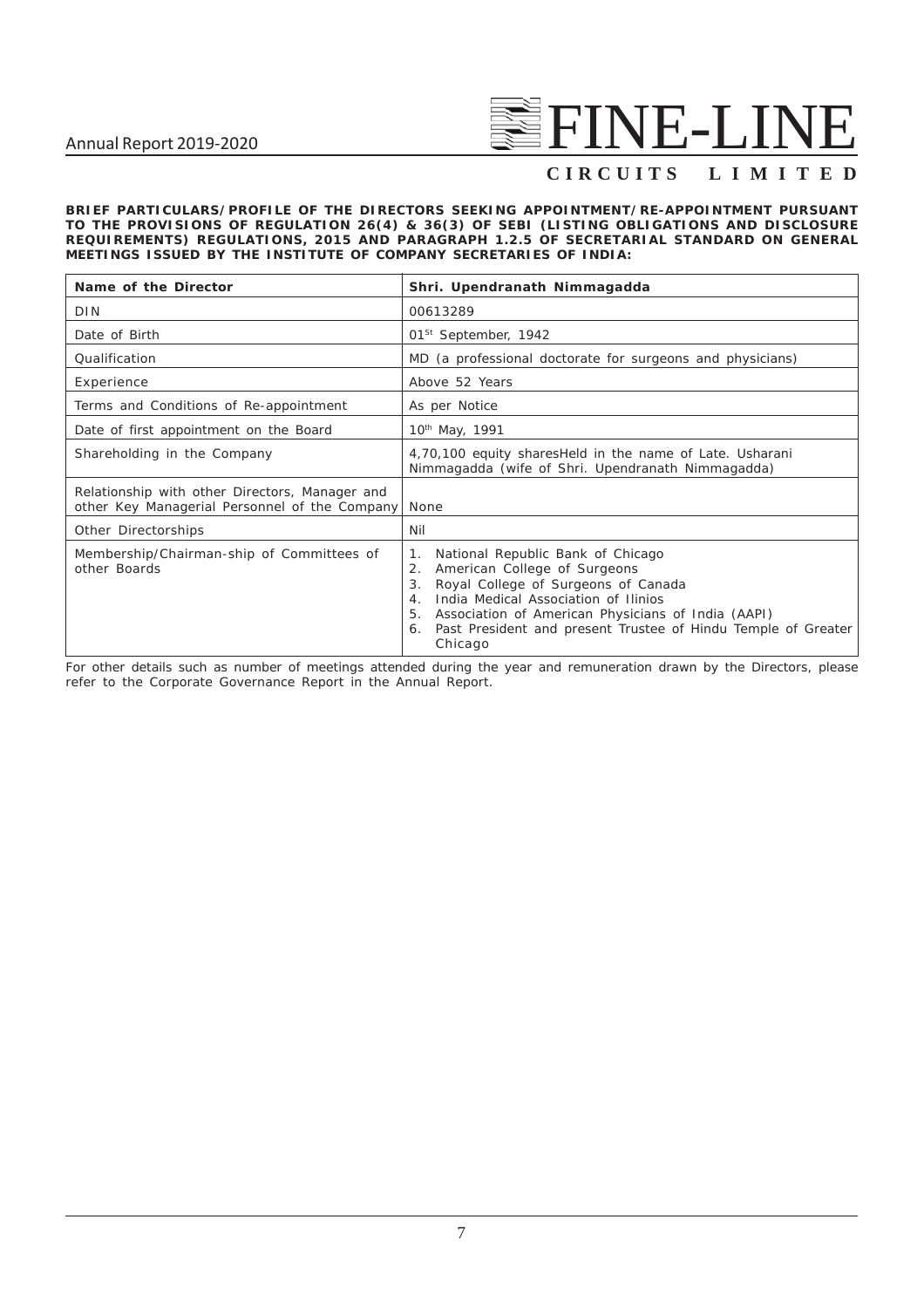**BRIEF PARTICULARS/PROFILE OF THE DIRECTORS SEEKING APPOINTMENT/RE-APPOINTMENT PURSUANT TO THE PROVISIONS OF REGULATION 26(4) & 36(3) OF SEBI (LISTING OBLIGATIONS AND DISCLOSURE REQUIREMENTS) REGULATIONS, 2015 AND PARAGRAPH 1.2.5 OF SECRETARIAL STANDARD ON GENERAL MEETINGS ISSUED BY THE INSTITUTE OF COMPANY SECRETARIES OF INDIA:**

| **Name of the Director** | **Shri. Upendranath Nimmagadda** |
|---|---|
| DIN | 00613289 |
| Date of Birth | 01st September, 1942 |
| Qualification | MD (a professional doctorate for surgeons and physicians) |
| Experience | Above 52 Years |
| Terms and Conditions of Re-appointment | As per Notice |
| Date of first appointment on the Board | 10th May, 1991 |
| Shareholding in the Company | 4,70,100 equity sharesHeld in the name of Late. Usharani Nimmagadda (wife of Shri. Upendranath Nimmagadda) |
| Relationship with other Directors, Manager and other Key Managerial Personnel of the Company | None |
| Other Directorships | Nil |
| Membership/Chairman-ship of Committees of other Boards | 1. National Republic Bank of Chicago<br>2. American College of Surgeons<br>3. Royal College of Surgeons of Canada<br>4. India Medical Association of Ilinios<br>5. Association of American Physicians of India (AAPI)<br>6. Past President and present Trustee of Hindu Temple of Greater Chicago |

For other details such as number of meetings attended during the year and remuneration drawn by the Directors, please refer to the Corporate Governance Report in the Annual Report.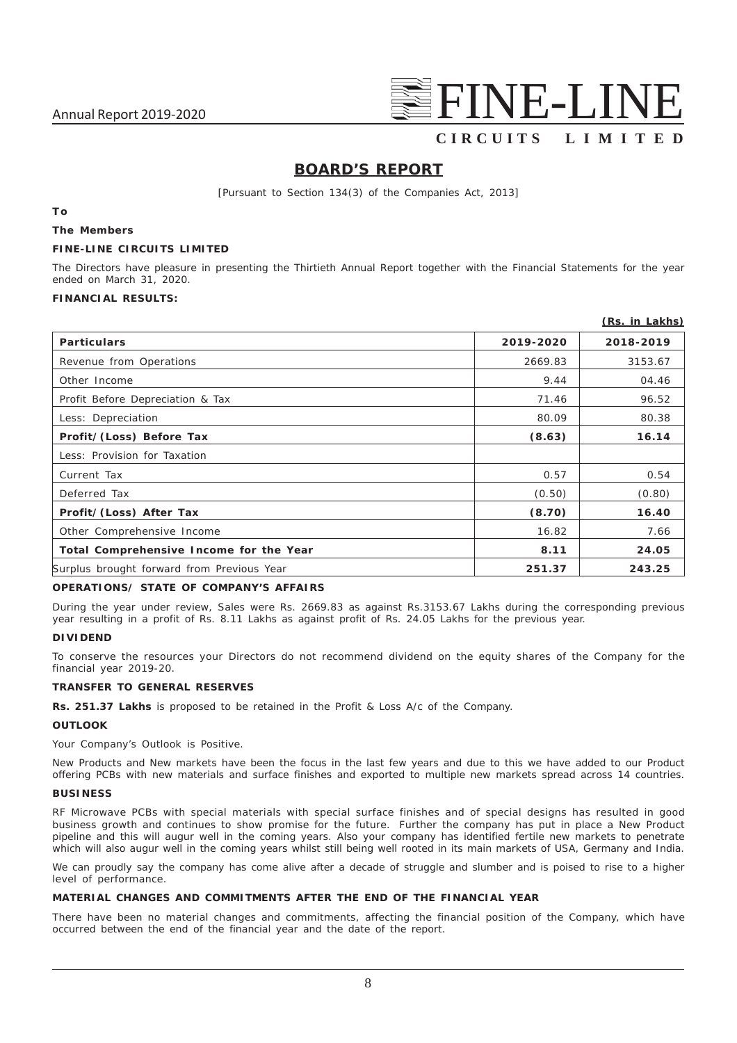# BOARD'S REPORT

[Pursuant to Section 134(3) of the Companies Act, 2013]

**To**

**The Members**

**FINE-LINE CIRCUITS LIMITED**

The Directors have pleasure in presenting the Thirtieth Annual Report together with the Financial Statements for the year ended on March 31, 2020.

**FINANCIAL RESULTS:**

**(Rs. in Lakhs)**

| Particulars | 2019-2020 | 2018-2019 |
|---|---|---|
| Revenue from Operations | 2669.83 | 3153.67 |
| Other Income | 9.44 | 04.46 |
| Profit Before Depreciation & Tax | 71.46 | 96.52 |
| Less: Depreciation | 80.09 | 80.38 |
| **Profit/(Loss) Before Tax** | **(8.63)** | **16.14** |
| Less: Provision for Taxation | | |
| Current Tax | 0.57 | 0.54 |
| Deferred Tax | (0.50) | (0.80) |
| **Profit/(Loss) After Tax** | **(8.70)** | **16.40** |
| Other Comprehensive Income | 16.82 | 7.66 |
| **Total Comprehensive Income for the Year** | **8.11** | **24.05** |
| Surplus brought forward from Previous Year | **251.37** | **243.25** |

**OPERATIONS/ STATE OF COMPANY'S AFFAIRS**

During the year under review, Sales were Rs. 2669.83 as against Rs.3153.67 Lakhs during the corresponding previous year resulting in a profit of Rs. 8.11 Lakhs as against profit of Rs. 24.05 Lakhs for the previous year.

**DIVIDEND**

To conserve the resources your Directors do not recommend dividend on the equity shares of the Company for the financial year 2019-20.

**TRANSFER TO GENERAL RESERVES**

**Rs. 251.37 Lakhs** is proposed to be retained in the Profit & Loss A/c of the Company.

**OUTLOOK**

Your Company's Outlook is Positive.

New Products and New markets have been the focus in the last few years and due to this we have added to our Product offering PCBs with new materials and surface finishes and exported to multiple new markets spread across 14 countries.

**BUSINESS**

RF Microwave PCBs with special materials with special surface finishes and of special designs has resulted in good business growth and continues to show promise for the future. Further the company has put in place a New Product pipeline and this will augur well in the coming years. Also your company has identified fertile new markets to penetrate which will also augur well in the coming years whilst still being well rooted in its main markets of USA, Germany and India.

We can proudly say the company has come alive after a decade of struggle and slumber and is poised to rise to a higher level of performance.

**MATERIAL CHANGES AND COMMITMENTS AFTER THE END OF THE FINANCIAL YEAR**

There have been no material changes and commitments, affecting the financial position of the Company, which have occurred between the end of the financial year and the date of the report.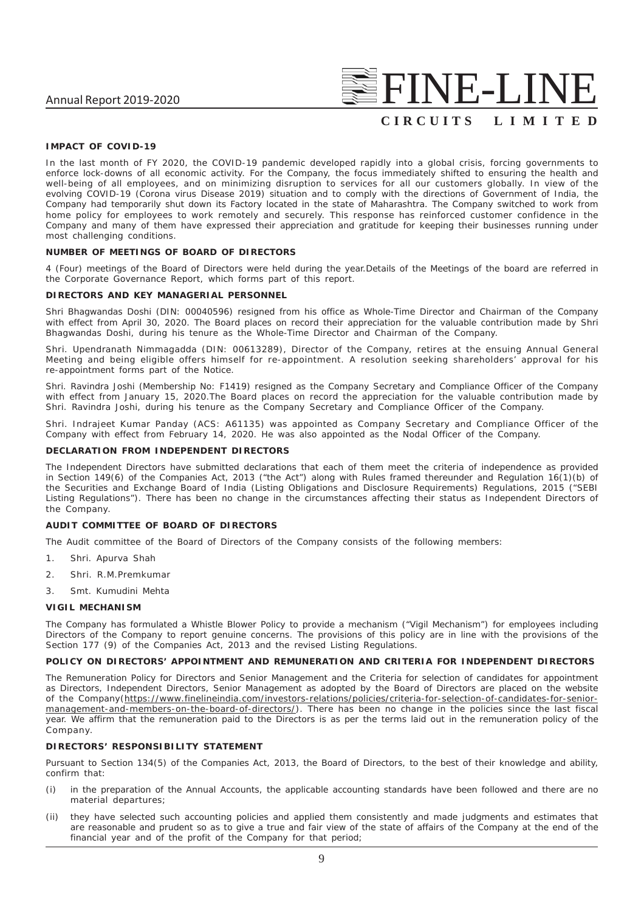## IMPACT OF COVID-19

In the last month of FY 2020, the COVID-19 pandemic developed rapidly into a global crisis, forcing governments to enforce lock-downs of all economic activity. For the Company, the focus immediately shifted to ensuring the health and well-being of all employees, and on minimizing disruption to services for all our customers globally. In view of the evolving COVID-19 (Corona virus Disease 2019) situation and to comply with the directions of Government of India, the Company had temporarily shut down its Factory located in the state of Maharashtra. The Company switched to work from home policy for employees to work remotely and securely. This response has reinforced customer confidence in the Company and many of them have expressed their appreciation and gratitude for keeping their businesses running under most challenging conditions.

## NUMBER OF MEETINGS OF BOARD OF DIRECTORS

4 (Four) meetings of the Board of Directors were held during the year.Details of the Meetings of the board are referred in the Corporate Governance Report, which forms part of this report.

## DIRECTORS AND KEY MANAGERIAL PERSONNEL

Shri Bhagwandas Doshi (DIN: 00040596) resigned from his office as Whole-Time Director and Chairman of the Company with effect from April 30, 2020. The Board places on record their appreciation for the valuable contribution made by Shri Bhagwandas Doshi, during his tenure as the Whole-Time Director and Chairman of the Company.

Shri. Upendranath Nimmagadda (DIN: 00613289), Director of the Company, retires at the ensuing Annual General Meeting and being eligible offers himself for re-appointment. A resolution seeking shareholders' approval for his re-appointment forms part of the Notice.

Shri. Ravindra Joshi (Membership No: F1419) resigned as the Company Secretary and Compliance Officer of the Company with effect from January 15, 2020.The Board places on record the appreciation for the valuable contribution made by Shri. Ravindra Joshi, during his tenure as the Company Secretary and Compliance Officer of the Company.

Shri. Indrajeet Kumar Panday (ACS: A61135) was appointed as Company Secretary and Compliance Officer of the Company with effect from February 14, 2020. He was also appointed as the Nodal Officer of the Company.

## DECLARATION FROM INDEPENDENT DIRECTORS

The Independent Directors have submitted declarations that each of them meet the criteria of independence as provided in Section 149(6) of the Companies Act, 2013 ("the Act") along with Rules framed thereunder and Regulation 16(1)(b) of the Securities and Exchange Board of India (Listing Obligations and Disclosure Requirements) Regulations, 2015 ("SEBI Listing Regulations"). There has been no change in the circumstances affecting their status as Independent Directors of the Company.

## AUDIT COMMITTEE OF BOARD OF DIRECTORS

The Audit committee of the Board of Directors of the Company consists of the following members:

1. Shri. Apurva Shah
2. Shri. R.M.Premkumar
3. Smt. Kumudini Mehta

## VIGIL MECHANISM

The Company has formulated a Whistle Blower Policy to provide a mechanism ("Vigil Mechanism") for employees including Directors of the Company to report genuine concerns. The provisions of this policy are in line with the provisions of the Section 177 (9) of the Companies Act, 2013 and the revised Listing Regulations.

## POLICY ON DIRECTORS' APPOINTMENT AND REMUNERATION AND CRITERIA FOR INDEPENDENT DIRECTORS

The Remuneration Policy for Directors and Senior Management and the Criteria for selection of candidates for appointment as Directors, Independent Directors, Senior Management as adopted by the Board of Directors are placed on the website of the Company(https://www.finelineindia.com/investors-relations/policies/criteria-for-selection-of-candidates-for-senior-management-and-members-on-the-board-of-directors/). There has been no change in the policies since the last fiscal year. We affirm that the remuneration paid to the Directors is as per the terms laid out in the remuneration policy of the Company.

## DIRECTORS' RESPONSIBILITY STATEMENT

Pursuant to Section 134(5) of the Companies Act, 2013, the Board of Directors, to the best of their knowledge and ability, confirm that:

(i) in the preparation of the Annual Accounts, the applicable accounting standards have been followed and there are no material departures;

(ii) they have selected such accounting policies and applied them consistently and made judgments and estimates that are reasonable and prudent so as to give a true and fair view of the state of affairs of the Company at the end of the financial year and of the profit of the Company for that period;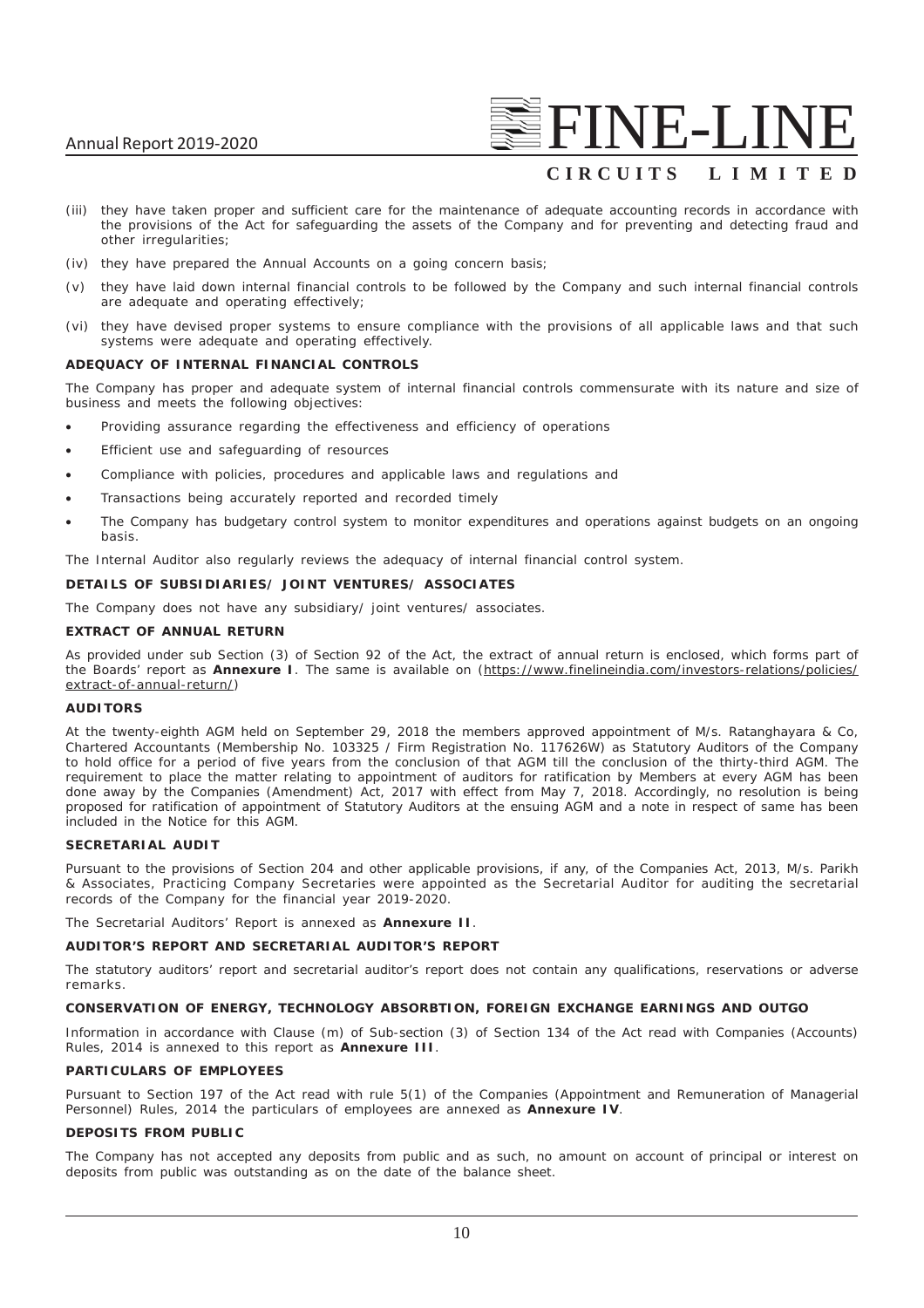(iii) they have taken proper and sufficient care for the maintenance of adequate accounting records in accordance with the provisions of the Act for safeguarding the assets of the Company and for preventing and detecting fraud and other irregularities;

(iv) they have prepared the Annual Accounts on a going concern basis;

(v) they have laid down internal financial controls to be followed by the Company and such internal financial controls are adequate and operating effectively;

(vi) they have devised proper systems to ensure compliance with the provisions of all applicable laws and that such systems were adequate and operating effectively.

**ADEQUACY OF INTERNAL FINANCIAL CONTROLS**

The Company has proper and adequate system of internal financial controls commensurate with its nature and size of business and meets the following objectives:

- Providing assurance regarding the effectiveness and efficiency of operations
- Efficient use and safeguarding of resources
- Compliance with policies, procedures and applicable laws and regulations and
- Transactions being accurately reported and recorded timely
- The Company has budgetary control system to monitor expenditures and operations against budgets on an ongoing basis.

The Internal Auditor also regularly reviews the adequacy of internal financial control system.

**DETAILS OF SUBSIDIARIES/ JOINT VENTURES/ ASSOCIATES**

The Company does not have any subsidiary/ joint ventures/ associates.

**EXTRACT OF ANNUAL RETURN**

As provided under sub Section (3) of Section 92 of the Act, the extract of annual return is enclosed, which forms part of the Boards' report as **Annexure I**. The same is available on (https://www.finelineindia.com/investors-relations/policies/extract-of-annual-return/)

**AUDITORS**

At the twenty-eighth AGM held on September 29, 2018 the members approved appointment of M/s. Ratanghayara & Co, Chartered Accountants (Membership No. 103325 / Firm Registration No. 117626W) as Statutory Auditors of the Company to hold office for a period of five years from the conclusion of that AGM till the conclusion of the thirty-third AGM. The requirement to place the matter relating to appointment of auditors for ratification by Members at every AGM has been done away by the Companies (Amendment) Act, 2017 with effect from May 7, 2018. Accordingly, no resolution is being proposed for ratification of appointment of Statutory Auditors at the ensuing AGM and a note in respect of same has been included in the Notice for this AGM.

**SECRETARIAL AUDIT**

Pursuant to the provisions of Section 204 and other applicable provisions, if any, of the Companies Act, 2013, M/s. Parikh & Associates, Practicing Company Secretaries were appointed as the Secretarial Auditor for auditing the secretarial records of the Company for the financial year 2019-2020.

The Secretarial Auditors' Report is annexed as **Annexure II**.

**AUDITOR'S REPORT AND SECRETARIAL AUDITOR'S REPORT**

The statutory auditors' report and secretarial auditor's report does not contain any qualifications, reservations or adverse remarks.

**CONSERVATION OF ENERGY, TECHNOLOGY ABSORBTION, FOREIGN EXCHANGE EARNINGS AND OUTGO**

Information in accordance with Clause (m) of Sub-section (3) of Section 134 of the Act read with Companies (Accounts) Rules, 2014 is annexed to this report as **Annexure III**.

**PARTICULARS OF EMPLOYEES**

Pursuant to Section 197 of the Act read with rule 5(1) of the Companies (Appointment and Remuneration of Managerial Personnel) Rules, 2014 the particulars of employees are annexed as **Annexure IV**.

**DEPOSITS FROM PUBLIC**

The Company has not accepted any deposits from public and as such, no amount on account of principal or interest on deposits from public was outstanding as on the date of the balance sheet.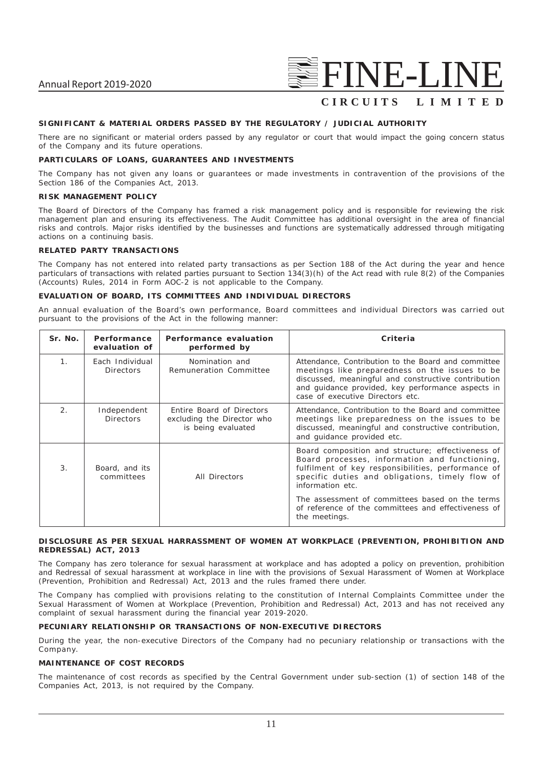### SIGNIFICANT & MATERIAL ORDERS PASSED BY THE REGULATORY / JUDICIAL AUTHORITY

There are no significant or material orders passed by any regulator or court that would impact the going concern status of the Company and its future operations.

### PARTICULARS OF LOANS, GUARANTEES AND INVESTMENTS

The Company has not given any loans or guarantees or made investments in contravention of the provisions of the Section 186 of the Companies Act, 2013.

### RISK MANAGEMENT POLICY

The Board of Directors of the Company has framed a risk management policy and is responsible for reviewing the risk management plan and ensuring its effectiveness. The Audit Committee has additional oversight in the area of financial risks and controls. Major risks identified by the businesses and functions are systematically addressed through mitigating actions on a continuing basis.

### RELATED PARTY TRANSACTIONS

The Company has not entered into related party transactions as per Section 188 of the Act during the year and hence particulars of transactions with related parties pursuant to Section 134(3)(h) of the Act read with rule 8(2) of the Companies (Accounts) Rules, 2014 in Form AOC-2 is not applicable to the Company.

### EVALUATION OF BOARD, ITS COMMITTEES AND INDIVIDUAL DIRECTORS

An annual evaluation of the Board's own performance, Board committees and individual Directors was carried out pursuant to the provisions of the Act in the following manner:

| Sr. No. | Performance evaluation of | Performance evaluation performed by | Criteria |
|---|---|---|---|
| 1. | Each Individual Directors | Nomination and Remuneration Committee | Attendance, Contribution to the Board and committee meetings like preparedness on the issues to be discussed, meaningful and constructive contribution and guidance provided, key performance aspects in case of executive Directors etc. |
| 2. | Independent Directors | Entire Board of Directors excluding the Director who is being evaluated | Attendance, Contribution to the Board and committee meetings like preparedness on the issues to be discussed, meaningful and constructive contribution, and guidance provided etc. |
| 3. | Board, and its committees | All Directors | Board composition and structure; effectiveness of Board processes, information and functioning, fulfilment of key responsibilities, performance of specific duties and obligations, timely flow of information etc.<br><br>The assessment of committees based on the terms of reference of the committees and effectiveness of the meetings. |

### DISCLOSURE AS PER SEXUAL HARRASSMENT OF WOMEN AT WORKPLACE (PREVENTION, PROHIBITION AND REDRESSAL) ACT, 2013

The Company has zero tolerance for sexual harassment at workplace and has adopted a policy on prevention, prohibition and Redressal of sexual harassment at workplace in line with the provisions of Sexual Harassment of Women at Workplace (Prevention, Prohibition and Redressal) Act, 2013 and the rules framed there under.

The Company has complied with provisions relating to the constitution of Internal Complaints Committee under the Sexual Harassment of Women at Workplace (Prevention, Prohibition and Redressal) Act, 2013 and has not received any complaint of sexual harassment during the financial year 2019-2020.

### PECUNIARY RELATIONSHIP OR TRANSACTIONS OF NON-EXECUTIVE DIRECTORS

During the year, the non-executive Directors of the Company had no pecuniary relationship or transactions with the Company.

### MAINTENANCE OF COST RECORDS

The maintenance of cost records as specified by the Central Government under sub-section (1) of section 148 of the Companies Act, 2013, is not required by the Company.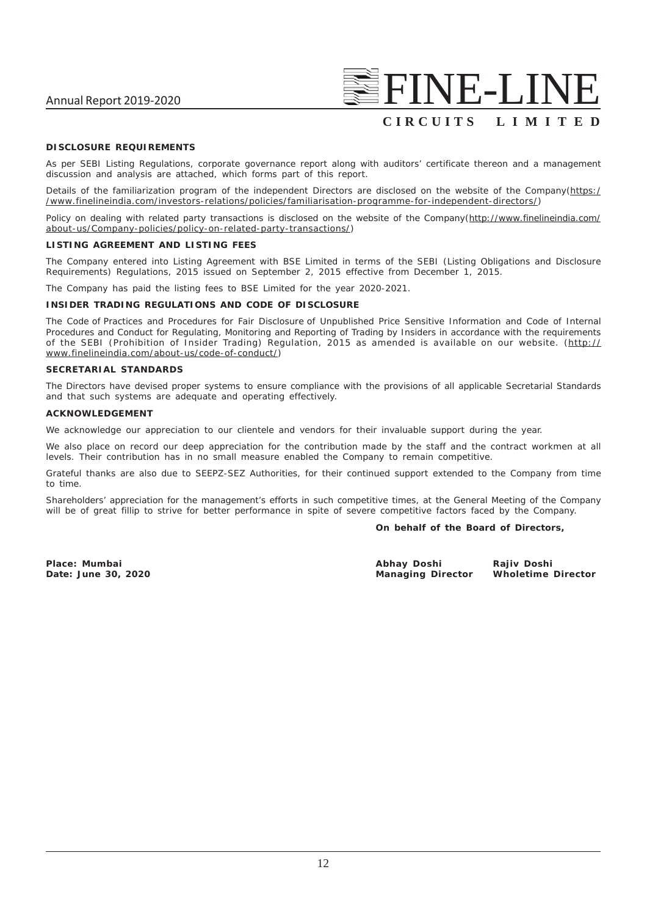**DISCLOSURE REQUIREMENTS**

As per SEBI Listing Regulations, corporate governance report along with auditors' certificate thereon and a management discussion and analysis are attached, which forms part of this report.

Details of the familiarization program of the independent Directors are disclosed on the website of the Company(https://www.finelineindia.com/investors-relations/policies/familiarisation-programme-for-independent-directors/)

Policy on dealing with related party transactions is disclosed on the website of the Company(http://www.finelineindia.com/about-us/Company-policies/policy-on-related-party-transactions/)

**LISTING AGREEMENT AND LISTING FEES**

The Company entered into Listing Agreement with BSE Limited in terms of the SEBI (Listing Obligations and Disclosure Requirements) Regulations, 2015 issued on September 2, 2015 effective from December 1, 2015.

The Company has paid the listing fees to BSE Limited for the year 2020-2021.

**INSIDER TRADING REGULATIONS AND CODE OF DISCLOSURE**

The Code of Practices and Procedures for Fair Disclosure of Unpublished Price Sensitive Information and Code of Internal Procedures and Conduct for Regulating, Monitoring and Reporting of Trading by Insiders in accordance with the requirements of the SEBI (Prohibition of Insider Trading) Regulation, 2015 as amended is available on our website. (http://www.finelineindia.com/about-us/code-of-conduct/)

**SECRETARIAL STANDARDS**

The Directors have devised proper systems to ensure compliance with the provisions of all applicable Secretarial Standards and that such systems are adequate and operating effectively.

**ACKNOWLEDGEMENT**

We acknowledge our appreciation to our clientele and vendors for their invaluable support during the year.

We also place on record our deep appreciation for the contribution made by the staff and the contract workmen at all levels. Their contribution has in no small measure enabled the Company to remain competitive.

Grateful thanks are also due to SEEPZ-SEZ Authorities, for their continued support extended to the Company from time to time.

Shareholders' appreciation for the management's efforts in such competitive times, at the General Meeting of the Company will be of great fillip to strive for better performance in spite of severe competitive factors faced by the Company.

**On behalf of the Board of Directors,**

**Place: Mumbai**
**Date: June 30, 2020**

**Abhay Doshi**
**Managing Director**

**Rajiv Doshi**
**Wholetime Director**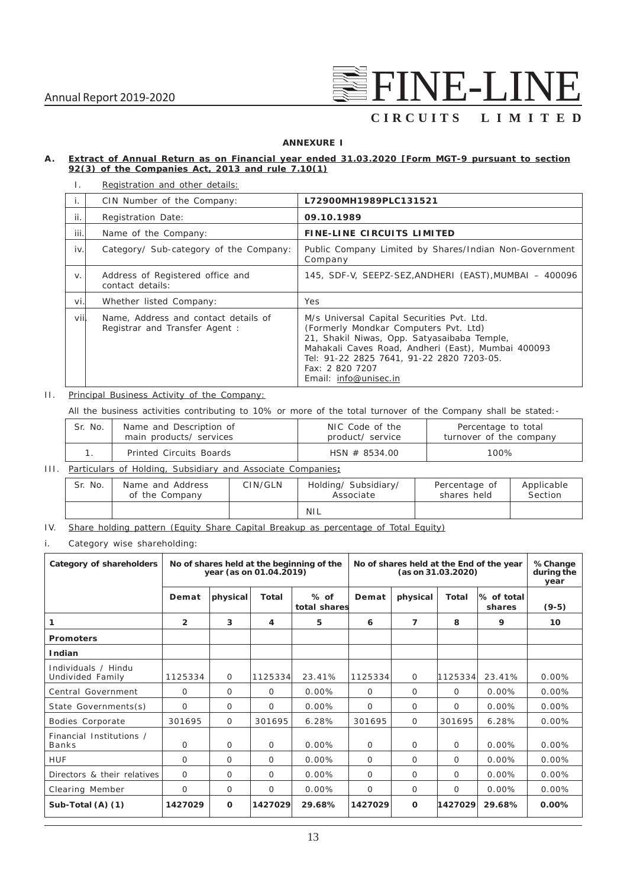## ANNEXURE I

**A. Extract of Annual Return as on Financial year ended 31.03.2020 [Form MGT-9 pursuant to section 92(3) of the Companies Act, 2013 and rule 7.10(1)**

I. Registration and other details:

| | | |
|---|---|---|
| i. | CIN Number of the Company: | **L72900MH1989PLC131521** |
| ii. | Registration Date: | **09.10.1989** |
| iii. | Name of the Company: | **FINE-LINE CIRCUITS LIMITED** |
| iv. | Category/ Sub-category of the Company: | Public Company Limited by Shares/Indian Non-Government Company |
| v. | Address of Registered office and contact details: | 145, SDF-V, SEEPZ-SEZ,ANDHERI (EAST),MUMBAI – 400096 |
| vi. | Whether listed Company: | Yes |
| vii. | Name, Address and contact details of Registrar and Transfer Agent : | M/s Universal Capital Securities Pvt. Ltd. (Formerly Mondkar Computers Pvt. Ltd) 21, Shakil Niwas, Opp. Satyasaibaba Temple, Mahakali Caves Road, Andheri (East), Mumbai 400093 Tel: 91-22 2825 7641, 91-22 2820 7203-05. Fax: 2 820 7207 Email: info@unisec.in |

II. Principal Business Activity of the Company:

All the business activities contributing to 10% or more of the total turnover of the Company shall be stated:-

| Sr. No. | Name and Description of main products/ services | NIC Code of the product/ service | Percentage to total turnover of the company |
|---|---|---|---|
| 1. | Printed Circuits Boards | HSN # 8534.00 | 100% |

III. Particulars of Holding, Subsidiary and Associate Companies**:**

| Sr. No. | Name and Address of the Company | CIN/GLN | Holding/ Subsidiary/ Associate | Percentage of shares held | Applicable Section |
|---|---|---|---|---|---|
| | | | NIL | | |

IV. Share holding pattern (Equity Share Capital Breakup as percentage of Total Equity)

i. Category wise shareholding:

| **Category of shareholders** | **No of shares held at the beginning of the year (as on 01.04.2019)** | | | | **No of shares held at the End of the year (as on 31.03.2020)** | | | | **% Change during the year** |
|---|---|---|---|---|---|---|---|---|---|
| | **Demat** | **physical** | **Total** | **% of total shares** | **Demat** | **physical** | **Total** | **% of total shares** | **(9-5)** |
| **1** | **2** | **3** | **4** | **5** | **6** | **7** | **8** | **9** | **10** |
| **Promoters** | | | | | | | | | |
| **Indian** | | | | | | | | | |
| Individuals / Hindu Undivided Family | 1125334 | 0 | 1125334 | 23.41% | 1125334 | 0 | 1125334 | 23.41% | 0.00% |
| Central Government | 0 | 0 | 0 | 0.00% | 0 | 0 | 0 | 0.00% | 0.00% |
| State Governments(s) | 0 | 0 | 0 | 0.00% | 0 | 0 | 0 | 0.00% | 0.00% |
| Bodies Corporate | 301695 | 0 | 301695 | 6.28% | 301695 | 0 | 301695 | 6.28% | 0.00% |
| Financial Institutions / Banks | 0 | 0 | 0 | 0.00% | 0 | 0 | 0 | 0.00% | 0.00% |
| HUF | 0 | 0 | 0 | 0.00% | 0 | 0 | 0 | 0.00% | 0.00% |
| Directors & their relatives | 0 | 0 | 0 | 0.00% | 0 | 0 | 0 | 0.00% | 0.00% |
| Clearing Member | 0 | 0 | 0 | 0.00% | 0 | 0 | 0 | 0.00% | 0.00% |
| **Sub-Total (A) (1)** | **1427029** | **0** | **1427029** | **29.68%** | **1427029** | **0** | **1427029** | **29.68%** | **0.00%** |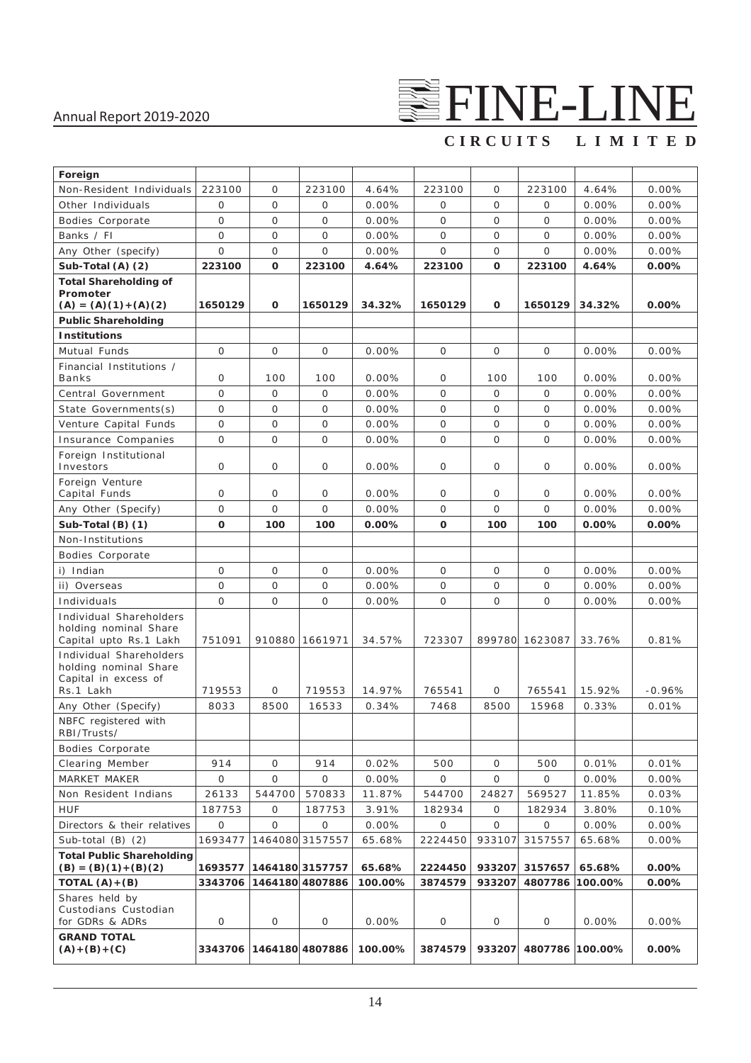| Foreign | | | | | | | | | |
|---|---|---|---|---|---|---|---|---|---|
| Non-Resident Individuals | 223100 | 0 | 223100 | 4.64% | 223100 | 0 | 223100 | 4.64% | 0.00% |
| Other Individuals | 0 | 0 | 0 | 0.00% | 0 | 0 | 0 | 0.00% | 0.00% |
| Bodies Corporate | 0 | 0 | 0 | 0.00% | 0 | 0 | 0 | 0.00% | 0.00% |
| Banks / FI | 0 | 0 | 0 | 0.00% | 0 | 0 | 0 | 0.00% | 0.00% |
| Any Other (specify) | 0 | 0 | 0 | 0.00% | 0 | 0 | 0 | 0.00% | 0.00% |
| **Sub-Total (A) (2)** | **223100** | **0** | **223100** | **4.64%** | **223100** | **0** | **223100** | **4.64%** | **0.00%** |
| **Total Shareholding of Promoter (A) = (A)(1)+(A)(2)** | **1650129** | **0** | **1650129** | **34.32%** | **1650129** | **0** | **1650129** | **34.32%** | **0.00%** |
| **Public Shareholding** | | | | | | | | | |
| **Institutions** | | | | | | | | | |
| Mutual Funds | 0 | 0 | 0 | 0.00% | 0 | 0 | 0 | 0.00% | 0.00% |
| Financial Institutions / Banks | 0 | 100 | 100 | 0.00% | 0 | 100 | 100 | 0.00% | 0.00% |
| Central Government | 0 | 0 | 0 | 0.00% | 0 | 0 | 0 | 0.00% | 0.00% |
| State Governments(s) | 0 | 0 | 0 | 0.00% | 0 | 0 | 0 | 0.00% | 0.00% |
| Venture Capital Funds | 0 | 0 | 0 | 0.00% | 0 | 0 | 0 | 0.00% | 0.00% |
| Insurance Companies | 0 | 0 | 0 | 0.00% | 0 | 0 | 0 | 0.00% | 0.00% |
| Foreign Institutional Investors | 0 | 0 | 0 | 0.00% | 0 | 0 | 0 | 0.00% | 0.00% |
| Foreign Venture Capital Funds | 0 | 0 | 0 | 0.00% | 0 | 0 | 0 | 0.00% | 0.00% |
| Any Other (Specify) | 0 | 0 | 0 | 0.00% | 0 | 0 | 0 | 0.00% | 0.00% |
| **Sub-Total (B) (1)** | **0** | **100** | **100** | **0.00%** | **0** | **100** | **100** | **0.00%** | **0.00%** |
| Non-Institutions | | | | | | | | | |
| Bodies Corporate | | | | | | | | | |
| i) Indian | 0 | 0 | 0 | 0.00% | 0 | 0 | 0 | 0.00% | 0.00% |
| ii) Overseas | 0 | 0 | 0 | 0.00% | 0 | 0 | 0 | 0.00% | 0.00% |
| Individuals | 0 | 0 | 0 | 0.00% | 0 | 0 | 0 | 0.00% | 0.00% |
| Individual Shareholders holding nominal Share Capital upto Rs.1 Lakh | 751091 | 910880 | 1661971 | 34.57% | 723307 | 899780 | 1623087 | 33.76% | 0.81% |
| Individual Shareholders holding nominal Share Capital in excess of Rs.1 Lakh | 719553 | 0 | 719553 | 14.97% | 765541 | 0 | 765541 | 15.92% | -0.96% |
| Any Other (Specify) | 8033 | 8500 | 16533 | 0.34% | 7468 | 8500 | 15968 | 0.33% | 0.01% |
| NBFC registered with RBI/Trusts/ | | | | | | | | | |
| Bodies Corporate | | | | | | | | | |
| Clearing Member | 914 | 0 | 914 | 0.02% | 500 | 0 | 500 | 0.01% | 0.01% |
| MARKET MAKER | 0 | 0 | 0 | 0.00% | 0 | 0 | 0 | 0.00% | 0.00% |
| Non Resident Indians | 26133 | 544700 | 570833 | 11.87% | 544700 | 24827 | 569527 | 11.85% | 0.03% |
| HUF | 187753 | 0 | 187753 | 3.91% | 182934 | 0 | 182934 | 3.80% | 0.10% |
| Directors & their relatives | 0 | 0 | 0 | 0.00% | 0 | 0 | 0 | 0.00% | 0.00% |
| Sub-total (B) (2) | 1693477 | 1464080 | 3157557 | 65.68% | 2224450 | 933107 | 3157557 | 65.68% | 0.00% |
| **Total Public Shareholding (B) = (B)(1)+(B)(2)** | **1693577** | **1464180** | **3157757** | **65.68%** | **2224450** | **933207** | **3157657** | **65.68%** | **0.00%** |
| **TOTAL (A)+(B)** | **3343706** | **1464180** | **4807886** | **100.00%** | **3874579** | **933207** | **4807786** | **100.00%** | **0.00%** |
| Shares held by Custodians Custodian for GDRs & ADRs | 0 | 0 | 0 | 0.00% | 0 | 0 | 0 | 0.00% | 0.00% |
| **GRAND TOTAL (A)+(B)+(C)** | **3343706** | **1464180** | **4807886** | **100.00%** | **3874579** | **933207** | **4807786** | **100.00%** | **0.00%** |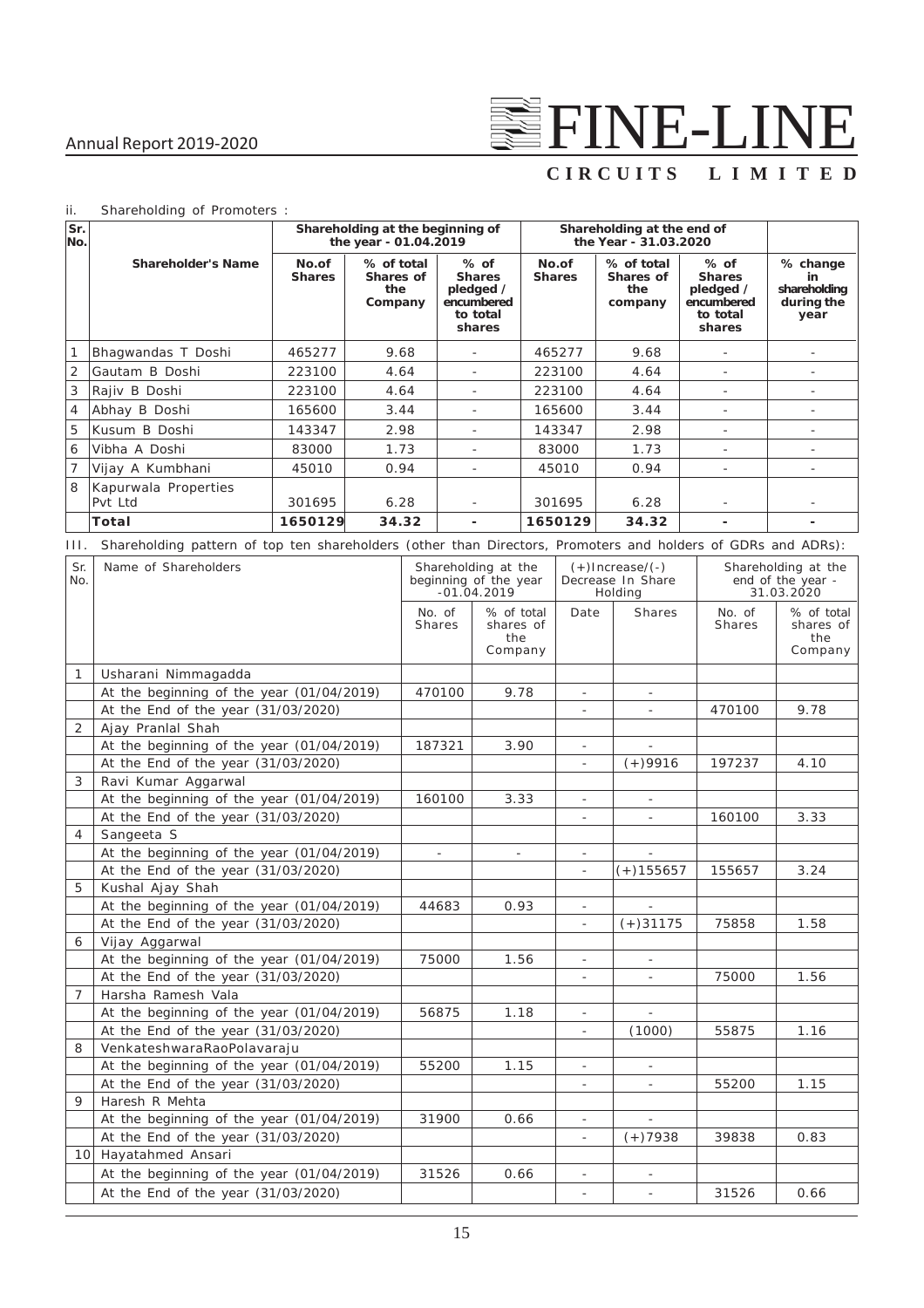ii. Shareholding of Promoters :

| Sr. No. | Shareholder's Name | Shareholding at the beginning of the year - 01.04.2019 | | | Shareholding at the end of the Year - 31.03.2020 | | | |
|---|---|---|---|---|---|---|---|---|
| | | No.of Shares | % of total Shares of the Company | % of Shares pledged / encumbered to total shares | No.of Shares | % of total Shares of the company | % of Shares pledged / encumbered to total shares | % change in shareholding during the year |
| 1 | Bhagwandas T Doshi | 465277 | 9.68 | - | 465277 | 9.68 | - | - |
| 2 | Gautam B Doshi | 223100 | 4.64 | - | 223100 | 4.64 | - | - |
| 3 | Rajiv B Doshi | 223100 | 4.64 | - | 223100 | 4.64 | - | - |
| 4 | Abhay B Doshi | 165600 | 3.44 | - | 165600 | 3.44 | - | - |
| 5 | Kusum B Doshi | 143347 | 2.98 | - | 143347 | 2.98 | - | - |
| 6 | Vibha A Doshi | 83000 | 1.73 | - | 83000 | 1.73 | - | - |
| 7 | Vijay A Kumbhani | 45010 | 0.94 | - | 45010 | 0.94 | - | - |
| 8 | Kapurwala Properties Pvt Ltd | 301695 | 6.28 | - | 301695 | 6.28 | - | - |
| | **Total** | **1650129** | **34.32** | **-** | **1650129** | **34.32** | **-** | **-** |

III. Shareholding pattern of top ten shareholders (other than Directors, Promoters and holders of GDRs and ADRs):

| Sr. No. | Name of Shareholders | Shareholding at the beginning of the year -01.04.2019 | | (+)Increase/(-) Decrease In Share Holding | | Shareholding at the end of the year - 31.03.2020 | |
|---|---|---|---|---|---|---|---|
| | | No. of Shares | % of total shares of the Company | Date | Shares | No. of Shares | % of total shares of the Company |
| 1 | Usharani Nimmagadda | | | | | | |
| | At the beginning of the year (01/04/2019) | 470100 | 9.78 | - | - | | |
| | At the End of the year (31/03/2020) | | | - | - | 470100 | 9.78 |
| 2 | Ajay Pranlal Shah | | | | | | |
| | At the beginning of the year (01/04/2019) | 187321 | 3.90 | - | - | | |
| | At the End of the year (31/03/2020) | | | - | (+)9916 | 197237 | 4.10 |
| 3 | Ravi Kumar Aggarwal | | | | | | |
| | At the beginning of the year (01/04/2019) | 160100 | 3.33 | - | - | | |
| | At the End of the year (31/03/2020) | | | - | - | 160100 | 3.33 |
| 4 | Sangeeta S | | | | | | |
| | At the beginning of the year (01/04/2019) | - | - | - | - | | |
| | At the End of the year (31/03/2020) | | | - | (+)155657 | 155657 | 3.24 |
| 5 | Kushal Ajay Shah | | | | | | |
| | At the beginning of the year (01/04/2019) | 44683 | 0.93 | - | - | | |
| | At the End of the year (31/03/2020) | | | - | (+)31175 | 75858 | 1.58 |
| 6 | Vijay Aggarwal | | | | | | |
| | At the beginning of the year (01/04/2019) | 75000 | 1.56 | - | - | | |
| | At the End of the year (31/03/2020) | | | - | - | 75000 | 1.56 |
| 7 | Harsha Ramesh Vala | | | | | | |
| | At the beginning of the year (01/04/2019) | 56875 | 1.18 | - | - | | |
| | At the End of the year (31/03/2020) | | | - | (1000) | 55875 | 1.16 |
| 8 | VenkateshwaraRaoPolavaraju | | | | | | |
| | At the beginning of the year (01/04/2019) | 55200 | 1.15 | - | - | | |
| | At the End of the year (31/03/2020) | | | - | - | 55200 | 1.15 |
| 9 | Haresh R Mehta | | | | | | |
| | At the beginning of the year (01/04/2019) | 31900 | 0.66 | - | - | | |
| | At the End of the year (31/03/2020) | | | - | (+)7938 | 39838 | 0.83 |
| 10 | Hayatahmed Ansari | | | | | | |
| | At the beginning of the year (01/04/2019) | 31526 | 0.66 | - | - | | |
| | At the End of the year (31/03/2020) | | | - | - | 31526 | 0.66 |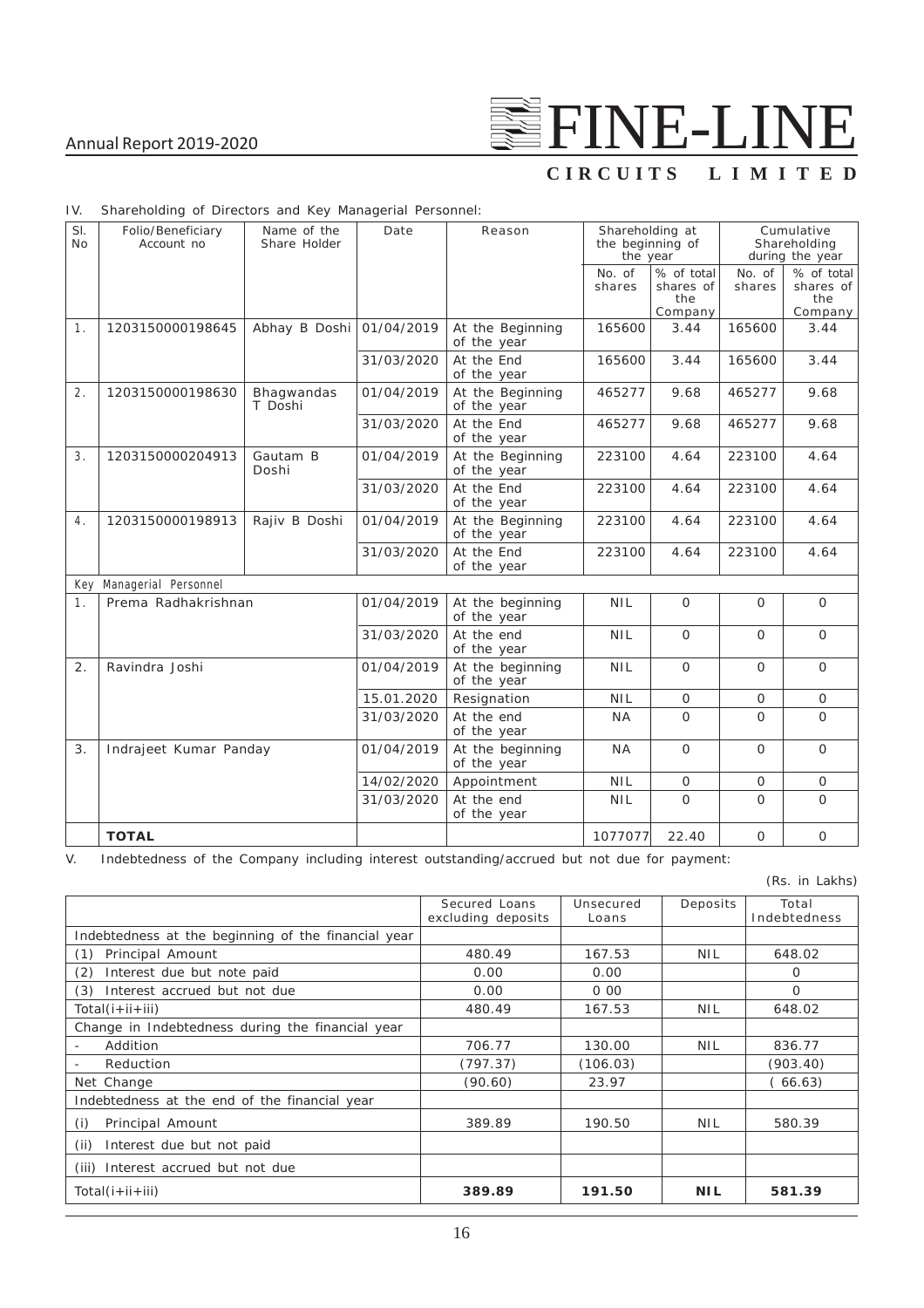IV. Shareholding of Directors and Key Managerial Personnel:

| Sl. No | Folio/Beneficiary Account no | Name of the Share Holder | Date | Reason | Shareholding at the beginning of the year | | Cumulative Shareholding during the year | |
|---|---|---|---|---|---|---|---|---|
| | | | | | No. of shares | % of total shares of the Company | No. of shares | % of total shares of the Company |
| 1. | 1203150000198645 | Abhay B Doshi | 01/04/2019 | At the Beginning of the year | 165600 | 3.44 | 165600 | 3.44 |
| | | | 31/03/2020 | At the End of the year | 165600 | 3.44 | 165600 | 3.44 |
| 2. | 1203150000198630 | Bhagwandas T Doshi | 01/04/2019 | At the Beginning of the year | 465277 | 9.68 | 465277 | 9.68 |
| | | | 31/03/2020 | At the End of the year | 465277 | 9.68 | 465277 | 9.68 |
| 3. | 1203150000204913 | Gautam B Doshi | 01/04/2019 | At the Beginning of the year | 223100 | 4.64 | 223100 | 4.64 |
| | | | 31/03/2020 | At the End of the year | 223100 | 4.64 | 223100 | 4.64 |
| 4. | 1203150000198913 | Rajiv B Doshi | 01/04/2019 | At the Beginning of the year | 223100 | 4.64 | 223100 | 4.64 |
| | | | 31/03/2020 | At the End of the year | 223100 | 4.64 | 223100 | 4.64 |
| Key Managerial Personnel | | | | | | | | |
| 1. | Prema Radhakrishnan | | 01/04/2019 | At the beginning of the year | NIL | 0 | 0 | 0 |
| | | | 31/03/2020 | At the end of the year | NIL | 0 | 0 | 0 |
| 2. | Ravindra Joshi | | 01/04/2019 | At the beginning of the year | NIL | 0 | 0 | 0 |
| | | | 15.01.2020 | Resignation | NIL | 0 | 0 | 0 |
| | | | 31/03/2020 | At the end of the year | NA | 0 | 0 | 0 |
| 3. | Indrajeet Kumar Panday | | 01/04/2019 | At the beginning of the year | NA | 0 | 0 | 0 |
| | | | 14/02/2020 | Appointment | NIL | 0 | 0 | 0 |
| | | | 31/03/2020 | At the end of the year | NIL | 0 | 0 | 0 |
| | **TOTAL** | | | | 1077077 | 22.40 | 0 | 0 |

V. Indebtedness of the Company including interest outstanding/accrued but not due for payment:

(Rs. in Lakhs)

| | Secured Loans excluding deposits | Unsecured Loans | Deposits | Total Indebtedness |
|---|---|---|---|---|
| Indebtedness at the beginning of the financial year | | | | |
| (1) Principal Amount | 480.49 | 167.53 | NIL | 648.02 |
| (2) Interest due but note paid | 0.00 | 0.00 | | 0 |
| (3) Interest accrued but not due | 0.00 | 0 00 | | 0 |
| Total(i+ii+iii) | 480.49 | 167.53 | NIL | 648.02 |
| Change in Indebtedness during the financial year | | | | |
| - Addition | 706.77 | 130.00 | NIL | 836.77 |
| - Reduction | (797.37) | (106.03) | | (903.40) |
| Net Change | (90.60) | 23.97 | | ( 66.63) |
| Indebtedness at the end of the financial year | | | | |
| (i) Principal Amount | 389.89 | 190.50 | NIL | 580.39 |
| (ii) Interest due but not paid | | | | |
| (iii) Interest accrued but not due | | | | |
| Total(i+ii+iii) | **389.89** | **191.50** | **NIL** | **581.39** |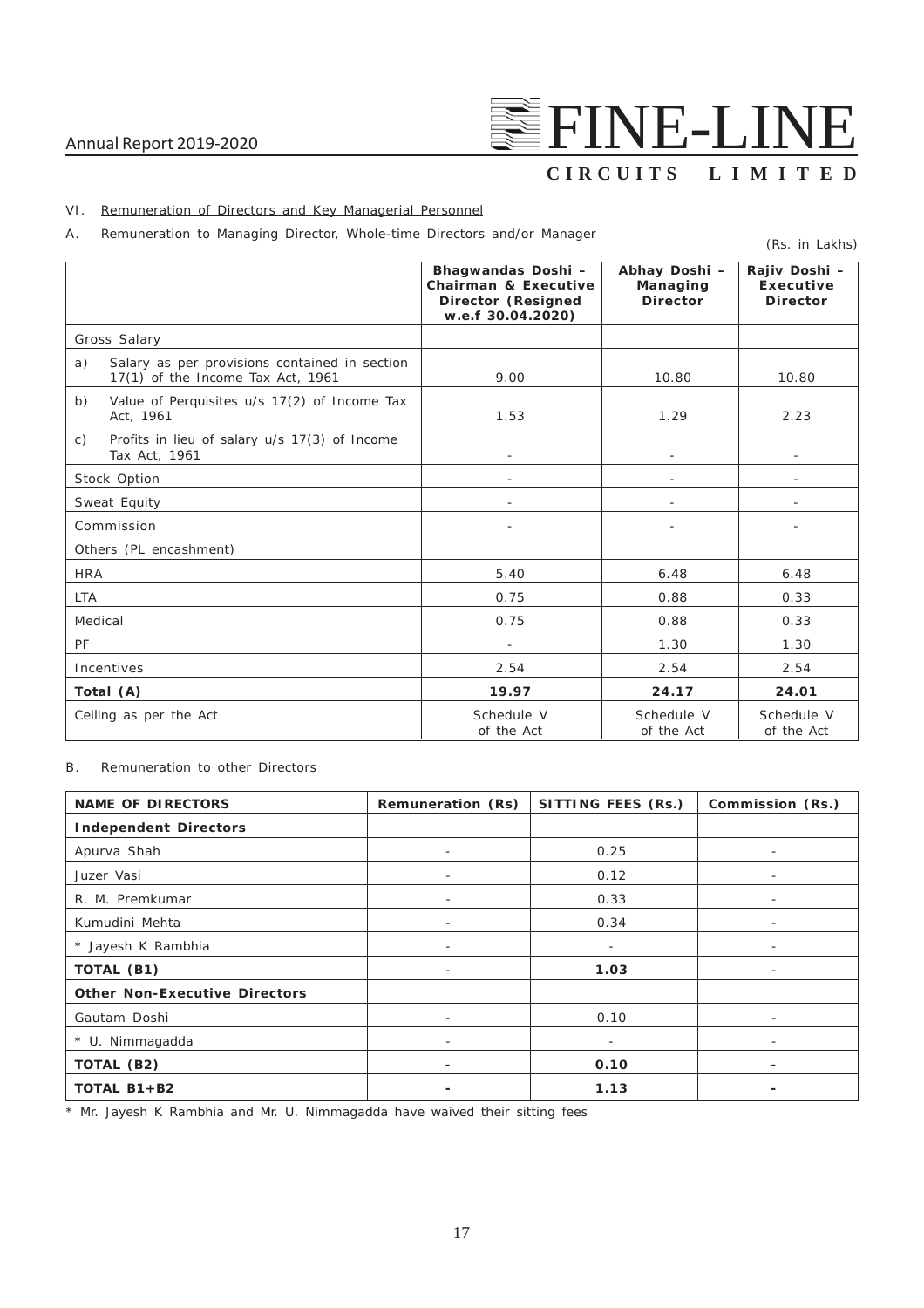VI. Remuneration of Directors and Key Managerial Personnel

A. Remuneration to Managing Director, Whole-time Directors and/or Manager

(Rs. in Lakhs)

| | **Bhagwandas Doshi – Chairman & Executive Director (Resigned w.e.f 30.04.2020)** | **Abhay Doshi – Managing Director** | **Rajiv Doshi – Executive Director** |
|---|---|---|---|
| Gross Salary | | | |
| a) Salary as per provisions contained in section 17(1) of the Income Tax Act, 1961 | 9.00 | 10.80 | 10.80 |
| b) Value of Perquisites u/s 17(2) of Income Tax Act, 1961 | 1.53 | 1.29 | 2.23 |
| c) Profits in lieu of salary u/s 17(3) of Income Tax Act, 1961 | - | - | - |
| Stock Option | - | - | - |
| Sweat Equity | - | - | - |
| Commission | - | - | - |
| Others (PL encashment) | | | |
| HRA | 5.40 | 6.48 | 6.48 |
| LTA | 0.75 | 0.88 | 0.33 |
| Medical | 0.75 | 0.88 | 0.33 |
| PF | - | 1.30 | 1.30 |
| Incentives | 2.54 | 2.54 | 2.54 |
| **Total (A)** | **19.97** | **24.17** | **24.01** |
| Ceiling as per the Act | Schedule V of the Act | Schedule V of the Act | Schedule V of the Act |

B. Remuneration to other Directors

| **NAME OF DIRECTORS** | **Remuneration (Rs)** | **SITTING FEES (Rs.)** | **Commission (Rs.)** |
|---|---|---|---|
| **Independent Directors** | | | |
| Apurva Shah | - | 0.25 | - |
| Juzer Vasi | - | 0.12 | - |
| R. M. Premkumar | - | 0.33 | - |
| Kumudini Mehta | - | 0.34 | - |
| * Jayesh K Rambhia | - | - | - |
| **TOTAL (B1)** | - | **1.03** | - |
| **Other Non-Executive Directors** | | | |
| Gautam Doshi | - | 0.10 | - |
| * U. Nimmagadda | - | - | - |
| **TOTAL (B2)** | **-** | **0.10** | **-** |
| **TOTAL B1+B2** | **-** | **1.13** | **-** |

* Mr. Jayesh K Rambhia and Mr. U. Nimmagadda have waived their sitting fees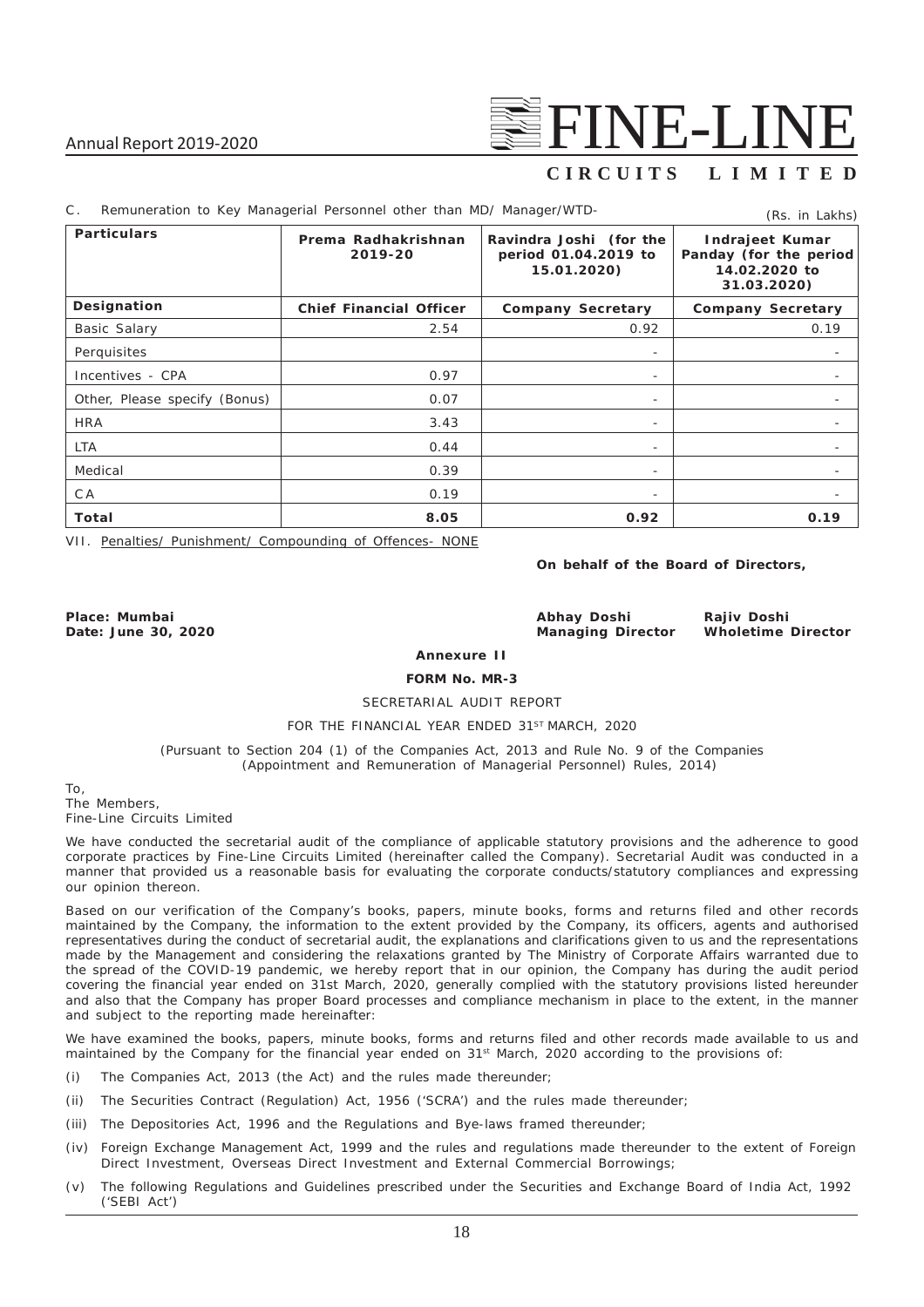C. Remuneration to Key Managerial Personnel other than MD/ Manager/WTD-

(Rs. in Lakhs)

| Particulars | Prema Radhakrishnan 2019-20 | Ravindra Joshi (for the period 01.04.2019 to 15.01.2020) | Indrajeet Kumar Panday (for the period 14.02.2020 to 31.03.2020) |
|---|---|---|---|
| **Designation** | **Chief Financial Officer** | **Company Secretary** | **Company Secretary** |
| Basic Salary | 2.54 | 0.92 | 0.19 |
| Perquisites | | - | - |
| Incentives - CPA | 0.97 | - | - |
| Other, Please specify (Bonus) | 0.07 | - | - |
| HRA | 3.43 | - | - |
| LTA | 0.44 | - | - |
| Medical | 0.39 | - | - |
| CA | 0.19 | - | - |
| **Total** | **8.05** | **0.92** | **0.19** |

VII. Penalties/ Punishment/ Compounding of Offences- NONE

**On behalf of the Board of Directors,**

**Place: Mumbai**
**Date: June 30, 2020**

**Abhay Doshi**
**Managing Director**

**Rajiv Doshi**
**Wholetime Director**

## Annexure II

### FORM No. MR-3

SECRETARIAL AUDIT REPORT

FOR THE FINANCIAL YEAR ENDED 31ST MARCH, 2020

(Pursuant to Section 204 (1) of the Companies Act, 2013 and Rule No. 9 of the Companies (Appointment and Remuneration of Managerial Personnel) Rules, 2014)

To,
The Members,
Fine-Line Circuits Limited

We have conducted the secretarial audit of the compliance of applicable statutory provisions and the adherence to good corporate practices by Fine-Line Circuits Limited (hereinafter called the Company). Secretarial Audit was conducted in a manner that provided us a reasonable basis for evaluating the corporate conducts/statutory compliances and expressing our opinion thereon.

Based on our verification of the Company's books, papers, minute books, forms and returns filed and other records maintained by the Company, the information to the extent provided by the Company, its officers, agents and authorised representatives during the conduct of secretarial audit, the explanations and clarifications given to us and the representations made by the Management and considering the relaxations granted by The Ministry of Corporate Affairs warranted due to the spread of the COVID-19 pandemic, we hereby report that in our opinion, the Company has during the audit period covering the financial year ended on 31st March, 2020, generally complied with the statutory provisions listed hereunder and also that the Company has proper Board processes and compliance mechanism in place to the extent, in the manner and subject to the reporting made hereinafter:

We have examined the books, papers, minute books, forms and returns filed and other records made available to us and maintained by the Company for the financial year ended on 31st March, 2020 according to the provisions of:

(i) The Companies Act, 2013 (the Act) and the rules made thereunder;

(ii) The Securities Contract (Regulation) Act, 1956 ('SCRA') and the rules made thereunder;

(iii) The Depositories Act, 1996 and the Regulations and Bye-laws framed thereunder;

(iv) Foreign Exchange Management Act, 1999 and the rules and regulations made thereunder to the extent of Foreign Direct Investment, Overseas Direct Investment and External Commercial Borrowings;

(v) The following Regulations and Guidelines prescribed under the Securities and Exchange Board of India Act, 1992 ('SEBI Act')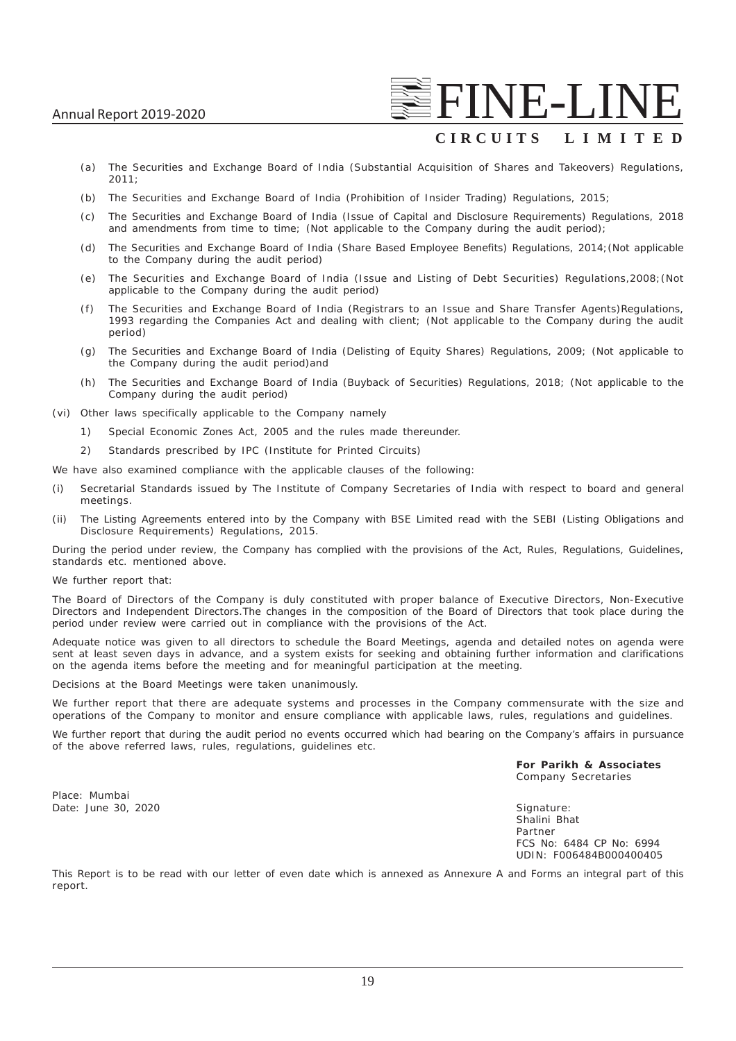(a) The Securities and Exchange Board of India (Substantial Acquisition of Shares and Takeovers) Regulations, 2011;

(b) The Securities and Exchange Board of India (Prohibition of Insider Trading) Regulations, 2015;

(c) The Securities and Exchange Board of India (Issue of Capital and Disclosure Requirements) Regulations, 2018 and amendments from time to time; (Not applicable to the Company during the audit period);

(d) The Securities and Exchange Board of India (Share Based Employee Benefits) Regulations, 2014;(Not applicable to the Company during the audit period)

(e) The Securities and Exchange Board of India (Issue and Listing of Debt Securities) Regulations,2008;(Not applicable to the Company during the audit period)

(f) The Securities and Exchange Board of India (Registrars to an Issue and Share Transfer Agents)Regulations, 1993 regarding the Companies Act and dealing with client; (Not applicable to the Company during the audit period)

(g) The Securities and Exchange Board of India (Delisting of Equity Shares) Regulations, 2009; (Not applicable to the Company during the audit period)and

(h) The Securities and Exchange Board of India (Buyback of Securities) Regulations, 2018; (Not applicable to the Company during the audit period)

(vi) Other laws specifically applicable to the Company namely

1) Special Economic Zones Act, 2005 and the rules made thereunder.

2) Standards prescribed by IPC (Institute for Printed Circuits)

We have also examined compliance with the applicable clauses of the following:

(i) Secretarial Standards issued by The Institute of Company Secretaries of India with respect to board and general meetings.

(ii) The Listing Agreements entered into by the Company with BSE Limited read with the SEBI (Listing Obligations and Disclosure Requirements) Regulations, 2015.

During the period under review, the Company has complied with the provisions of the Act, Rules, Regulations, Guidelines, standards etc. mentioned above.

We further report that:

The Board of Directors of the Company is duly constituted with proper balance of Executive Directors, Non-Executive Directors and Independent Directors.The changes in the composition of the Board of Directors that took place during the period under review were carried out in compliance with the provisions of the Act.

Adequate notice was given to all directors to schedule the Board Meetings, agenda and detailed notes on agenda were sent at least seven days in advance, and a system exists for seeking and obtaining further information and clarifications on the agenda items before the meeting and for meaningful participation at the meeting.

Decisions at the Board Meetings were taken unanimously.

We further report that there are adequate systems and processes in the Company commensurate with the size and operations of the Company to monitor and ensure compliance with applicable laws, rules, regulations and guidelines.

We further report that during the audit period no events occurred which had bearing on the Company's affairs in pursuance of the above referred laws, rules, regulations, guidelines etc.

**For Parikh & Associates**
Company Secretaries

Place: Mumbai
Date: June 30, 2020

Signature:
Shalini Bhat
Partner
FCS No: 6484 CP No: 6994
UDIN: F006484B000400405

This Report is to be read with our letter of even date which is annexed as Annexure A and Forms an integral part of this report.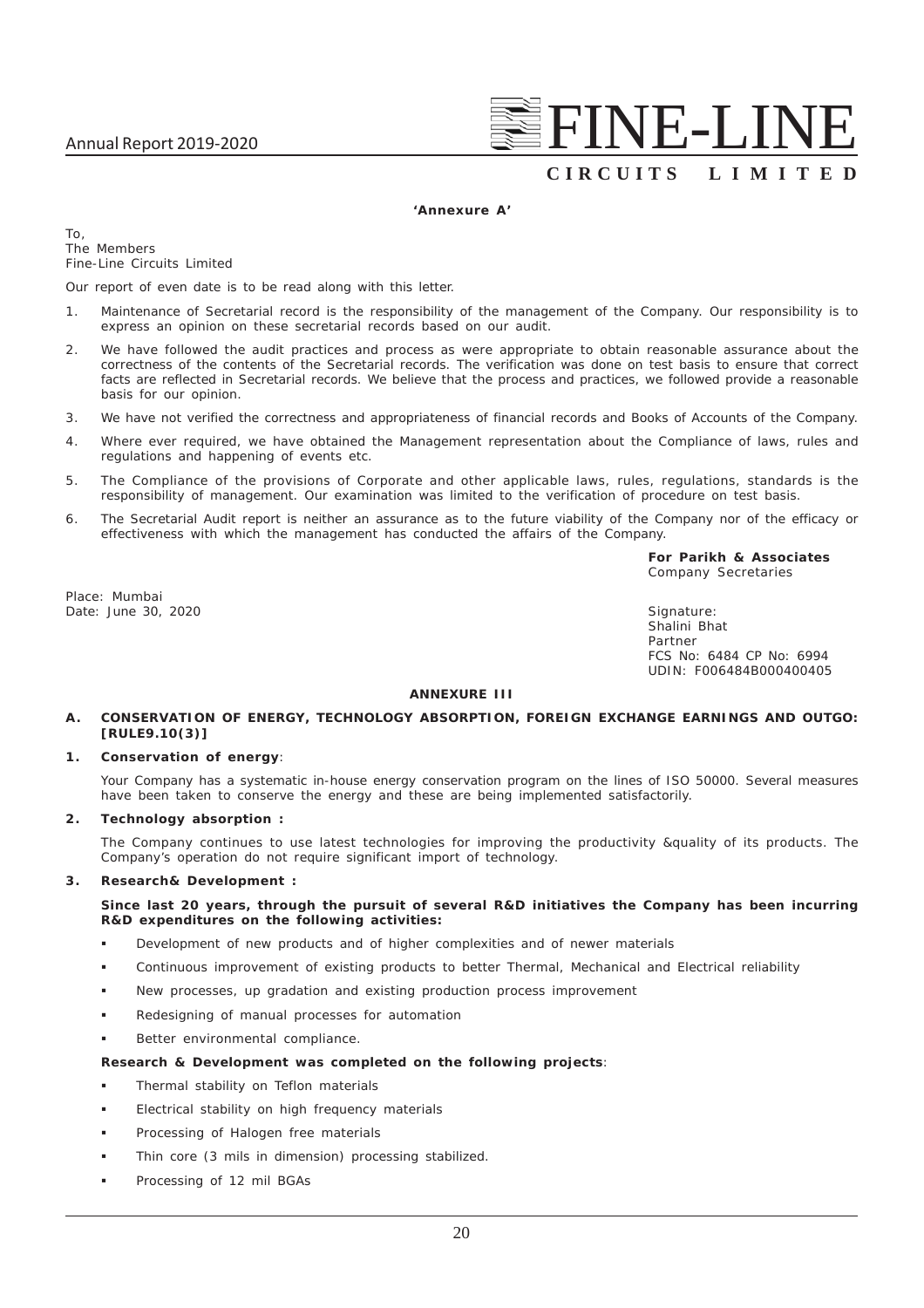**'Annexure A'**

To,
The Members
Fine-Line Circuits Limited

Our report of even date is to be read along with this letter.

1. Maintenance of Secretarial record is the responsibility of the management of the Company. Our responsibility is to express an opinion on these secretarial records based on our audit.
2. We have followed the audit practices and process as were appropriate to obtain reasonable assurance about the correctness of the contents of the Secretarial records. The verification was done on test basis to ensure that correct facts are reflected in Secretarial records. We believe that the process and practices, we followed provide a reasonable basis for our opinion.
3. We have not verified the correctness and appropriateness of financial records and Books of Accounts of the Company.
4. Where ever required, we have obtained the Management representation about the Compliance of laws, rules and regulations and happening of events etc.
5. The Compliance of the provisions of Corporate and other applicable laws, rules, regulations, standards is the responsibility of management. Our examination was limited to the verification of procedure on test basis.
6. The Secretarial Audit report is neither an assurance as to the future viability of the Company nor of the efficacy or effectiveness with which the management has conducted the affairs of the Company.

**For Parikh & Associates**
Company Secretaries

Place: Mumbai
Date: June 30, 2020

Signature:
Shalini Bhat
Partner
FCS No: 6484 CP No: 6994
UDIN: F006484B000400405

**ANNEXURE III**

**A. CONSERVATION OF ENERGY, TECHNOLOGY ABSORPTION, FOREIGN EXCHANGE EARNINGS AND OUTGO: [RULE9.10(3)]**

**1. Conservation of energy**:

Your Company has a systematic in-house energy conservation program on the lines of ISO 50000. Several measures have been taken to conserve the energy and these are being implemented satisfactorily.

**2. Technology absorption :**

The Company continues to use latest technologies for improving the productivity &quality of its products. The Company's operation do not require significant import of technology.

**3. Research& Development :**

**Since last 20 years, through the pursuit of several R&D initiatives the Company has been incurring R&D expenditures on the following activities:**

- Development of new products and of higher complexities and of newer materials
- Continuous improvement of existing products to better Thermal, Mechanical and Electrical reliability
- New processes, up gradation and existing production process improvement
- Redesigning of manual processes for automation
- Better environmental compliance.

**Research & Development was completed on the following projects**:

- Thermal stability on Teflon materials
- Electrical stability on high frequency materials
- Processing of Halogen free materials
- Thin core (3 mils in dimension) processing stabilized.
- Processing of 12 mil BGAs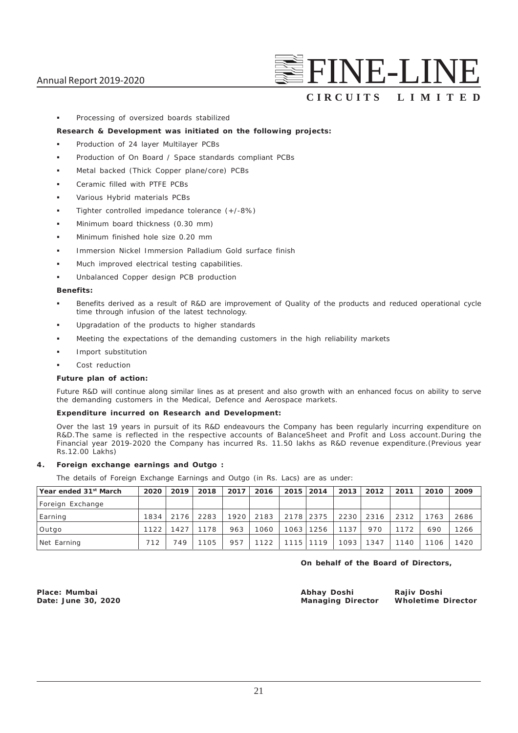- Processing of oversized boards stabilized

**Research & Development was initiated on the following projects:**

- Production of 24 layer Multilayer PCBs
- Production of On Board / Space standards compliant PCBs
- Metal backed (Thick Copper plane/core) PCBs
- Ceramic filled with PTFE PCBs
- Various Hybrid materials PCBs
- Tighter controlled impedance tolerance (+/-8%)
- Minimum board thickness (0.30 mm)
- Minimum finished hole size 0.20 mm
- Immersion Nickel Immersion Palladium Gold surface finish
- Much improved electrical testing capabilities.
- Unbalanced Copper design PCB production

**Benefits:**

- Benefits derived as a result of R&D are improvement of Quality of the products and reduced operational cycle time through infusion of the latest technology.
- Upgradation of the products to higher standards
- Meeting the expectations of the demanding customers in the high reliability markets
- Import substitution
- Cost reduction

**Future plan of action:**

Future R&D will continue along similar lines as at present and also growth with an enhanced focus on ability to serve the demanding customers in the Medical, Defence and Aerospace markets.

**Expenditure incurred on Research and Development:**

Over the last 19 years in pursuit of its R&D endeavours the Company has been regularly incurring expenditure on R&D.The same is reflected in the respective accounts of BalanceSheet and Profit and Loss account.During the Financial year 2019-2020 the Company has incurred Rs. 11.50 lakhs as R&D revenue expenditure.(Previous year Rs.12.00 Lakhs)

**4. Foreign exchange earnings and Outgo :**

The details of Foreign Exchange Earnings and Outgo (in Rs. Lacs) are as under:

| Year ended 31st March | 2020 | 2019 | 2018 | 2017 | 2016 | 2015 | 2014 | 2013 | 2012 | 2011 | 2010 | 2009 |
|---|---|---|---|---|---|---|---|---|---|---|---|---|
| Foreign Exchange | | | | | | | | | | | | |
| Earning | 1834 | 2176 | 2283 | 1920 | 2183 | 2178 | 2375 | 2230 | 2316 | 2312 | 1763 | 2686 |
| Outgo | 1122 | 1427 | 1178 | 963 | 1060 | 1063 | 1256 | 1137 | 970 | 1172 | 690 | 1266 |
| Net Earning | 712 | 749 | 1105 | 957 | 1122 | 1115 | 1119 | 1093 | 1347 | 1140 | 1106 | 1420 |

**On behalf of the Board of Directors,**

**Place: Mumbai**
**Date: June 30, 2020**

**Abhay Doshi**
**Managing Director**

**Rajiv Doshi**
**Wholetime Director**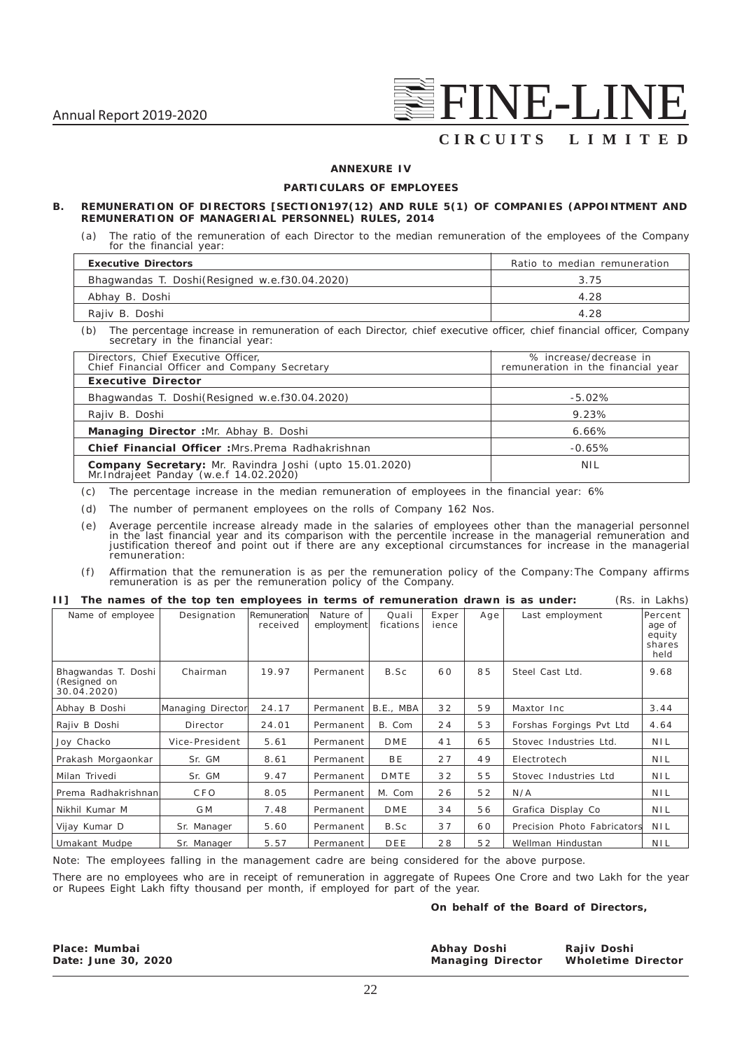## ANNEXURE IV

### PARTICULARS OF EMPLOYEES

**B. REMUNERATION OF DIRECTORS [SECTION197(12) AND RULE 5(1) OF COMPANIES (APPOINTMENT AND REMUNERATION OF MANAGERIAL PERSONNEL) RULES, 2014**

(a) The ratio of the remuneration of each Director to the median remuneration of the employees of the Company for the financial year:

| **Executive Directors** | Ratio to median remuneration |
|---|---|
| Bhagwandas T. Doshi(Resigned w.e.f30.04.2020) | 3.75 |
| Abhay B. Doshi | 4.28 |
| Rajiv B. Doshi | 4.28 |

(b) The percentage increase in remuneration of each Director, chief executive officer, chief financial officer, Company secretary in the financial year:

| Directors, Chief Executive Officer, Chief Financial Officer and Company Secretary | % increase/decrease in remuneration in the financial year |
|---|---|
| **Executive Director** | |
| Bhagwandas T. Doshi(Resigned w.e.f30.04.2020) | -5.02% |
| Rajiv B. Doshi | 9.23% |
| **Managing Director :**Mr. Abhay B. Doshi | 6.66% |
| **Chief Financial Officer :**Mrs.Prema Radhakrishnan | -0.65% |
| **Company Secretary:** Mr. Ravindra Joshi (upto 15.01.2020) Mr.Indrajeet Panday (w.e.f 14.02.2020) | NIL |

(c) The percentage increase in the median remuneration of employees in the financial year: 6%

(d) The number of permanent employees on the rolls of Company 162 Nos.

(e) Average percentile increase already made in the salaries of employees other than the managerial personnel in the last financial year and its comparison with the percentile increase in the managerial remuneration and justification thereof and point out if there are any exceptional circumstances for increase in the managerial remuneration:

(f) Affirmation that the remuneration is as per the remuneration policy of the Company:The Company affirms remuneration is as per the remuneration policy of the Company.

**II] The names of the top ten employees in terms of remuneration drawn is as under:** (Rs. in Lakhs)

| Name of employee | Designation | Remuneration received | Nature of employment | Quali fications | Exper ience | Age | Last employment | Percent age of equity shares held |
|---|---|---|---|---|---|---|---|---|
| Bhagwandas T. Doshi (Resigned on 30.04.2020) | Chairman | 19.97 | Permanent | B.Sc | 60 | 85 | Steel Cast Ltd. | 9.68 |
| Abhay B Doshi | Managing Director | 24.17 | Permanent | B.E., MBA | 32 | 59 | Maxtor Inc | 3.44 |
| Rajiv B Doshi | Director | 24.01 | Permanent | B. Com | 24 | 53 | Forshas Forgings Pvt Ltd | 4.64 |
| Joy Chacko | Vice-President | 5.61 | Permanent | DME | 41 | 65 | Stovec Industries Ltd. | NIL |
| Prakash Morgaonkar | Sr. GM | 8.61 | Permanent | BE | 27 | 49 | Electrotech | NIL |
| Milan Trivedi | Sr. GM | 9.47 | Permanent | DMTE | 32 | 55 | Stovec Industries Ltd | NIL |
| Prema Radhakrishnan | CFO | 8.05 | Permanent | M. Com | 26 | 52 | N/A | NIL |
| Nikhil Kumar M | GM | 7.48 | Permanent | DME | 34 | 56 | Grafica Display Co | NIL |
| Vijay Kumar D | Sr. Manager | 5.60 | Permanent | B.Sc | 37 | 60 | Precision Photo Fabricators | NIL |
| Umakant Mudpe | Sr. Manager | 5.57 | Permanent | DEE | 28 | 52 | Wellman Hindustan | NIL |

Note: The employees falling in the management cadre are being considered for the above purpose.

There are no employees who are in receipt of remuneration in aggregate of Rupees One Crore and two Lakh for the year or Rupees Eight Lakh fifty thousand per month, if employed for part of the year.

**On behalf of the Board of Directors,**

**Place: Mumbai**
**Date: June 30, 2020**

**Abhay Doshi**
**Managing Director**

**Rajiv Doshi**
**Wholetime Director**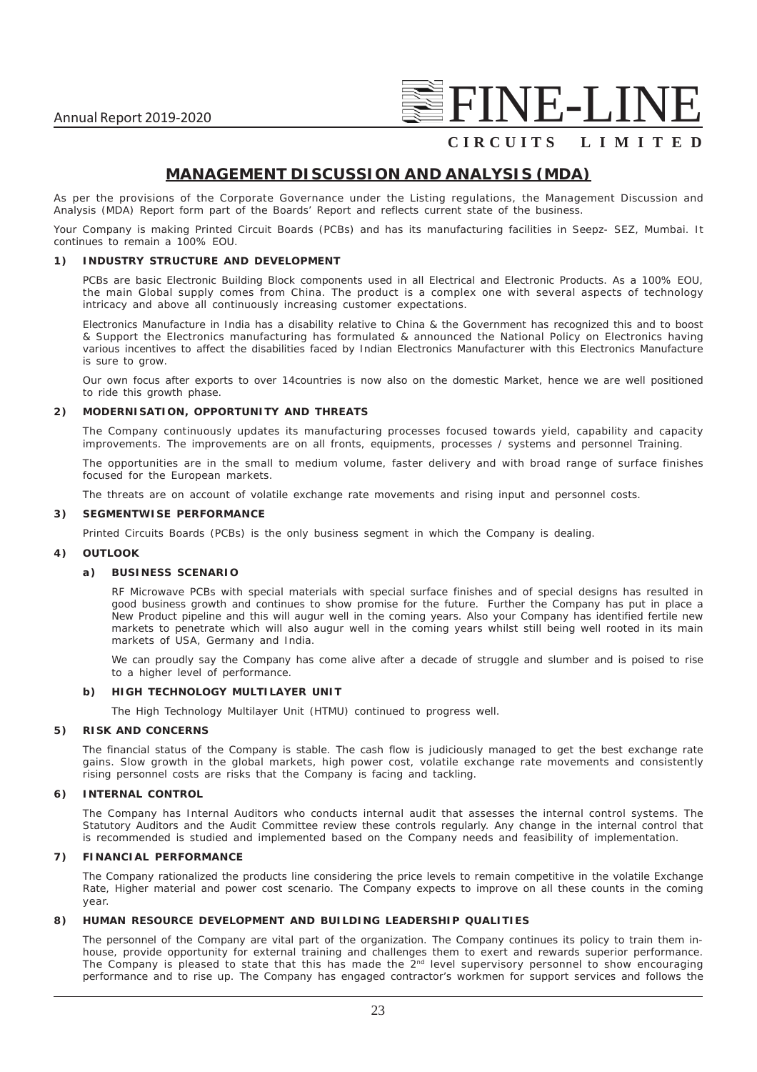# MANAGEMENT DISCUSSION AND ANALYSIS (MDA)

As per the provisions of the Corporate Governance under the Listing regulations, the Management Discussion and Analysis (MDA) Report form part of the Boards' Report and reflects current state of the business.

Your Company is making Printed Circuit Boards (PCBs) and has its manufacturing facilities in Seepz- SEZ, Mumbai. It continues to remain a 100% EOU.

## 1) INDUSTRY STRUCTURE AND DEVELOPMENT

PCBs are basic Electronic Building Block components used in all Electrical and Electronic Products. As a 100% EOU, the main Global supply comes from China. The product is a complex one with several aspects of technology intricacy and above all continuously increasing customer expectations.

Electronics Manufacture in India has a disability relative to China & the Government has recognized this and to boost & Support the Electronics manufacturing has formulated & announced the National Policy on Electronics having various incentives to affect the disabilities faced by Indian Electronics Manufacturer with this Electronics Manufacture is sure to grow.

Our own focus after exports to over 14countries is now also on the domestic Market, hence we are well positioned to ride this growth phase.

## 2) MODERNISATION, OPPORTUNITY AND THREATS

The Company continuously updates its manufacturing processes focused towards yield, capability and capacity improvements. The improvements are on all fronts, equipments, processes / systems and personnel Training.

The opportunities are in the small to medium volume, faster delivery and with broad range of surface finishes focused for the European markets.

The threats are on account of volatile exchange rate movements and rising input and personnel costs.

## 3) SEGMENTWISE PERFORMANCE

Printed Circuits Boards (PCBs) is the only business segment in which the Company is dealing.

## 4) OUTLOOK

### a) BUSINESS SCENARIO

RF Microwave PCBs with special materials with special surface finishes and of special designs has resulted in good business growth and continues to show promise for the future. Further the Company has put in place a New Product pipeline and this will augur well in the coming years. Also your Company has identified fertile new markets to penetrate which will also augur well in the coming years whilst still being well rooted in its main markets of USA, Germany and India.

We can proudly say the Company has come alive after a decade of struggle and slumber and is poised to rise to a higher level of performance.

### b) HIGH TECHNOLOGY MULTILAYER UNIT

The High Technology Multilayer Unit (HTMU) continued to progress well.

## 5) RISK AND CONCERNS

The financial status of the Company is stable. The cash flow is judiciously managed to get the best exchange rate gains. Slow growth in the global markets, high power cost, volatile exchange rate movements and consistently rising personnel costs are risks that the Company is facing and tackling.

## 6) INTERNAL CONTROL

The Company has Internal Auditors who conducts internal audit that assesses the internal control systems. The Statutory Auditors and the Audit Committee review these controls regularly. Any change in the internal control that is recommended is studied and implemented based on the Company needs and feasibility of implementation.

## 7) FINANCIAL PERFORMANCE

The Company rationalized the products line considering the price levels to remain competitive in the volatile Exchange Rate, Higher material and power cost scenario. The Company expects to improve on all these counts in the coming year.

## 8) HUMAN RESOURCE DEVELOPMENT AND BUILDING LEADERSHIP QUALITIES

The personnel of the Company are vital part of the organization. The Company continues its policy to train them in-house, provide opportunity for external training and challenges them to exert and rewards superior performance. The Company is pleased to state that this has made the 2nd level supervisory personnel to show encouraging performance and to rise up. The Company has engaged contractor's workmen for support services and follows the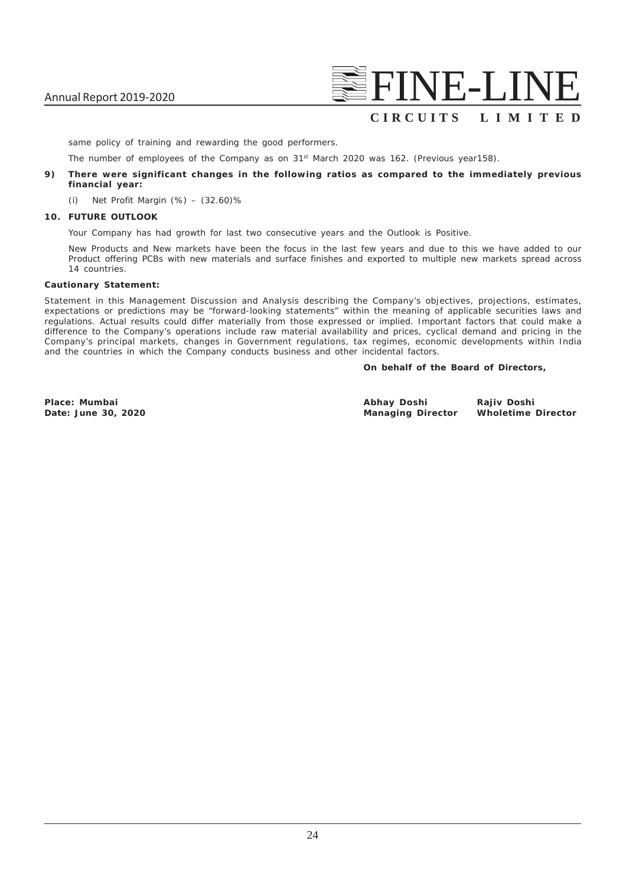same policy of training and rewarding the good performers.

The number of employees of the Company as on 31st March 2020 was 162. (Previous year158).

**9) There were significant changes in the following ratios as compared to the immediately previous financial year:**

(i) Net Profit Margin (%) – (32.60)%

**10. FUTURE OUTLOOK**

Your Company has had growth for last two consecutive years and the Outlook is Positive.

New Products and New markets have been the focus in the last few years and due to this we have added to our Product offering PCBs with new materials and surface finishes and exported to multiple new markets spread across 14 countries.

**Cautionary Statement:**

Statement in this Management Discussion and Analysis describing the Company's objectives, projections, estimates, expectations or predictions may be "forward-looking statements" within the meaning of applicable securities laws and regulations. Actual results could differ materially from those expressed or implied. Important factors that could make a difference to the Company's operations include raw material availability and prices, cyclical demand and pricing in the Company's principal markets, changes in Government regulations, tax regimes, economic developments within India and the countries in which the Company conducts business and other incidental factors.

**On behalf of the Board of Directors,**

**Place: Mumbai**
**Date: June 30, 2020**

**Abhay Doshi**
**Managing Director**

**Rajiv Doshi**
**Wholetime Director**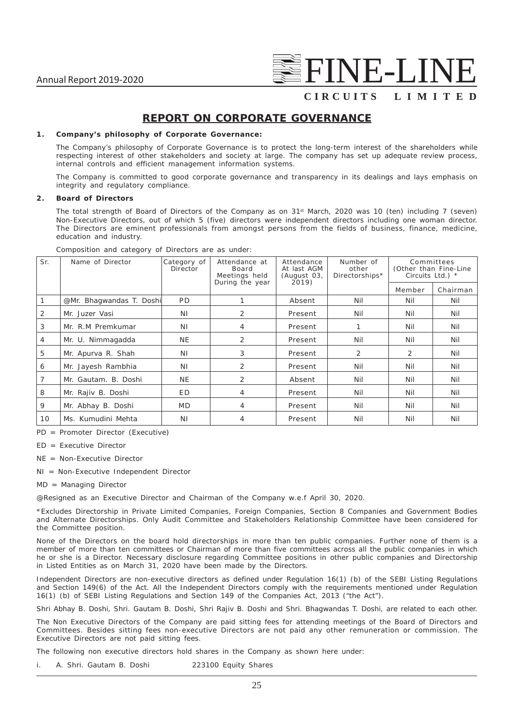# REPORT ON CORPORATE GOVERNANCE

**1. Company's philosophy of Corporate Governance:**

The Company's philosophy of Corporate Governance is to protect the long-term interest of the shareholders while respecting interest of other stakeholders and society at large. The company has set up adequate review process, internal controls and efficient management information systems.

The Company is committed to good corporate governance and transparency in its dealings and lays emphasis on integrity and regulatory compliance.

**2. Board of Directors**

The total strength of Board of Directors of the Company as on 31st March, 2020 was 10 (ten) including 7 (seven) Non-Executive Directors, out of which 5 (five) directors were independent directors including one woman director. The Directors are eminent professionals from amongst persons from the fields of business, finance, medicine, education and industry.

Composition and category of Directors are as under:

| Sr. | Name of Director | Category of Director | Attendance at Board Meetings held During the year | Attendance At last AGM (August 03, 2019) | Number of other Directorships* | Committees (Other than Fine-Line Circuits Ltd.) * | |
|---|---|---|---|---|---|---|---|
| | | | | | | Member | Chairman |
| 1 | @Mr. Bhagwandas T. Doshi | PD | 1 | Absent | Nil | Nil | Nil |
| 2 | Mr. Juzer Vasi | NI | 2 | Present | Nil | Nil | Nil |
| 3 | Mr. R.M Premkumar | NI | 4 | Present | 1 | Nil | Nil |
| 4 | Mr. U. Nimmagadda | NE | 2 | Present | Nil | Nil | Nil |
| 5 | Mr. Apurva R. Shah | NI | 3 | Present | 2 | 2 | Nil |
| 6 | Mr. Jayesh Rambhia | NI | 2 | Present | Nil | Nil | Nil |
| 7 | Mr. Gautam. B. Doshi | NE | 2 | Absent | Nil | Nil | Nil |
| 8 | Mr. Rajiv B. Doshi | ED | 4 | Present | Nil | Nil | Nil |
| 9 | Mr. Abhay B. Doshi | MD | 4 | Present | Nil | Nil | Nil |
| 10 | Ms. Kumudini Mehta | NI | 4 | Present | Nil | Nil | Nil |

PD = Promoter Director (Executive)

ED = Executive Director

NE = Non-Executive Director

NI = Non-Executive Independent Director

MD = Managing Director

@Resigned as an Executive Director and Chairman of the Company w.e.f April 30, 2020.

*Excludes Directorship in Private Limited Companies, Foreign Companies, Section 8 Companies and Government Bodies and Alternate Directorships. Only Audit Committee and Stakeholders Relationship Committee have been considered for the Committee position.

None of the Directors on the board hold directorships in more than ten public companies. Further none of them is a member of more than ten committees or Chairman of more than five committees across all the public companies in which he or she is a Director. Necessary disclosure regarding Committee positions in other public companies and Directorship in Listed Entities as on March 31, 2020 have been made by the Directors.

Independent Directors are non-executive directors as defined under Regulation 16(1) (b) of the SEBI Listing Regulations and Section 149(6) of the Act. All the Independent Directors comply with the requirements mentioned under Regulation 16(1) (b) of SEBI Listing Regulations and Section 149 of the Companies Act, 2013 ("the Act").

Shri Abhay B. Doshi, Shri. Gautam B. Doshi, Shri Rajiv B. Doshi and Shri. Bhagwandas T. Doshi, are related to each other.

The Non Executive Directors of the Company are paid sitting fees for attending meetings of the Board of Directors and Committees. Besides sitting fees non-executive Directors are not paid any other remuneration or commission. The Executive Directors are not paid sitting fees.

The following non executive directors hold shares in the Company as shown here under:

i. A. Shri. Gautam B. Doshi 223100 Equity Shares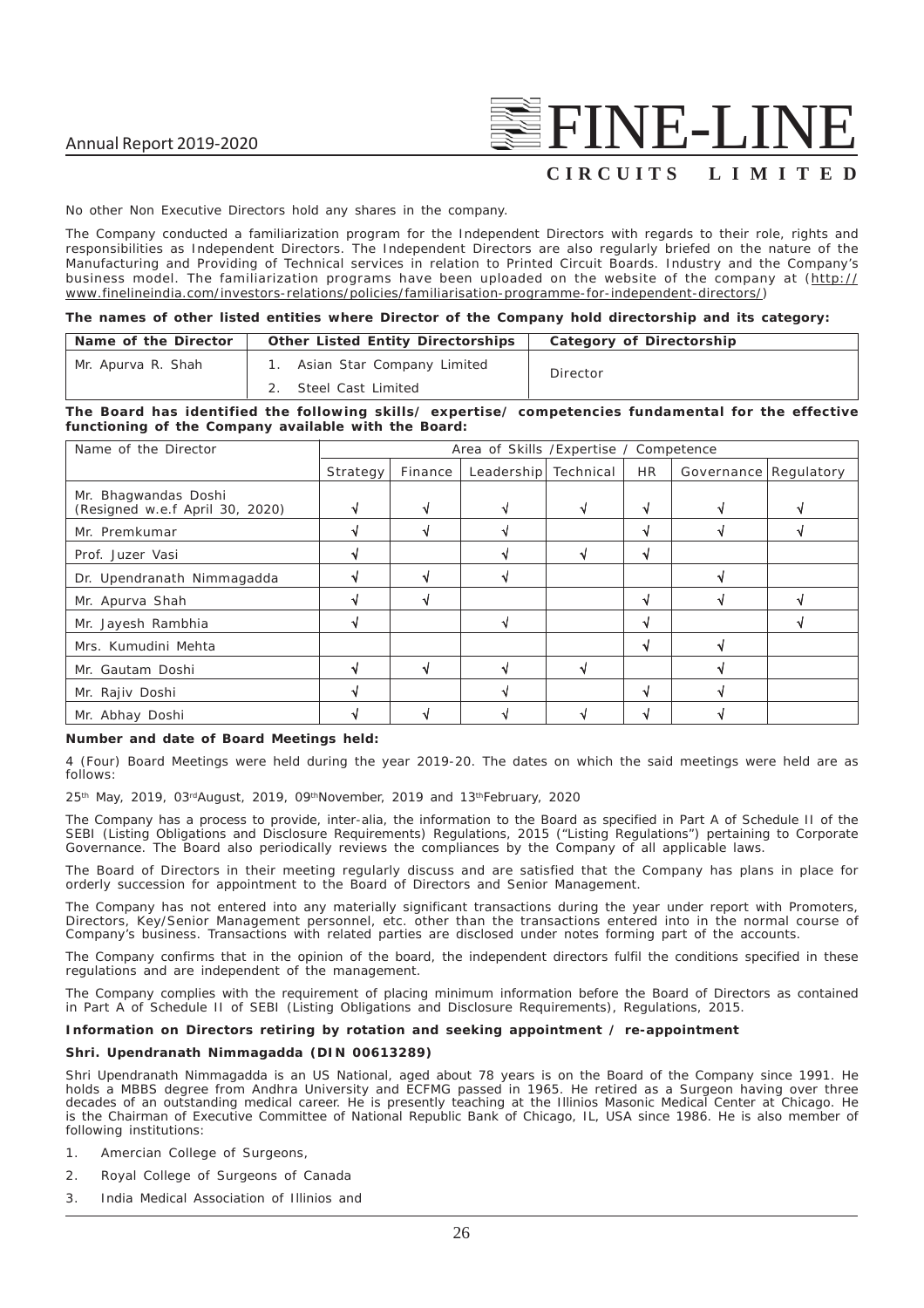No other Non Executive Directors hold any shares in the company.

The Company conducted a familiarization program for the Independent Directors with regards to their role, rights and responsibilities as Independent Directors. The Independent Directors are also regularly briefed on the nature of the Manufacturing and Providing of Technical services in relation to Printed Circuit Boards. Industry and the Company's business model. The familiarization programs have been uploaded on the website of the company at (http://www.finelineindia.com/investors-relations/policies/familiarisation-programme-for-independent-directors/)

**The names of other listed entities where Director of the Company hold directorship and its category:**

| Name of the Director | Other Listed Entity Directorships | Category of Directorship |
|---|---|---|
| Mr. Apurva R. Shah | 1. Asian Star Company Limited<br>2. Steel Cast Limited | Director |

**The Board has identified the following skills/ expertise/ competencies fundamental for the effective functioning of the Company available with the Board:**

| Name of the Director | Area of Skills /Expertise / Competence | | | | | | |
|---|---|---|---|---|---|---|---|
| | Strategy | Finance | Leadership | Technical | HR | Governance | Regulatory |
| Mr. Bhagwandas Doshi (Resigned w.e.f April 30, 2020) | √ | √ | √ | √ | √ | √ | √ |
| Mr. Premkumar | √ | √ | √ | | √ | √ | √ |
| Prof. Juzer Vasi | √ | | √ | √ | √ | | |
| Dr. Upendranath Nimmagadda | √ | √ | √ | | | √ | |
| Mr. Apurva Shah | √ | √ | | | √ | √ | √ |
| Mr. Jayesh Rambhia | √ | | √ | | √ | | √ |
| Mrs. Kumudini Mehta | | | | | √ | √ | |
| Mr. Gautam Doshi | √ | √ | √ | √ | | √ | |
| Mr. Rajiv Doshi | √ | | √ | | √ | √ | |
| Mr. Abhay Doshi | √ | √ | √ | √ | √ | √ | |

**Number and date of Board Meetings held:**

4 (Four) Board Meetings were held during the year 2019-20. The dates on which the said meetings were held are as follows:

25th May, 2019, 03rd August, 2019, 09th November, 2019 and 13th February, 2020

The Company has a process to provide, inter-alia, the information to the Board as specified in Part A of Schedule II of the SEBI (Listing Obligations and Disclosure Requirements) Regulations, 2015 ("Listing Regulations") pertaining to Corporate Governance. The Board also periodically reviews the compliances by the Company of all applicable laws.

The Board of Directors in their meeting regularly discuss and are satisfied that the Company has plans in place for orderly succession for appointment to the Board of Directors and Senior Management.

The Company has not entered into any materially significant transactions during the year under report with Promoters, Directors, Key/Senior Management personnel, etc. other than the transactions entered into in the normal course of Company's business. Transactions with related parties are disclosed under notes forming part of the accounts.

The Company confirms that in the opinion of the board, the independent directors fulfil the conditions specified in these regulations and are independent of the management.

The Company complies with the requirement of placing minimum information before the Board of Directors as contained in Part A of Schedule II of SEBI (Listing Obligations and Disclosure Requirements), Regulations, 2015.

**Information on Directors retiring by rotation and seeking appointment / re-appointment**

**Shri. Upendranath Nimmagadda (DIN 00613289)**

Shri Upendranath Nimmagadda is an US National, aged about 78 years is on the Board of the Company since 1991. He holds a MBBS degree from Andhra University and ECFMG passed in 1965. He retired as a Surgeon having over three decades of an outstanding medical career. He is presently teaching at the Illinios Masonic Medical Center at Chicago. He is the Chairman of Executive Committee of National Republic Bank of Chicago, IL, USA since 1986. He is also member of following institutions:

1. Amercian College of Surgeons,
2. Royal College of Surgeons of Canada
3. India Medical Association of Illinios and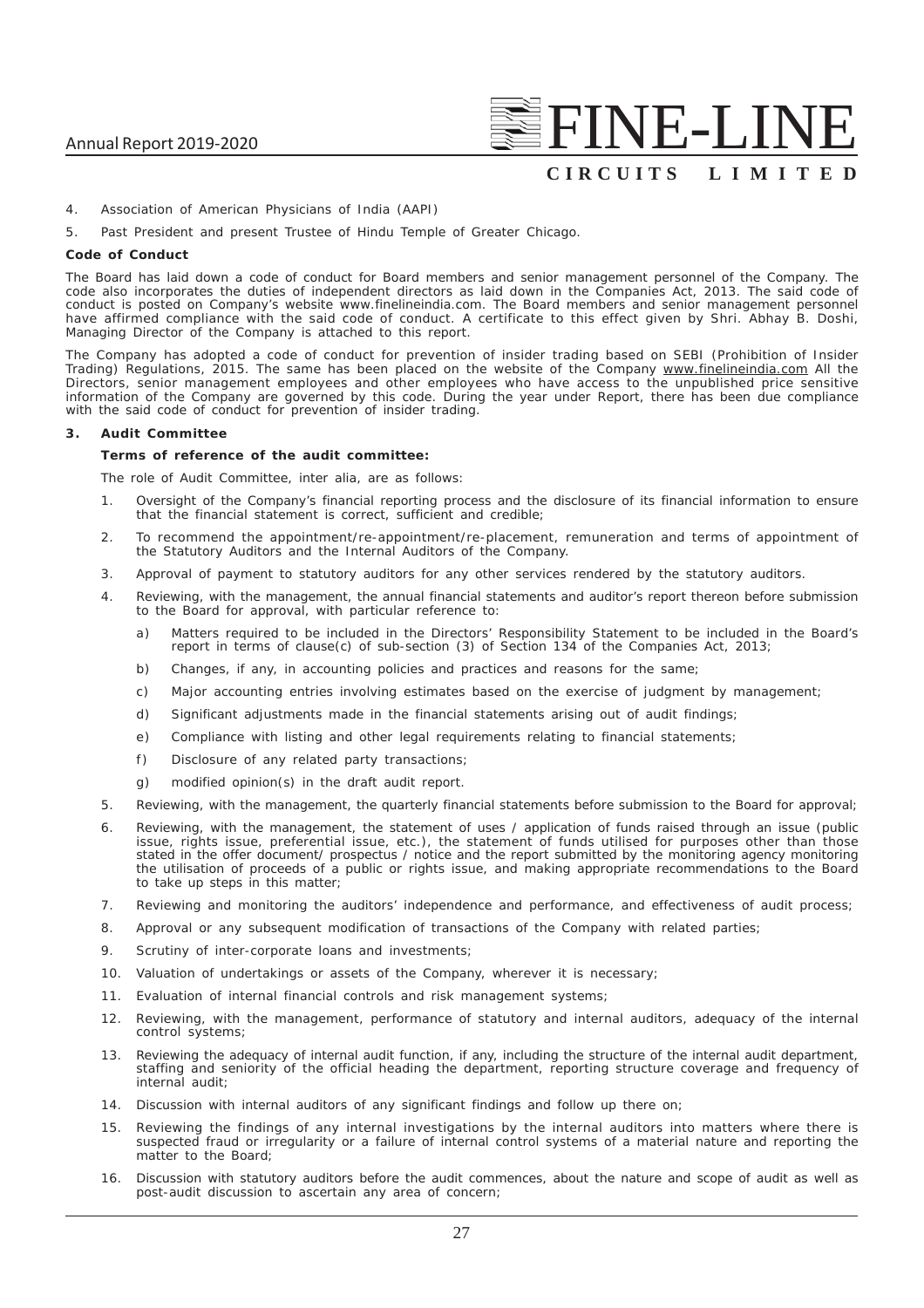4. Association of American Physicians of India (AAPI)
5. Past President and present Trustee of Hindu Temple of Greater Chicago.

**Code of Conduct**

The Board has laid down a code of conduct for Board members and senior management personnel of the Company. The code also incorporates the duties of independent directors as laid down in the Companies Act, 2013. The said code of conduct is posted on Company's website www.finelineindia.com. The Board members and senior management personnel have affirmed compliance with the said code of conduct. A certificate to this effect given by Shri. Abhay B. Doshi, Managing Director of the Company is attached to this report.

The Company has adopted a code of conduct for prevention of insider trading based on SEBI (Prohibition of Insider Trading) Regulations, 2015. The same has been placed on the website of the Company www.finelineindia.com All the Directors, senior management employees and other employees who have access to the unpublished price sensitive information of the Company are governed by this code. During the year under Report, there has been due compliance with the said code of conduct for prevention of insider trading.

**3. Audit Committee**

**Terms of reference of the audit committee:**

The role of Audit Committee, inter alia, are as follows:

1. Oversight of the Company's financial reporting process and the disclosure of its financial information to ensure that the financial statement is correct, sufficient and credible;
2. To recommend the appointment/re-appointment/re-placement, remuneration and terms of appointment of the Statutory Auditors and the Internal Auditors of the Company.
3. Approval of payment to statutory auditors for any other services rendered by the statutory auditors.
4. Reviewing, with the management, the annual financial statements and auditor's report thereon before submission to the Board for approval, with particular reference to:
   a) Matters required to be included in the Directors' Responsibility Statement to be included in the Board's report in terms of clause(c) of sub-section (3) of Section 134 of the Companies Act, 2013;
   b) Changes, if any, in accounting policies and practices and reasons for the same;
   c) Major accounting entries involving estimates based on the exercise of judgment by management;
   d) Significant adjustments made in the financial statements arising out of audit findings;
   e) Compliance with listing and other legal requirements relating to financial statements;
   f) Disclosure of any related party transactions;
   g) modified opinion(s) in the draft audit report.
5. Reviewing, with the management, the quarterly financial statements before submission to the Board for approval;
6. Reviewing, with the management, the statement of uses / application of funds raised through an issue (public issue, rights issue, preferential issue, etc.), the statement of funds utilised for purposes other than those stated in the offer document/ prospectus / notice and the report submitted by the monitoring agency monitoring the utilisation of proceeds of a public or rights issue, and making appropriate recommendations to the Board to take up steps in this matter;
7. Reviewing and monitoring the auditors' independence and performance, and effectiveness of audit process;
8. Approval or any subsequent modification of transactions of the Company with related parties;
9. Scrutiny of inter-corporate loans and investments;
10. Valuation of undertakings or assets of the Company, wherever it is necessary;
11. Evaluation of internal financial controls and risk management systems;
12. Reviewing, with the management, performance of statutory and internal auditors, adequacy of the internal control systems;
13. Reviewing the adequacy of internal audit function, if any, including the structure of the internal audit department, staffing and seniority of the official heading the department, reporting structure coverage and frequency of internal audit;
14. Discussion with internal auditors of any significant findings and follow up there on;
15. Reviewing the findings of any internal investigations by the internal auditors into matters where there is suspected fraud or irregularity or a failure of internal control systems of a material nature and reporting the matter to the Board;
16. Discussion with statutory auditors before the audit commences, about the nature and scope of audit as well as post-audit discussion to ascertain any area of concern;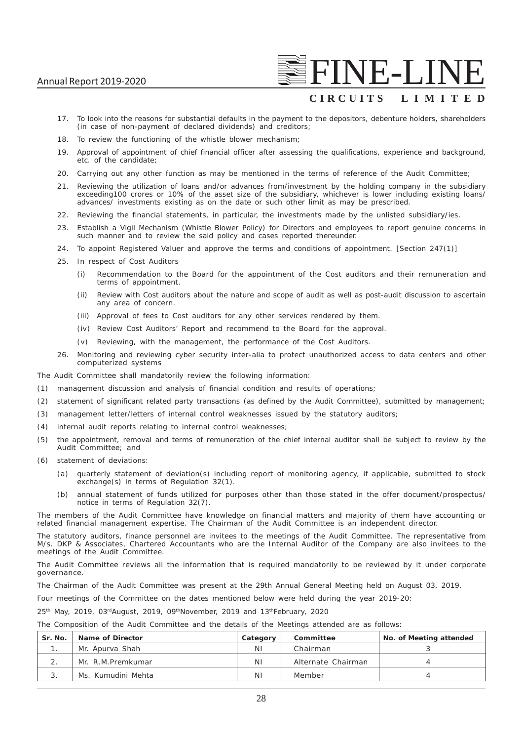17. To look into the reasons for substantial defaults in the payment to the depositors, debenture holders, shareholders (in case of non-payment of declared dividends) and creditors;
18. To review the functioning of the whistle blower mechanism;
19. Approval of appointment of chief financial officer after assessing the qualifications, experience and background, etc. of the candidate;
20. Carrying out any other function as may be mentioned in the terms of reference of the Audit Committee;
21. Reviewing the utilization of loans and/or advances from/investment by the holding company in the subsidiary exceeding100 crores or 10% of the asset size of the subsidiary, whichever is lower including existing loans/ advances/ investments existing as on the date or such other limit as may be prescribed.
22. Reviewing the financial statements, in particular, the investments made by the unlisted subsidiary/ies.
23. Establish a Vigil Mechanism (Whistle Blower Policy) for Directors and employees to report genuine concerns in such manner and to review the said policy and cases reported thereunder.
24. To appoint Registered Valuer and approve the terms and conditions of appointment. [Section 247(1)]
25. In respect of Cost Auditors
    - (i) Recommendation to the Board for the appointment of the Cost auditors and their remuneration and terms of appointment.
    - (ii) Review with Cost auditors about the nature and scope of audit as well as post-audit discussion to ascertain any area of concern.
    - (iii) Approval of fees to Cost auditors for any other services rendered by them.
    - (iv) Review Cost Auditors' Report and recommend to the Board for the approval.
    - (v) Reviewing, with the management, the performance of the Cost Auditors.
26. Monitoring and reviewing cyber security inter-alia to protect unauthorized access to data centers and other computerized systems

The Audit Committee shall mandatorily review the following information:

(1) management discussion and analysis of financial condition and results of operations;

(2) statement of significant related party transactions (as defined by the Audit Committee), submitted by management;

(3) management letter/letters of internal control weaknesses issued by the statutory auditors;

(4) internal audit reports relating to internal control weaknesses;

(5) the appointment, removal and terms of remuneration of the chief internal auditor shall be subject to review by the Audit Committee; and

(6) statement of deviations:

- (a) quarterly statement of deviation(s) including report of monitoring agency, if applicable, submitted to stock exchange(s) in terms of Regulation 32(1).
- (b) annual statement of funds utilized for purposes other than those stated in the offer document/prospectus/ notice in terms of Regulation 32(7).

The members of the Audit Committee have knowledge on financial matters and majority of them have accounting or related financial management expertise. The Chairman of the Audit Committee is an independent director.

The statutory auditors, finance personnel are invitees to the meetings of the Audit Committee. The representative from M/s. DKP & Associates, Chartered Accountants who are the Internal Auditor of the Company are also invitees to the meetings of the Audit Committee.

The Audit Committee reviews all the information that is required mandatorily to be reviewed by it under corporate governance.

The Chairman of the Audit Committee was present at the 29th Annual General Meeting held on August 03, 2019.

Four meetings of the Committee on the dates mentioned below were held during the year 2019-20:

25th May, 2019, 03rd August, 2019, 09th November, 2019 and 13th February, 2020

The Composition of the Audit Committee and the details of the Meetings attended are as follows:

| Sr. No. | Name of Director | Category | Committee | No. of Meeting attended |
|---|---|---|---|---|
| 1. | Mr. Apurva Shah | NI | Chairman | 3 |
| 2. | Mr. R.M.Premkumar | NI | Alternate Chairman | 4 |
| 3. | Ms. Kumudini Mehta | NI | Member | 4 |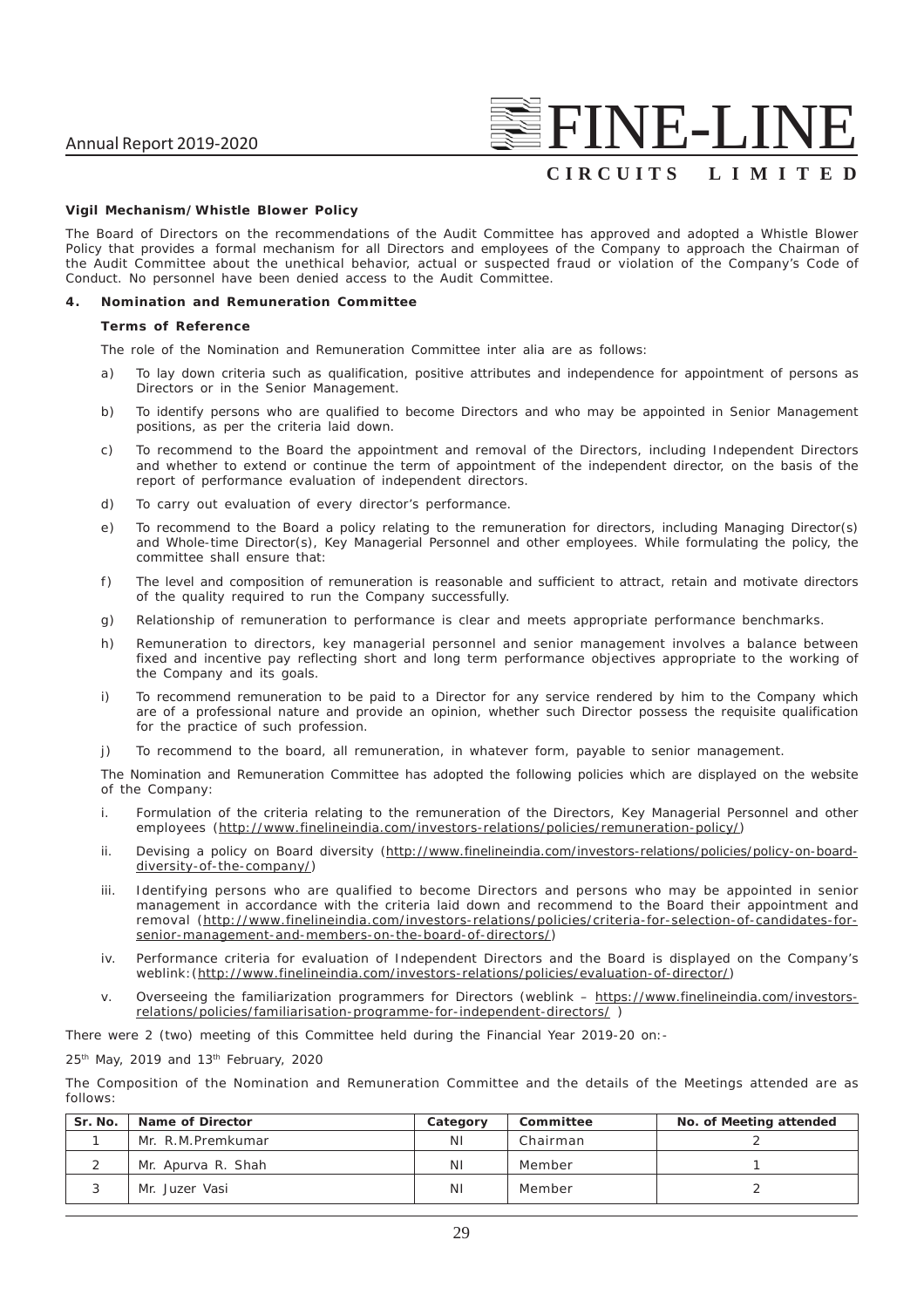**Vigil Mechanism/Whistle Blower Policy**

The Board of Directors on the recommendations of the Audit Committee has approved and adopted a Whistle Blower Policy that provides a formal mechanism for all Directors and employees of the Company to approach the Chairman of the Audit Committee about the unethical behavior, actual or suspected fraud or violation of the Company's Code of Conduct. No personnel have been denied access to the Audit Committee.

**4. Nomination and Remuneration Committee**

**Terms of Reference**

The role of the Nomination and Remuneration Committee inter alia are as follows:

a) To lay down criteria such as qualification, positive attributes and independence for appointment of persons as Directors or in the Senior Management.

b) To identify persons who are qualified to become Directors and who may be appointed in Senior Management positions, as per the criteria laid down.

c) To recommend to the Board the appointment and removal of the Directors, including Independent Directors and whether to extend or continue the term of appointment of the independent director, on the basis of the report of performance evaluation of independent directors.

d) To carry out evaluation of every director's performance.

e) To recommend to the Board a policy relating to the remuneration for directors, including Managing Director(s) and Whole-time Director(s), Key Managerial Personnel and other employees. While formulating the policy, the committee shall ensure that:

f) The level and composition of remuneration is reasonable and sufficient to attract, retain and motivate directors of the quality required to run the Company successfully.

g) Relationship of remuneration to performance is clear and meets appropriate performance benchmarks.

h) Remuneration to directors, key managerial personnel and senior management involves a balance between fixed and incentive pay reflecting short and long term performance objectives appropriate to the working of the Company and its goals.

i) To recommend remuneration to be paid to a Director for any service rendered by him to the Company which are of a professional nature and provide an opinion, whether such Director possess the requisite qualification for the practice of such profession.

j) To recommend to the board, all remuneration, in whatever form, payable to senior management.

The Nomination and Remuneration Committee has adopted the following policies which are displayed on the website of the Company:

i. Formulation of the criteria relating to the remuneration of the Directors, Key Managerial Personnel and other employees (http://www.finelineindia.com/investors-relations/policies/remuneration-policy/)

ii. Devising a policy on Board diversity (http://www.finelineindia.com/investors-relations/policies/policy-on-board-diversity-of-the-company/)

iii. Identifying persons who are qualified to become Directors and persons who may be appointed in senior management in accordance with the criteria laid down and recommend to the Board their appointment and removal (http://www.finelineindia.com/investors-relations/policies/criteria-for-selection-of-candidates-for-senior-management-and-members-on-the-board-of-directors/)

iv. Performance criteria for evaluation of Independent Directors and the Board is displayed on the Company's weblink:(http://www.finelineindia.com/investors-relations/policies/evaluation-of-director/)

v. Overseeing the familiarization programmers for Directors (weblink – https://www.finelineindia.com/investors-relations/policies/familiarisation-programme-for-independent-directors/ )

There were 2 (two) meeting of this Committee held during the Financial Year 2019-20 on:-

25th May, 2019 and 13th February, 2020

The Composition of the Nomination and Remuneration Committee and the details of the Meetings attended are as follows:

| Sr. No. | Name of Director | Category | Committee | No. of Meeting attended |
|---|---|---|---|---|
| 1 | Mr. R.M.Premkumar | NI | Chairman | 2 |
| 2 | Mr. Apurva R. Shah | NI | Member | 1 |
| 3 | Mr. Juzer Vasi | NI | Member | 2 |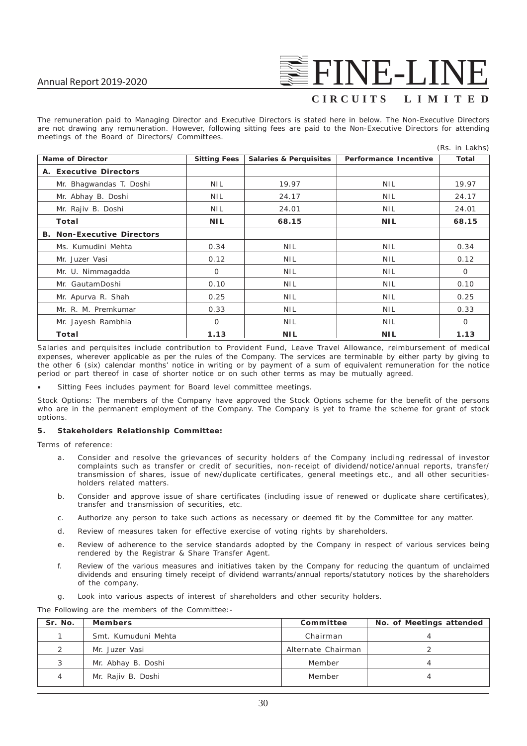The remuneration paid to Managing Director and Executive Directors is stated here in below. The Non-Executive Directors are not drawing any remuneration. However, following sitting fees are paid to the Non-Executive Directors for attending meetings of the Board of Directors/ Committees.

(Rs. in Lakhs)

| Name of Director | Sitting Fees | Salaries & Perquisites | Performance Incentive | Total |
|---|---|---|---|---|
| **A. Executive Directors** | | | | |
| Mr. Bhagwandas T. Doshi | NIL | 19.97 | NIL | 19.97 |
| Mr. Abhay B. Doshi | NIL | 24.17 | NIL | 24.17 |
| Mr. Rajiv B. Doshi | NIL | 24.01 | NIL | 24.01 |
| **Total** | **NIL** | **68.15** | **NIL** | **68.15** |
| **B. Non-Executive Directors** | | | | |
| Ms. Kumudini Mehta | 0.34 | NIL | NIL | 0.34 |
| Mr. Juzer Vasi | 0.12 | NIL | NIL | 0.12 |
| Mr. U. Nimmagadda | 0 | NIL | NIL | 0 |
| Mr. GautamDoshi | 0.10 | NIL | NIL | 0.10 |
| Mr. Apurva R. Shah | 0.25 | NIL | NIL | 0.25 |
| Mr. R. M. Premkumar | 0.33 | NIL | NIL | 0.33 |
| Mr. Jayesh Rambhia | 0 | NIL | NIL | 0 |
| **Total** | **1.13** | **NIL** | **NIL** | **1.13** |

Salaries and perquisites include contribution to Provident Fund, Leave Travel Allowance, reimbursement of medical expenses, wherever applicable as per the rules of the Company. The services are terminable by either party by giving to the other 6 (six) calendar months' notice in writing or by payment of a sum of equivalent remuneration for the notice period or part thereof in case of shorter notice or on such other terms as may be mutually agreed.

- Sitting Fees includes payment for Board level committee meetings.

Stock Options: The members of the Company have approved the Stock Options scheme for the benefit of the persons who are in the permanent employment of the Company. The Company is yet to frame the scheme for grant of stock options.

**5. Stakeholders Relationship Committee:**

Terms of reference:

a. Consider and resolve the grievances of security holders of the Company including redressal of investor complaints such as transfer or credit of securities, non-receipt of dividend/notice/annual reports, transfer/ transmission of shares, issue of new/duplicate certificates, general meetings etc., and all other securities-holders related matters.

b. Consider and approve issue of share certificates (including issue of renewed or duplicate share certificates), transfer and transmission of securities, etc.

c. Authorize any person to take such actions as necessary or deemed fit by the Committee for any matter.

d. Review of measures taken for effective exercise of voting rights by shareholders.

e. Review of adherence to the service standards adopted by the Company in respect of various services being rendered by the Registrar & Share Transfer Agent.

f. Review of the various measures and initiatives taken by the Company for reducing the quantum of unclaimed dividends and ensuring timely receipt of dividend warrants/annual reports/statutory notices by the shareholders of the company.

g. Look into various aspects of interest of shareholders and other security holders.

The Following are the members of the Committee:-

| Sr. No. | Members | Committee | No. of Meetings attended |
|---|---|---|---|
| 1 | Smt. Kumuduni Mehta | Chairman | 4 |
| 2 | Mr. Juzer Vasi | Alternate Chairman | 2 |
| 3 | Mr. Abhay B. Doshi | Member | 4 |
| 4 | Mr. Rajiv B. Doshi | Member | 4 |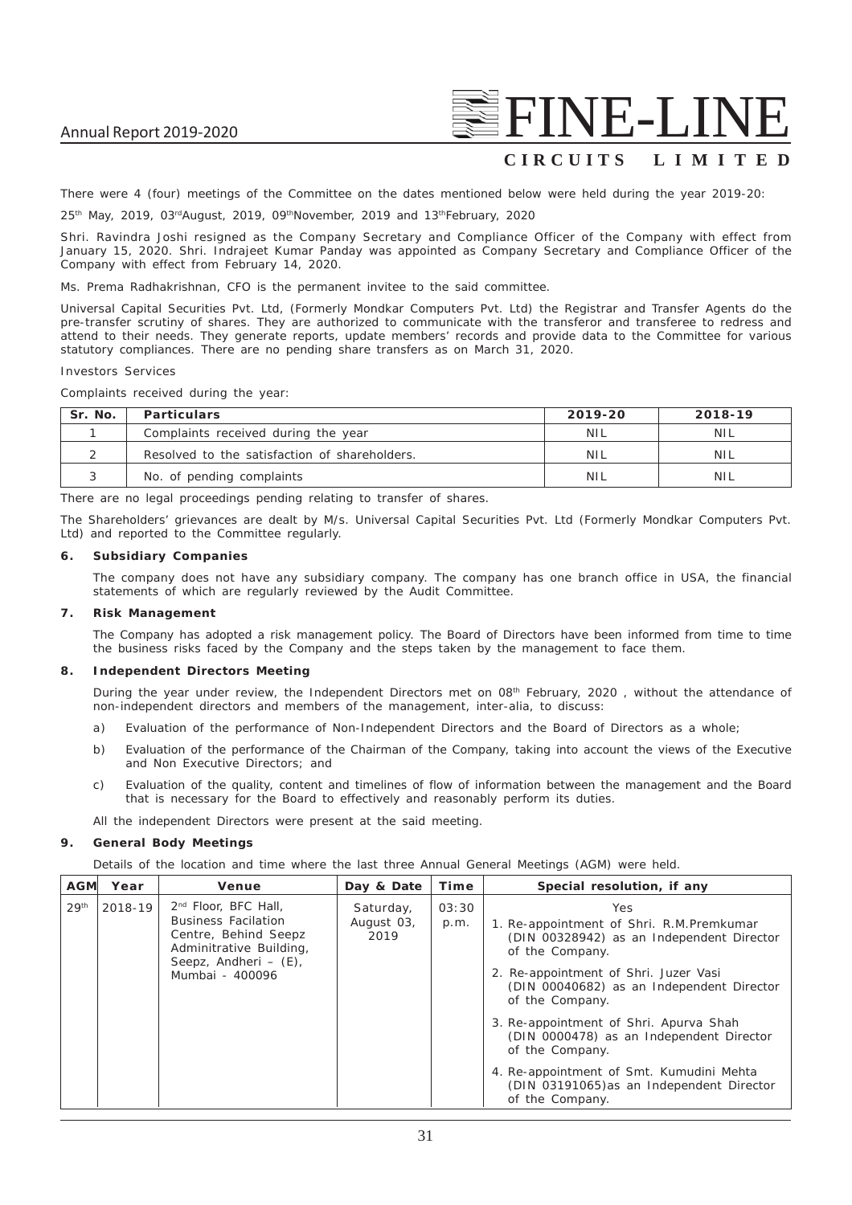There were 4 (four) meetings of the Committee on the dates mentioned below were held during the year 2019-20:

25th May, 2019, 03rdAugust, 2019, 09thNovember, 2019 and 13thFebruary, 2020

Shri. Ravindra Joshi resigned as the Company Secretary and Compliance Officer of the Company with effect from January 15, 2020. Shri. Indrajeet Kumar Panday was appointed as Company Secretary and Compliance Officer of the Company with effect from February 14, 2020.

Ms. Prema Radhakrishnan, CFO is the permanent invitee to the said committee.

Universal Capital Securities Pvt. Ltd, (Formerly Mondkar Computers Pvt. Ltd) the Registrar and Transfer Agents do the pre-transfer scrutiny of shares. They are authorized to communicate with the transferor and transferee to redress and attend to their needs. They generate reports, update members' records and provide data to the Committee for various statutory compliances. There are no pending share transfers as on March 31, 2020.

Investors Services

Complaints received during the year:

| Sr. No. | Particulars | 2019-20 | 2018-19 |
|---|---|---|---|
| 1 | Complaints received during the year | NIL | NIL |
| 2 | Resolved to the satisfaction of shareholders. | NIL | NIL |
| 3 | No. of pending complaints | NIL | NIL |

There are no legal proceedings pending relating to transfer of shares.

The Shareholders' grievances are dealt by M/s. Universal Capital Securities Pvt. Ltd (Formerly Mondkar Computers Pvt. Ltd) and reported to the Committee regularly.

**6. Subsidiary Companies**

The company does not have any subsidiary company. The company has one branch office in USA, the financial statements of which are regularly reviewed by the Audit Committee.

**7. Risk Management**

The Company has adopted a risk management policy. The Board of Directors have been informed from time to time the business risks faced by the Company and the steps taken by the management to face them.

**8. Independent Directors Meeting**

During the year under review, the Independent Directors met on 08th February, 2020 , without the attendance of non-independent directors and members of the management, inter-alia, to discuss:

a) Evaluation of the performance of Non-Independent Directors and the Board of Directors as a whole;

b) Evaluation of the performance of the Chairman of the Company, taking into account the views of the Executive and Non Executive Directors; and

c) Evaluation of the quality, content and timelines of flow of information between the management and the Board that is necessary for the Board to effectively and reasonably perform its duties.

All the independent Directors were present at the said meeting.

**9. General Body Meetings**

Details of the location and time where the last three Annual General Meetings (AGM) were held.

| AGM | Year | Venue | Day & Date | Time | Special resolution, if any |
|---|---|---|---|---|---|
| 29th | 2018-19 | 2nd Floor, BFC Hall, Business Facilation Centre, Behind Seepz Adminitrative Building, Seepz, Andheri – (E), Mumbai - 400096 | Saturday, August 03, 2019 | 03:30 p.m. | Yes<br>1. Re-appointment of Shri. R.M.Premkumar (DIN 00328942) as an Independent Director of the Company.<br>2. Re-appointment of Shri. Juzer Vasi (DIN 00040682) as an Independent Director of the Company.<br>3. Re-appointment of Shri. Apurva Shah (DIN 0000478) as an Independent Director of the Company.<br>4. Re-appointment of Smt. Kumudini Mehta (DIN 03191065)as an Independent Director of the Company. |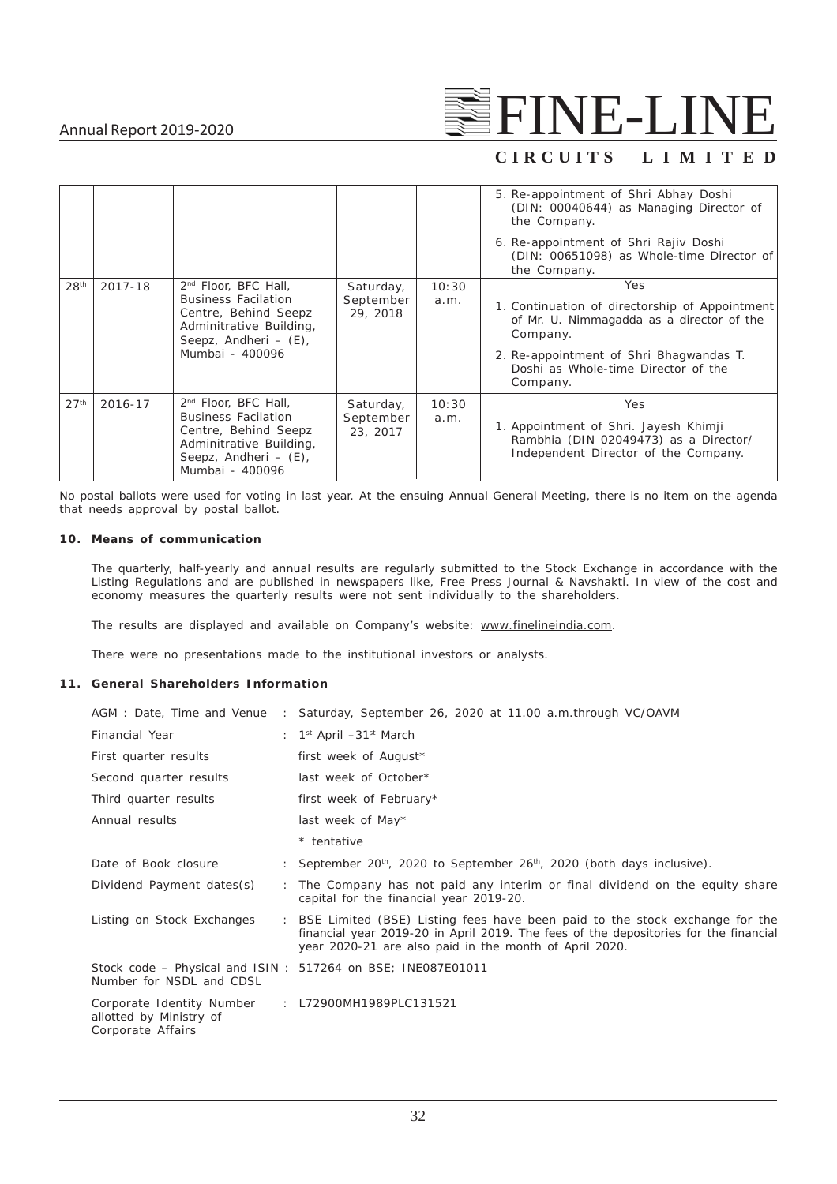|  |  |  |  |  | 5. Re-appointment of Shri Abhay Doshi (DIN: 00040644) as Managing Director of the Company.<br>6. Re-appointment of Shri Rajiv Doshi (DIN: 00651098) as Whole-time Director of the Company. |
|---|---|---|---|---|---|
| 28th | 2017-18 | 2nd Floor, BFC Hall, Business Facilation Centre, Behind Seepz Adminitrative Building, Seepz, Andheri – (E), Mumbai - 400096 | Saturday, September 29, 2018 | 10:30 a.m. | Yes<br>1. Continuation of directorship of Appointment of Mr. U. Nimmagadda as a director of the Company.<br>2. Re-appointment of Shri Bhagwandas T. Doshi as Whole-time Director of the Company. |
| 27th | 2016-17 | 2nd Floor, BFC Hall, Business Facilation Centre, Behind Seepz Adminitrative Building, Seepz, Andheri – (E), Mumbai - 400096 | Saturday, September 23, 2017 | 10:30 a.m. | Yes<br>1. Appointment of Shri. Jayesh Khimji Rambhia (DIN 02049473) as a Director/ Independent Director of the Company. |

No postal ballots were used for voting in last year. At the ensuing Annual General Meeting, there is no item on the agenda that needs approval by postal ballot.

**10. Means of communication**

The quarterly, half-yearly and annual results are regularly submitted to the Stock Exchange in accordance with the Listing Regulations and are published in newspapers like, Free Press Journal & Navshakti. In view of the cost and economy measures the quarterly results were not sent individually to the shareholders.

The results are displayed and available on Company's website: www.finelineindia.com.

There were no presentations made to the institutional investors or analysts.

**11. General Shareholders Information**

| | | |
|---|---|---|
| AGM : Date, Time and Venue | : | Saturday, September 26, 2020 at 11.00 a.m.through VC/OAVM |
| Financial Year | : | 1st April –31st March |
| First quarter results | | first week of August* |
| Second quarter results | | last week of October* |
| Third quarter results | | first week of February* |
| Annual results | | last week of May* |
| | | * tentative |
| Date of Book closure | : | September 20th, 2020 to September 26th, 2020 (both days inclusive). |
| Dividend Payment dates(s) | : | The Company has not paid any interim or final dividend on the equity share capital for the financial year 2019-20. |
| Listing on Stock Exchanges | : | BSE Limited (BSE) Listing fees have been paid to the stock exchange for the financial year 2019-20 in April 2019. The fees of the depositories for the financial year 2020-21 are also paid in the month of April 2020. |
| Stock code – Physical and ISIN Number for NSDL and CDSL | : | 517264 on BSE; INE087E01011 |
| Corporate Identity Number allotted by Ministry of Corporate Affairs | : | L72900MH1989PLC131521 |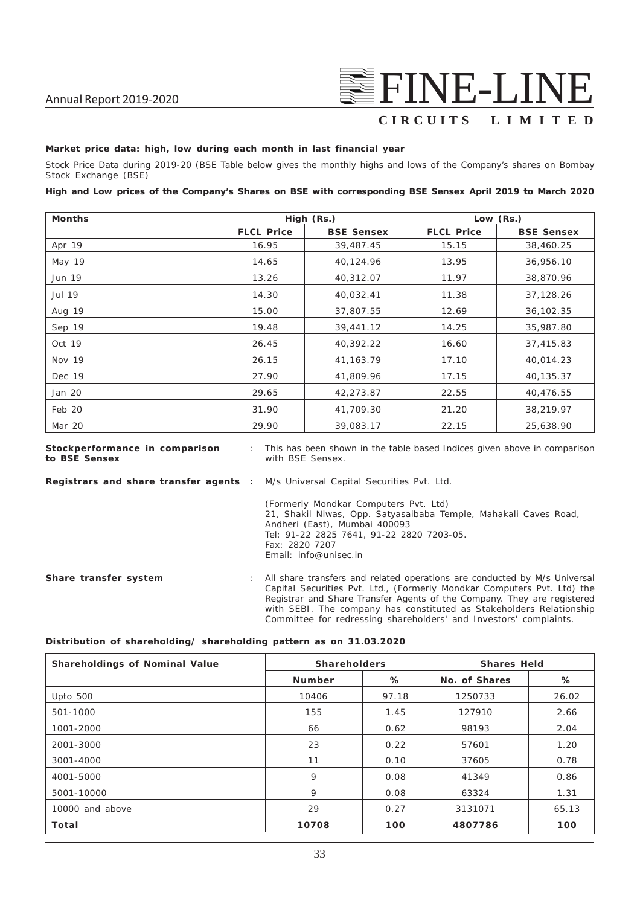**Market price data: high, low during each month in last financial year**

Stock Price Data during 2019-20 (BSE Table below gives the monthly highs and lows of the Company's shares on Bombay Stock Exchange (BSE)

**High and Low prices of the Company's Shares on BSE with corresponding BSE Sensex April 2019 to March 2020**

| Months | High (Rs.) | | Low (Rs.) | |
|---|---|---|---|---|
| | FLCL Price | BSE Sensex | FLCL Price | BSE Sensex |
| Apr 19 | 16.95 | 39,487.45 | 15.15 | 38,460.25 |
| May 19 | 14.65 | 40,124.96 | 13.95 | 36,956.10 |
| Jun 19 | 13.26 | 40,312.07 | 11.97 | 38,870.96 |
| Jul 19 | 14.30 | 40,032.41 | 11.38 | 37,128.26 |
| Aug 19 | 15.00 | 37,807.55 | 12.69 | 36,102.35 |
| Sep 19 | 19.48 | 39,441.12 | 14.25 | 35,987.80 |
| Oct 19 | 26.45 | 40,392.22 | 16.60 | 37,415.83 |
| Nov 19 | 26.15 | 41,163.79 | 17.10 | 40,014.23 |
| Dec 19 | 27.90 | 41,809.96 | 17.15 | 40,135.37 |
| Jan 20 | 29.65 | 42,273.87 | 22.55 | 40,476.55 |
| Feb 20 | 31.90 | 41,709.30 | 21.20 | 38,219.97 |
| Mar 20 | 29.90 | 39,083.17 | 22.15 | 25,638.90 |

**Stockperformance in comparison to BSE Sensex** : This has been shown in the table based Indices given above in comparison with BSE Sensex.

**Registrars and share transfer agents :** M/s Universal Capital Securities Pvt. Ltd.

(Formerly Mondkar Computers Pvt. Ltd)
21, Shakil Niwas, Opp. Satyasaibaba Temple, Mahakali Caves Road,
Andheri (East), Mumbai 400093
Tel: 91-22 2825 7641, 91-22 2820 7203-05.
Fax: 2820 7207
Email: info@unisec.in

**Share transfer system** : All share transfers and related operations are conducted by M/s Universal Capital Securities Pvt. Ltd., (Formerly Mondkar Computers Pvt. Ltd) the Registrar and Share Transfer Agents of the Company. They are registered with SEBI. The company has constituted as Stakeholders Relationship Committee for redressing shareholders' and Investors' complaints.

**Distribution of shareholding/ shareholding pattern as on 31.03.2020**

| Shareholdings of Nominal Value | Shareholders | | Shares Held | |
|---|---|---|---|---|
| | Number | % | No. of Shares | % |
| Upto 500 | 10406 | 97.18 | 1250733 | 26.02 |
| 501-1000 | 155 | 1.45 | 127910 | 2.66 |
| 1001-2000 | 66 | 0.62 | 98193 | 2.04 |
| 2001-3000 | 23 | 0.22 | 57601 | 1.20 |
| 3001-4000 | 11 | 0.10 | 37605 | 0.78 |
| 4001-5000 | 9 | 0.08 | 41349 | 0.86 |
| 5001-10000 | 9 | 0.08 | 63324 | 1.31 |
| 10000 and above | 29 | 0.27 | 3131071 | 65.13 |
| **Total** | **10708** | **100** | **4807786** | **100** |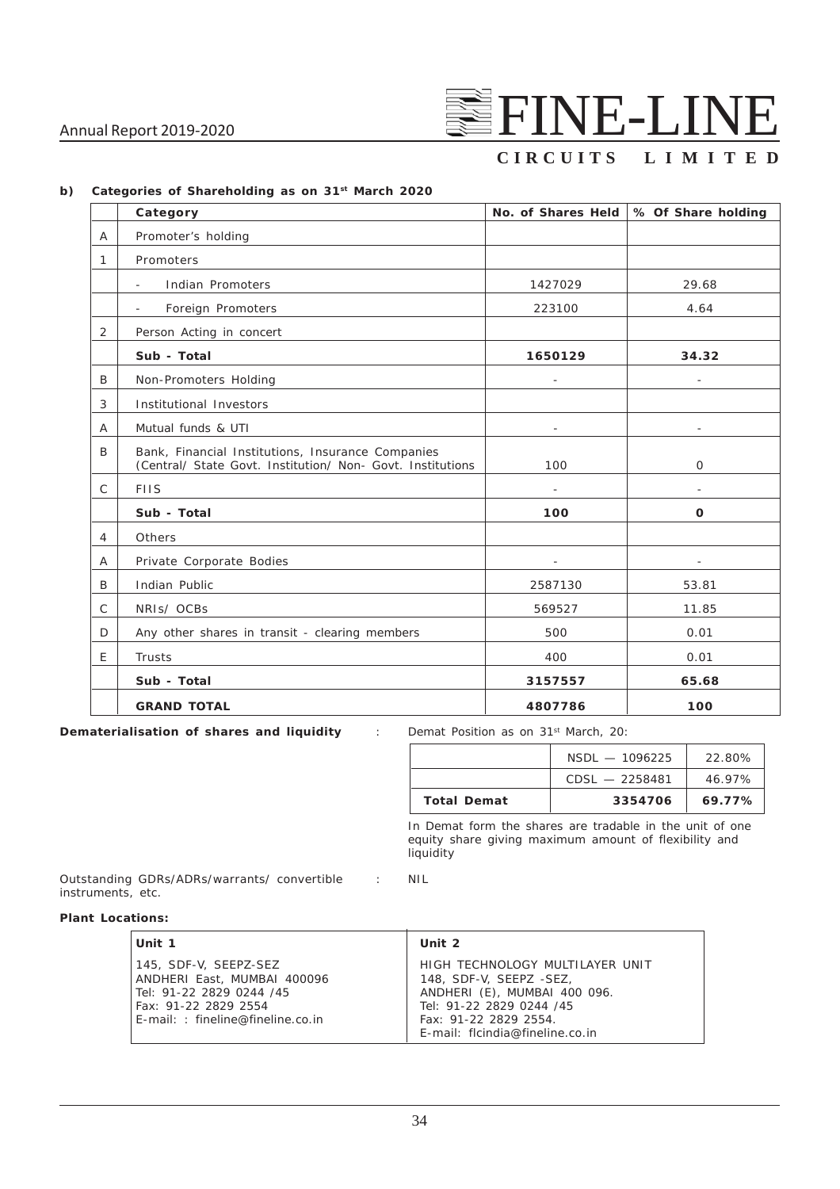**b) Categories of Shareholding as on 31st March 2020**

| | Category | No. of Shares Held | % Of Share holding |
|---|---|---|---|
| A | Promoter's holding | | |
| 1 | Promoters | | |
| | - Indian Promoters | 1427029 | 29.68 |
| | - Foreign Promoters | 223100 | 4.64 |
| 2 | Person Acting in concert | | |
| | **Sub - Total** | **1650129** | **34.32** |
| B | Non-Promoters Holding | - | - |
| 3 | Institutional Investors | | |
| A | Mutual funds & UTI | - | - |
| B | Bank, Financial Institutions, Insurance Companies (Central/ State Govt. Institution/ Non- Govt. Institutions | 100 | 0 |
| C | FIIS | - | - |
| | **Sub - Total** | **100** | **0** |
| 4 | Others | | |
| A | Private Corporate Bodies | - | - |
| B | Indian Public | 2587130 | 53.81 |
| C | NRIs/ OCBs | 569527 | 11.85 |
| D | Any other shares in transit - clearing members | 500 | 0.01 |
| E | Trusts | 400 | 0.01 |
| | **Sub - Total** | **3157557** | **65.68** |
| | **GRAND TOTAL** | **4807786** | **100** |

**Dematerialisation of shares and liquidity** : Demat Position as on 31st March, 20:

| | | |
|---|---|---|
| | NSDL — 1096225 | 22.80% |
| | CDSL — 2258481 | 46.97% |
| **Total Demat** | **3354706** | **69.77%** |

In Demat form the shares are tradable in the unit of one equity share giving maximum amount of flexibility and liquidity

Outstanding GDRs/ADRs/warrants/ convertible instruments, etc. : NIL

**Plant Locations:**

| Unit 1 | Unit 2 |
|---|---|
| 145, SDF-V, SEEPZ-SEZ<br>ANDHERI East, MUMBAI 400096<br>Tel: 91-22 2829 0244 /45<br>Fax: 91-22 2829 2554<br>E-mail: : fineline@fineline.co.in | HIGH TECHNOLOGY MULTILAYER UNIT<br>148, SDF-V, SEEPZ -SEZ,<br>ANDHERI (E), MUMBAI 400 096.<br>Tel: 91-22 2829 0244 /45<br>Fax: 91-22 2829 2554.<br>E-mail: flcindia@fineline.co.in |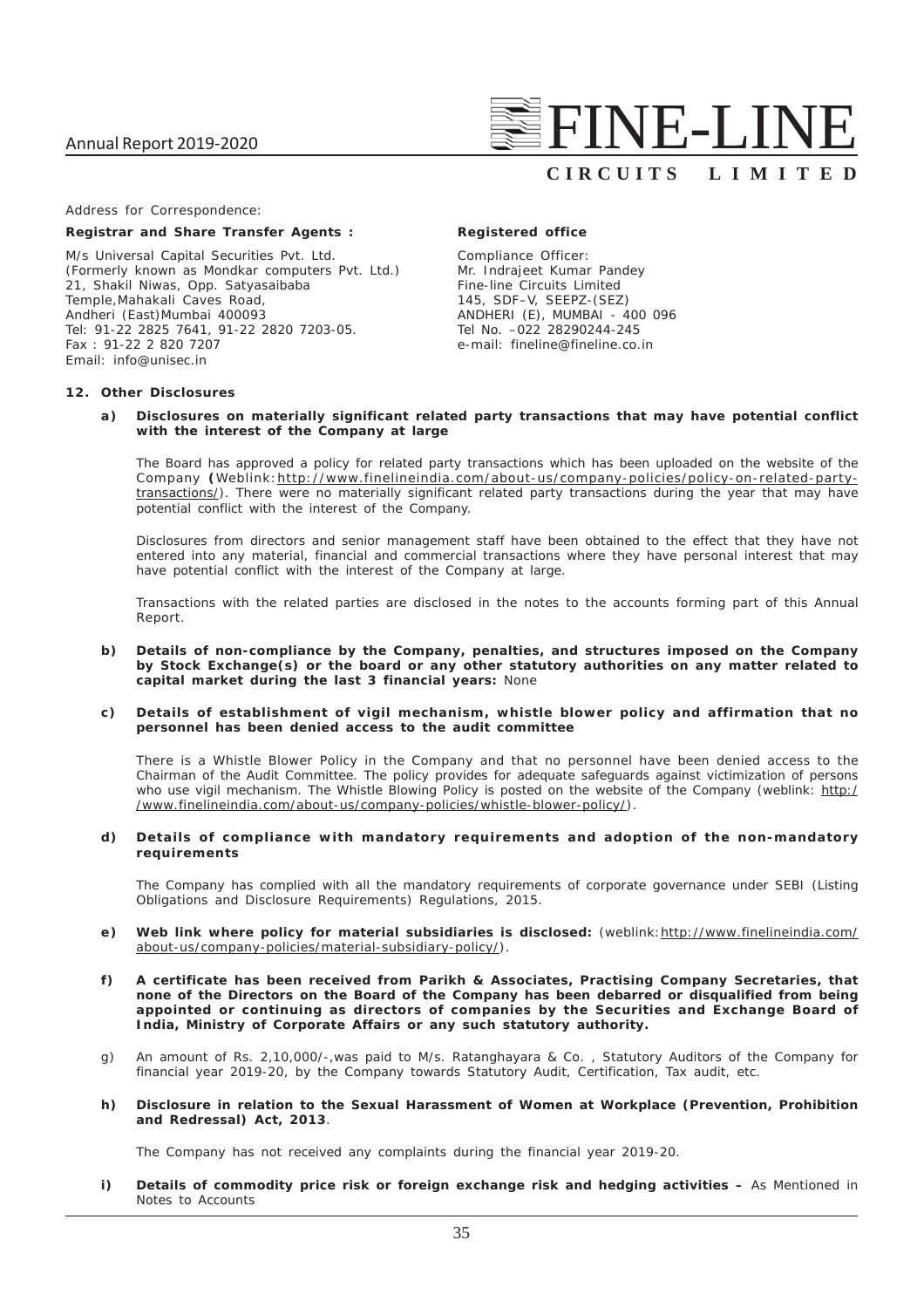Address for Correspondence:

**Registrar and Share Transfer Agents :**

M/s Universal Capital Securities Pvt. Ltd.
(Formerly known as Mondkar computers Pvt. Ltd.)
21, Shakil Niwas, Opp. Satyasaibaba
Temple,Mahakali Caves Road,
Andheri (East)Mumbai 400093
Tel: 91-22 2825 7641, 91-22 2820 7203-05.
Fax : 91-22 2 820 7207
Email: info@unisec.in

**Registered office**

Compliance Officer:
Mr. Indrajeet Kumar Pandey
Fine-line Circuits Limited
145, SDF–V, SEEPZ-(SEZ)
ANDHERI (E), MUMBAI - 400 096
Tel No. –022 28290244-245
e-mail: fineline@fineline.co.in

**12. Other Disclosures**

**a) Disclosures on materially significant related party transactions that may have potential conflict with the interest of the Company at large**

The Board has approved a policy for related party transactions which has been uploaded on the website of the Company **(**Weblink: http://www.finelineindia.com/about-us/company-policies/policy-on-related-party-transactions/). There were no materially significant related party transactions during the year that may have potential conflict with the interest of the Company.

Disclosures from directors and senior management staff have been obtained to the effect that they have not entered into any material, financial and commercial transactions where they have personal interest that may have potential conflict with the interest of the Company at large.

Transactions with the related parties are disclosed in the notes to the accounts forming part of this Annual Report.

**b) Details of non-compliance by the Company, penalties, and structures imposed on the Company by Stock Exchange(s) or the board or any other statutory authorities on any matter related to capital market during the last 3 financial years:** None

**c) Details of establishment of vigil mechanism, whistle blower policy and affirmation that no personnel has been denied access to the audit committee**

There is a Whistle Blower Policy in the Company and that no personnel have been denied access to the Chairman of the Audit Committee. The policy provides for adequate safeguards against victimization of persons who use vigil mechanism. The Whistle Blowing Policy is posted on the website of the Company (weblink: http://www.finelineindia.com/about-us/company-policies/whistle-blower-policy/).

**d) Details of compliance with mandatory requirements and adoption of the non-mandatory requirements**

The Company has complied with all the mandatory requirements of corporate governance under SEBI (Listing Obligations and Disclosure Requirements) Regulations, 2015.

**e) Web link where policy for material subsidiaries is disclosed:** (weblink: http://www.finelineindia.com/about-us/company-policies/material-subsidiary-policy/).

**f) A certificate has been received from Parikh & Associates, Practising Company Secretaries, that none of the Directors on the Board of the Company has been debarred or disqualified from being appointed or continuing as directors of companies by the Securities and Exchange Board of India, Ministry of Corporate Affairs or any such statutory authority.**

g) An amount of Rs. 2,10,000/-,was paid to M/s. Ratanghayara & Co. , Statutory Auditors of the Company for financial year 2019-20, by the Company towards Statutory Audit, Certification, Tax audit, etc.

**h) Disclosure in relation to the Sexual Harassment of Women at Workplace (Prevention, Prohibition and Redressal) Act, 2013**.

The Company has not received any complaints during the financial year 2019-20.

**i) Details of commodity price risk or foreign exchange risk and hedging activities –** As Mentioned in Notes to Accounts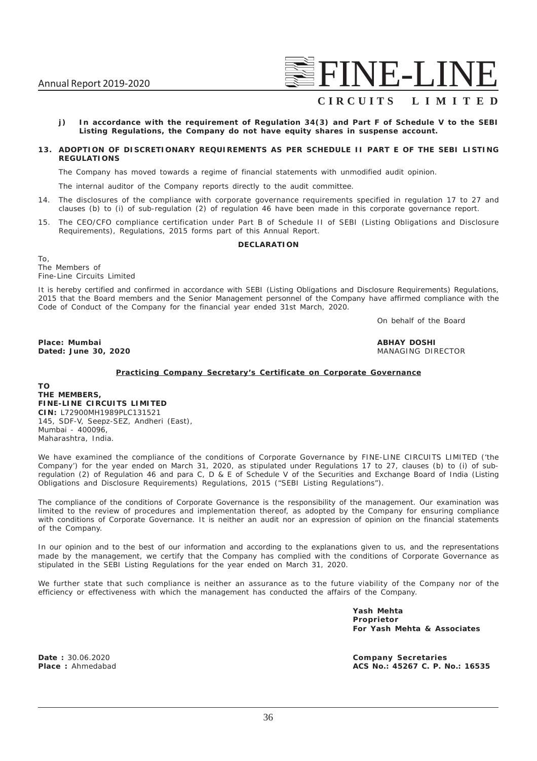**j) In accordance with the requirement of Regulation 34(3) and Part F of Schedule V to the SEBI Listing Regulations, the Company do not have equity shares in suspense account.**

**13. ADOPTION OF DISCRETIONARY REQUIREMENTS AS PER SCHEDULE II PART E OF THE SEBI LISTING REGULATIONS**

The Company has moved towards a regime of financial statements with unmodified audit opinion.

The internal auditor of the Company reports directly to the audit committee.

14. The disclosures of the compliance with corporate governance requirements specified in regulation 17 to 27 and clauses (b) to (i) of sub-regulation (2) of regulation 46 have been made in this corporate governance report.

15. The CEO/CFO compliance certification under Part B of Schedule II of SEBI (Listing Obligations and Disclosure Requirements), Regulations, 2015 forms part of this Annual Report.

**DECLARATION**

To,
The Members of
Fine-Line Circuits Limited

It is hereby certified and confirmed in accordance with SEBI (Listing Obligations and Disclosure Requirements) Regulations, 2015 that the Board members and the Senior Management personnel of the Company have affirmed compliance with the Code of Conduct of the Company for the financial year ended 31st March, 2020.

On behalf of the Board

**Place: Mumbai**
**Dated: June 30, 2020**

**ABHAY DOSHI**
MANAGING DIRECTOR

**Practicing Company Secretary's Certificate on Corporate Governance**

**TO**
**THE MEMBERS,**
**FINE-LINE CIRCUITS LIMITED**
**CIN:** L72900MH1989PLC131521
145, SDF-V, Seepz-SEZ, Andheri (East),
Mumbai - 400096,
Maharashtra, India.

We have examined the compliance of the conditions of Corporate Governance by FINE-LINE CIRCUITS LIMITED ('the Company') for the year ended on March 31, 2020, as stipulated under Regulations 17 to 27, clauses (b) to (i) of sub-regulation (2) of Regulation 46 and para C, D & E of Schedule V of the Securities and Exchange Board of India (Listing Obligations and Disclosure Requirements) Regulations, 2015 ("SEBI Listing Regulations").

The compliance of the conditions of Corporate Governance is the responsibility of the management. Our examination was limited to the review of procedures and implementation thereof, as adopted by the Company for ensuring compliance with conditions of Corporate Governance. It is neither an audit nor an expression of opinion on the financial statements of the Company.

In our opinion and to the best of our information and according to the explanations given to us, and the representations made by the management, we certify that the Company has complied with the conditions of Corporate Governance as stipulated in the SEBI Listing Regulations for the year ended on March 31, 2020.

We further state that such compliance is neither an assurance as to the future viability of the Company nor of the efficiency or effectiveness with which the management has conducted the affairs of the Company.

**Yash Mehta**
**Proprietor**
**For Yash Mehta & Associates**

**Date :** 30.06.2020
**Place :** Ahmedabad

**Company Secretaries**
**ACS No.: 45267 C. P. No.: 16535**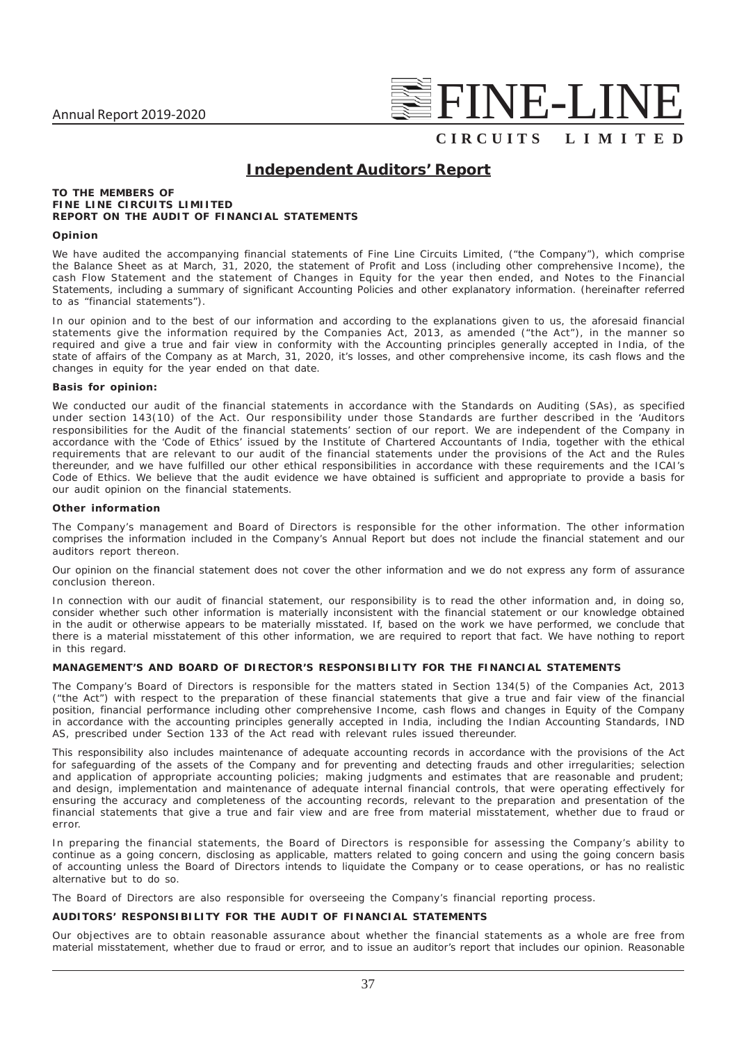## Independent Auditors' Report

**TO THE MEMBERS OF**
**FINE LINE CIRCUITS LIMIITED**
**REPORT ON THE AUDIT OF FINANCIAL STATEMENTS**

### Opinion

We have audited the accompanying financial statements of Fine Line Circuits Limited, ("the Company"), which comprise the Balance Sheet as at March, 31, 2020, the statement of Profit and Loss (including other comprehensive Income), the cash Flow Statement and the statement of Changes in Equity for the year then ended, and Notes to the Financial Statements, including a summary of significant Accounting Policies and other explanatory information. (hereinafter referred to as "financial statements").

In our opinion and to the best of our information and according to the explanations given to us, the aforesaid financial statements give the information required by the Companies Act, 2013, as amended ("the Act"), in the manner so required and give a true and fair view in conformity with the Accounting principles generally accepted in India, of the state of affairs of the Company as at March, 31, 2020, it's losses, and other comprehensive income, its cash flows and the changes in equity for the year ended on that date.

### Basis for opinion:

We conducted our audit of the financial statements in accordance with the Standards on Auditing (SAs), as specified under section 143(10) of the Act. Our responsibility under those Standards are further described in the 'Auditors responsibilities for the Audit of the financial statements' section of our report. We are independent of the Company in accordance with the 'Code of Ethics' issued by the Institute of Chartered Accountants of India, together with the ethical requirements that are relevant to our audit of the financial statements under the provisions of the Act and the Rules thereunder, and we have fulfilled our other ethical responsibilities in accordance with these requirements and the ICAI's Code of Ethics. We believe that the audit evidence we have obtained is sufficient and appropriate to provide a basis for our audit opinion on the financial statements.

### Other information

The Company's management and Board of Directors is responsible for the other information. The other information comprises the information included in the Company's Annual Report but does not include the financial statement and our auditors report thereon.

Our opinion on the financial statement does not cover the other information and we do not express any form of assurance conclusion thereon.

In connection with our audit of financial statement, our responsibility is to read the other information and, in doing so, consider whether such other information is materially inconsistent with the financial statement or our knowledge obtained in the audit or otherwise appears to be materially misstated. If, based on the work we have performed, we conclude that there is a material misstatement of this other information, we are required to report that fact. We have nothing to report in this regard.

### MANAGEMENT'S AND BOARD OF DIRECTOR'S RESPONSIBILITY FOR THE FINANCIAL STATEMENTS

The Company's Board of Directors is responsible for the matters stated in Section 134(5) of the Companies Act, 2013 ("the Act") with respect to the preparation of these financial statements that give a true and fair view of the financial position, financial performance including other comprehensive Income, cash flows and changes in Equity of the Company in accordance with the accounting principles generally accepted in India, including the Indian Accounting Standards, IND AS, prescribed under Section 133 of the Act read with relevant rules issued thereunder.

This responsibility also includes maintenance of adequate accounting records in accordance with the provisions of the Act for safeguarding of the assets of the Company and for preventing and detecting frauds and other irregularities; selection and application of appropriate accounting policies; making judgments and estimates that are reasonable and prudent; and design, implementation and maintenance of adequate internal financial controls, that were operating effectively for ensuring the accuracy and completeness of the accounting records, relevant to the preparation and presentation of the financial statements that give a true and fair view and are free from material misstatement, whether due to fraud or error.

In preparing the financial statements, the Board of Directors is responsible for assessing the Company's ability to continue as a going concern, disclosing as applicable, matters related to going concern and using the going concern basis of accounting unless the Board of Directors intends to liquidate the Company or to cease operations, or has no realistic alternative but to do so.

The Board of Directors are also responsible for overseeing the Company's financial reporting process.

### AUDITORS' RESPONSIBILITY FOR THE AUDIT OF FINANCIAL STATEMENTS

Our objectives are to obtain reasonable assurance about whether the financial statements as a whole are free from material misstatement, whether due to fraud or error, and to issue an auditor's report that includes our opinion. Reasonable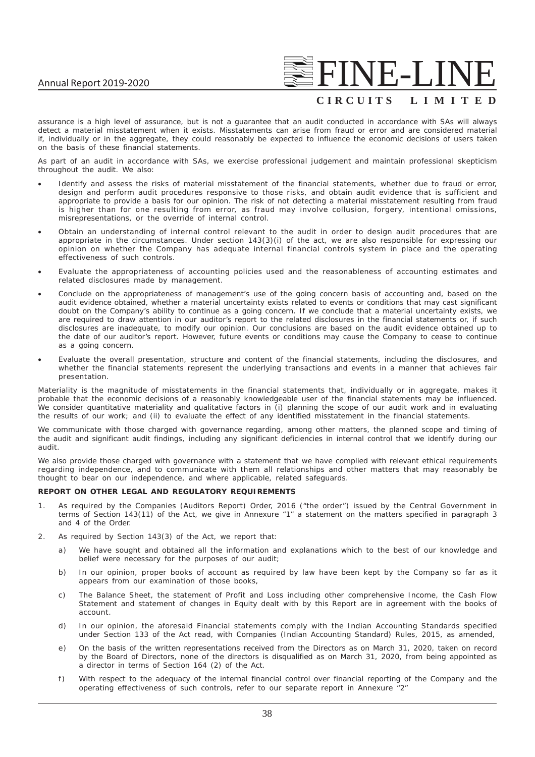assurance is a high level of assurance, but is not a guarantee that an audit conducted in accordance with SAs will always detect a material misstatement when it exists. Misstatements can arise from fraud or error and are considered material if, individually or in the aggregate, they could reasonably be expected to influence the economic decisions of users taken on the basis of these financial statements.

As part of an audit in accordance with SAs, we exercise professional judgement and maintain professional skepticism throughout the audit. We also:

- Identify and assess the risks of material misstatement of the financial statements, whether due to fraud or error, design and perform audit procedures responsive to those risks, and obtain audit evidence that is sufficient and appropriate to provide a basis for our opinion. The risk of not detecting a material misstatement resulting from fraud is higher than for one resulting from error, as fraud may involve collusion, forgery, intentional omissions, misrepresentations, or the override of internal control.
- Obtain an understanding of internal control relevant to the audit in order to design audit procedures that are appropriate in the circumstances. Under section 143(3)(i) of the act, we are also responsible for expressing our opinion on whether the Company has adequate internal financial controls system in place and the operating effectiveness of such controls.
- Evaluate the appropriateness of accounting policies used and the reasonableness of accounting estimates and related disclosures made by management.
- Conclude on the appropriateness of management's use of the going concern basis of accounting and, based on the audit evidence obtained, whether a material uncertainty exists related to events or conditions that may cast significant doubt on the Company's ability to continue as a going concern. If we conclude that a material uncertainty exists, we are required to draw attention in our auditor's report to the related disclosures in the financial statements or, if such disclosures are inadequate, to modify our opinion. Our conclusions are based on the audit evidence obtained up to the date of our auditor's report. However, future events or conditions may cause the Company to cease to continue as a going concern.
- Evaluate the overall presentation, structure and content of the financial statements, including the disclosures, and whether the financial statements represent the underlying transactions and events in a manner that achieves fair presentation.

Materiality is the magnitude of misstatements in the financial statements that, individually or in aggregate, makes it probable that the economic decisions of a reasonably knowledgeable user of the financial statements may be influenced. We consider quantitative materiality and qualitative factors in (i) planning the scope of our audit work and in evaluating the results of our work; and (ii) to evaluate the effect of any identified misstatement in the financial statements.

We communicate with those charged with governance regarding, among other matters, the planned scope and timing of the audit and significant audit findings, including any significant deficiencies in internal control that we identify during our audit.

We also provide those charged with governance with a statement that we have complied with relevant ethical requirements regarding independence, and to communicate with them all relationships and other matters that may reasonably be thought to bear on our independence, and where applicable, related safeguards.

**REPORT ON OTHER LEGAL AND REGULATORY REQUIREMENTS**

1. As required by the Companies (Auditors Report) Order, 2016 ("the order") issued by the Central Government in terms of Section 143(11) of the Act, we give in Annexure "1" a statement on the matters specified in paragraph 3 and 4 of the Order.
2. As required by Section 143(3) of the Act, we report that:
   a) We have sought and obtained all the information and explanations which to the best of our knowledge and belief were necessary for the purposes of our audit;
   b) In our opinion, proper books of account as required by law have been kept by the Company so far as it appears from our examination of those books,
   c) The Balance Sheet, the statement of Profit and Loss including other comprehensive Income, the Cash Flow Statement and statement of changes in Equity dealt with by this Report are in agreement with the books of account.
   d) In our opinion, the aforesaid Financial statements comply with the Indian Accounting Standards specified under Section 133 of the Act read, with Companies (Indian Accounting Standard) Rules, 2015, as amended,
   e) On the basis of the written representations received from the Directors as on March 31, 2020, taken on record by the Board of Directors, none of the directors is disqualified as on March 31, 2020, from being appointed as a director in terms of Section 164 (2) of the Act.
   f) With respect to the adequacy of the internal financial control over financial reporting of the Company and the operating effectiveness of such controls, refer to our separate report in Annexure "2"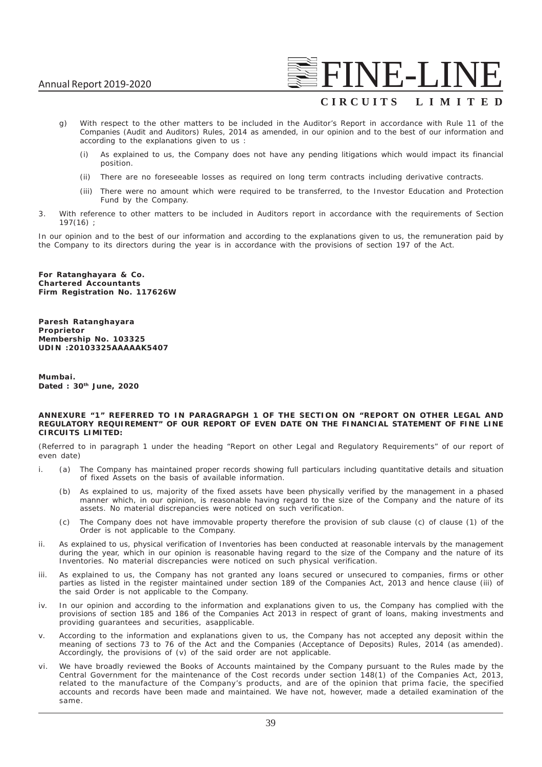g) With respect to the other matters to be included in the Auditor's Report in accordance with Rule 11 of the Companies (Audit and Auditors) Rules, 2014 as amended, in our opinion and to the best of our information and according to the explanations given to us :

   (i) As explained to us, the Company does not have any pending litigations which would impact its financial position.

   (ii) There are no foreseeable losses as required on long term contracts including derivative contracts.

   (iii) There were no amount which were required to be transferred, to the Investor Education and Protection Fund by the Company.

3. With reference to other matters to be included in Auditors report in accordance with the requirements of Section 197(16) ;

In our opinion and to the best of our information and according to the explanations given to us, the remuneration paid by the Company to its directors during the year is in accordance with the provisions of section 197 of the Act.

**For Ratanghayara & Co.**
**Chartered Accountants**
**Firm Registration No. 117626W**

**Paresh Ratanghayara**
**Proprietor**
**Membership No. 103325**
**UDIN :20103325AAAAAK5407**

**Mumbai.**
**Dated : 30th June, 2020**

**ANNEXURE "1" REFERRED TO IN PARAGRAPGH 1 OF THE SECTION ON "REPORT ON OTHER LEGAL AND REGULATORY REQUIREMENT" OF OUR REPORT OF EVEN DATE ON THE FINANCIAL STATEMENT OF FINE LINE CIRCUITS LIMITED:**

(Referred to in paragraph 1 under the heading "Report on other Legal and Regulatory Requirements" of our report of even date)

i. (a) The Company has maintained proper records showing full particulars including quantitative details and situation of fixed Assets on the basis of available information.

   (b) As explained to us, majority of the fixed assets have been physically verified by the management in a phased manner which, in our opinion, is reasonable having regard to the size of the Company and the nature of its assets. No material discrepancies were noticed on such verification.

   (c) The Company does not have immovable property therefore the provision of sub clause (c) of clause (1) of the Order is not applicable to the Company.

ii. As explained to us, physical verification of Inventories has been conducted at reasonable intervals by the management during the year, which in our opinion is reasonable having regard to the size of the Company and the nature of its Inventories. No material discrepancies were noticed on such physical verification.

iii. As explained to us, the Company has not granted any loans secured or unsecured to companies, firms or other parties as listed in the register maintained under section 189 of the Companies Act, 2013 and hence clause (iii) of the said Order is not applicable to the Company.

iv. In our opinion and according to the information and explanations given to us, the Company has complied with the provisions of section 185 and 186 of the Companies Act 2013 in respect of grant of loans, making investments and providing guarantees and securities, asapplicable.

v. According to the information and explanations given to us, the Company has not accepted any deposit within the meaning of sections 73 to 76 of the Act and the Companies (Acceptance of Deposits) Rules, 2014 (as amended). Accordingly, the provisions of (v) of the said order are not applicable.

vi. We have broadly reviewed the Books of Accounts maintained by the Company pursuant to the Rules made by the Central Government for the maintenance of the Cost records under section 148(1) of the Companies Act, 2013, related to the manufacture of the Company's products, and are of the opinion that prima facie, the specified accounts and records have been made and maintained. We have not, however, made a detailed examination of the same.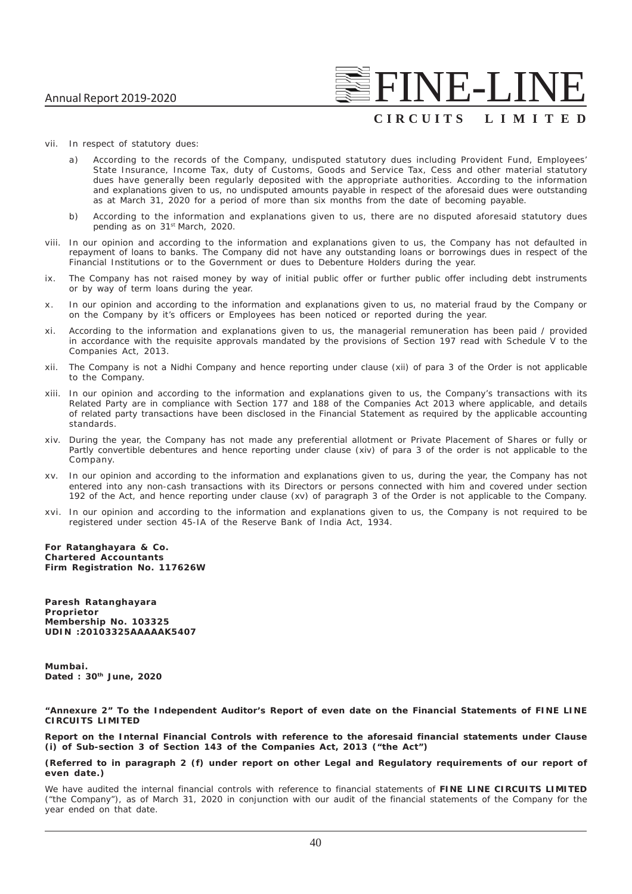vii. In respect of statutory dues:

   a) According to the records of the Company, undisputed statutory dues including Provident Fund, Employees' State Insurance, Income Tax, duty of Customs, Goods and Service Tax, Cess and other material statutory dues have generally been regularly deposited with the appropriate authorities. According to the information and explanations given to us, no undisputed amounts payable in respect of the aforesaid dues were outstanding as at March 31, 2020 for a period of more than six months from the date of becoming payable.

   b) According to the information and explanations given to us, there are no disputed aforesaid statutory dues pending as on 31st March, 2020.

viii. In our opinion and according to the information and explanations given to us, the Company has not defaulted in repayment of loans to banks. The Company did not have any outstanding loans or borrowings dues in respect of the Financial Institutions or to the Government or dues to Debenture Holders during the year.

ix. The Company has not raised money by way of initial public offer or further public offer including debt instruments or by way of term loans during the year.

x. In our opinion and according to the information and explanations given to us, no material fraud by the Company or on the Company by it's officers or Employees has been noticed or reported during the year.

xi. According to the information and explanations given to us, the managerial remuneration has been paid / provided in accordance with the requisite approvals mandated by the provisions of Section 197 read with Schedule V to the Companies Act, 2013.

xii. The Company is not a Nidhi Company and hence reporting under clause (xii) of para 3 of the Order is not applicable to the Company.

xiii. In our opinion and according to the information and explanations given to us, the Company's transactions with its Related Party are in compliance with Section 177 and 188 of the Companies Act 2013 where applicable, and details of related party transactions have been disclosed in the Financial Statement as required by the applicable accounting standards.

xiv. During the year, the Company has not made any preferential allotment or Private Placement of Shares or fully or Partly convertible debentures and hence reporting under clause (xiv) of para 3 of the order is not applicable to the Company.

xv. In our opinion and according to the information and explanations given to us, during the year, the Company has not entered into any non-cash transactions with its Directors or persons connected with him and covered under section 192 of the Act, and hence reporting under clause (xv) of paragraph 3 of the Order is not applicable to the Company.

xvi. In our opinion and according to the information and explanations given to us, the Company is not required to be registered under section 45-IA of the Reserve Bank of India Act, 1934.

**For Ratanghayara & Co.**
**Chartered Accountants**
**Firm Registration No. 117626W**

**Paresh Ratanghayara**
**Proprietor**
**Membership No. 103325**
**UDIN :20103325AAAAAK5407**

**Mumbai.**
**Dated : 30th June, 2020**

**"Annexure 2" To the Independent Auditor's Report of even date on the Financial Statements of FINE LINE CIRCUITS LIMITED**

**Report on the Internal Financial Controls with reference to the aforesaid financial statements under Clause (i) of Sub-section 3 of Section 143 of the Companies Act, 2013 ("the Act")**

**(Referred to in paragraph 2 (f) under report on other Legal and Regulatory requirements of our report of even date.)**

We have audited the internal financial controls with reference to financial statements of **FINE LINE CIRCUITS LIMITED** ("the Company"), as of March 31, 2020 in conjunction with our audit of the financial statements of the Company for the year ended on that date.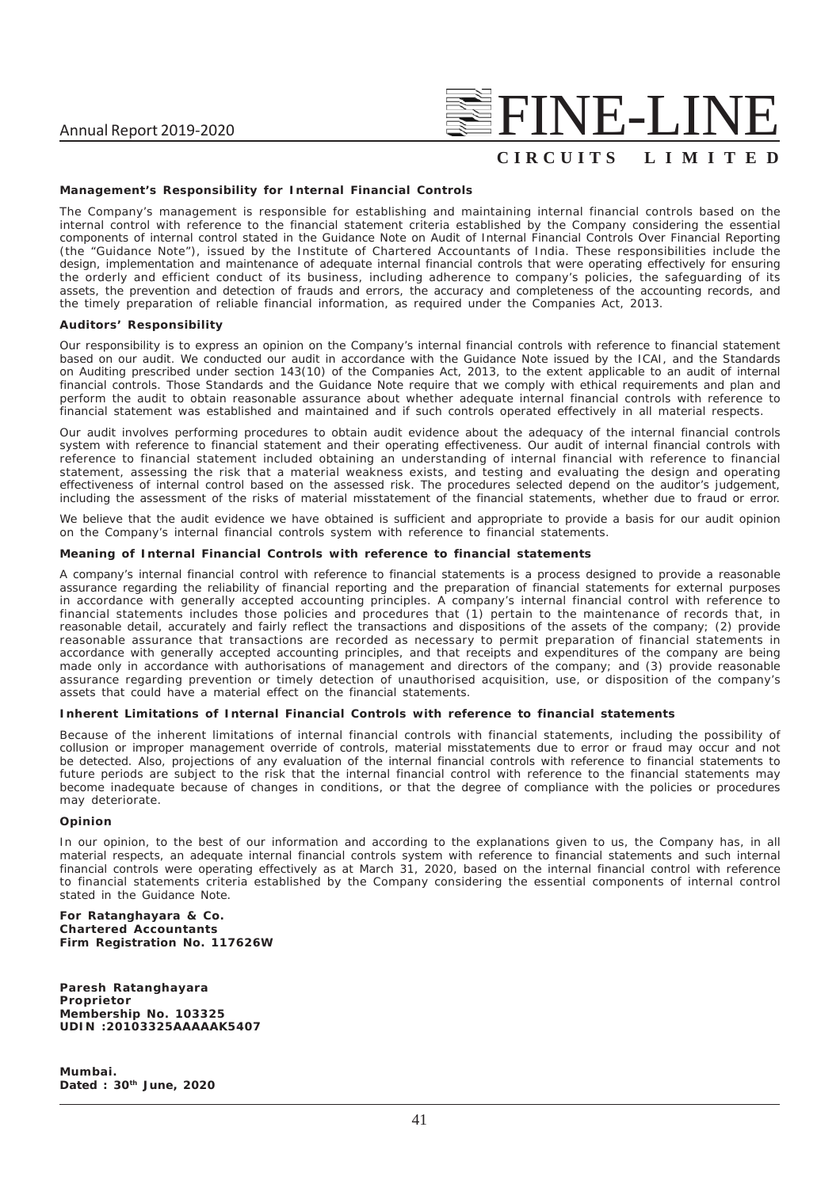**Management's Responsibility for Internal Financial Controls**

The Company's management is responsible for establishing and maintaining internal financial controls based on the internal control with reference to the financial statement criteria established by the Company considering the essential components of internal control stated in the Guidance Note on Audit of Internal Financial Controls Over Financial Reporting (the "Guidance Note"), issued by the Institute of Chartered Accountants of India. These responsibilities include the design, implementation and maintenance of adequate internal financial controls that were operating effectively for ensuring the orderly and efficient conduct of its business, including adherence to company's policies, the safeguarding of its assets, the prevention and detection of frauds and errors, the accuracy and completeness of the accounting records, and the timely preparation of reliable financial information, as required under the Companies Act, 2013.

**Auditors' Responsibility**

Our responsibility is to express an opinion on the Company's internal financial controls with reference to financial statement based on our audit. We conducted our audit in accordance with the Guidance Note issued by the ICAI, and the Standards on Auditing prescribed under section 143(10) of the Companies Act, 2013, to the extent applicable to an audit of internal financial controls. Those Standards and the Guidance Note require that we comply with ethical requirements and plan and perform the audit to obtain reasonable assurance about whether adequate internal financial controls with reference to financial statement was established and maintained and if such controls operated effectively in all material respects.

Our audit involves performing procedures to obtain audit evidence about the adequacy of the internal financial controls system with reference to financial statement and their operating effectiveness. Our audit of internal financial controls with reference to financial statement included obtaining an understanding of internal financial with reference to financial statement, assessing the risk that a material weakness exists, and testing and evaluating the design and operating effectiveness of internal control based on the assessed risk. The procedures selected depend on the auditor's judgement, including the assessment of the risks of material misstatement of the financial statements, whether due to fraud or error.

We believe that the audit evidence we have obtained is sufficient and appropriate to provide a basis for our audit opinion on the Company's internal financial controls system with reference to financial statements.

**Meaning of Internal Financial Controls with reference to financial statements**

A company's internal financial control with reference to financial statements is a process designed to provide a reasonable assurance regarding the reliability of financial reporting and the preparation of financial statements for external purposes in accordance with generally accepted accounting principles. A company's internal financial control with reference to financial statements includes those policies and procedures that (1) pertain to the maintenance of records that, in reasonable detail, accurately and fairly reflect the transactions and dispositions of the assets of the company; (2) provide reasonable assurance that transactions are recorded as necessary to permit preparation of financial statements in accordance with generally accepted accounting principles, and that receipts and expenditures of the company are being made only in accordance with authorisations of management and directors of the company; and (3) provide reasonable assurance regarding prevention or timely detection of unauthorised acquisition, use, or disposition of the company's assets that could have a material effect on the financial statements.

**Inherent Limitations of Internal Financial Controls with reference to financial statements**

Because of the inherent limitations of internal financial controls with financial statements, including the possibility of collusion or improper management override of controls, material misstatements due to error or fraud may occur and not be detected. Also, projections of any evaluation of the internal financial controls with reference to financial statements to future periods are subject to the risk that the internal financial control with reference to the financial statements may become inadequate because of changes in conditions, or that the degree of compliance with the policies or procedures may deteriorate.

**Opinion**

In our opinion, to the best of our information and according to the explanations given to us, the Company has, in all material respects, an adequate internal financial controls system with reference to financial statements and such internal financial controls were operating effectively as at March 31, 2020, based on the internal financial control with reference to financial statements criteria established by the Company considering the essential components of internal control stated in the Guidance Note.

**For Ratanghayara & Co.**
**Chartered Accountants**
**Firm Registration No. 117626W**

**Paresh Ratanghayara**
**Proprietor**
**Membership No. 103325**
**UDIN :20103325AAAAAK5407**

**Mumbai.**
**Dated : 30th June, 2020**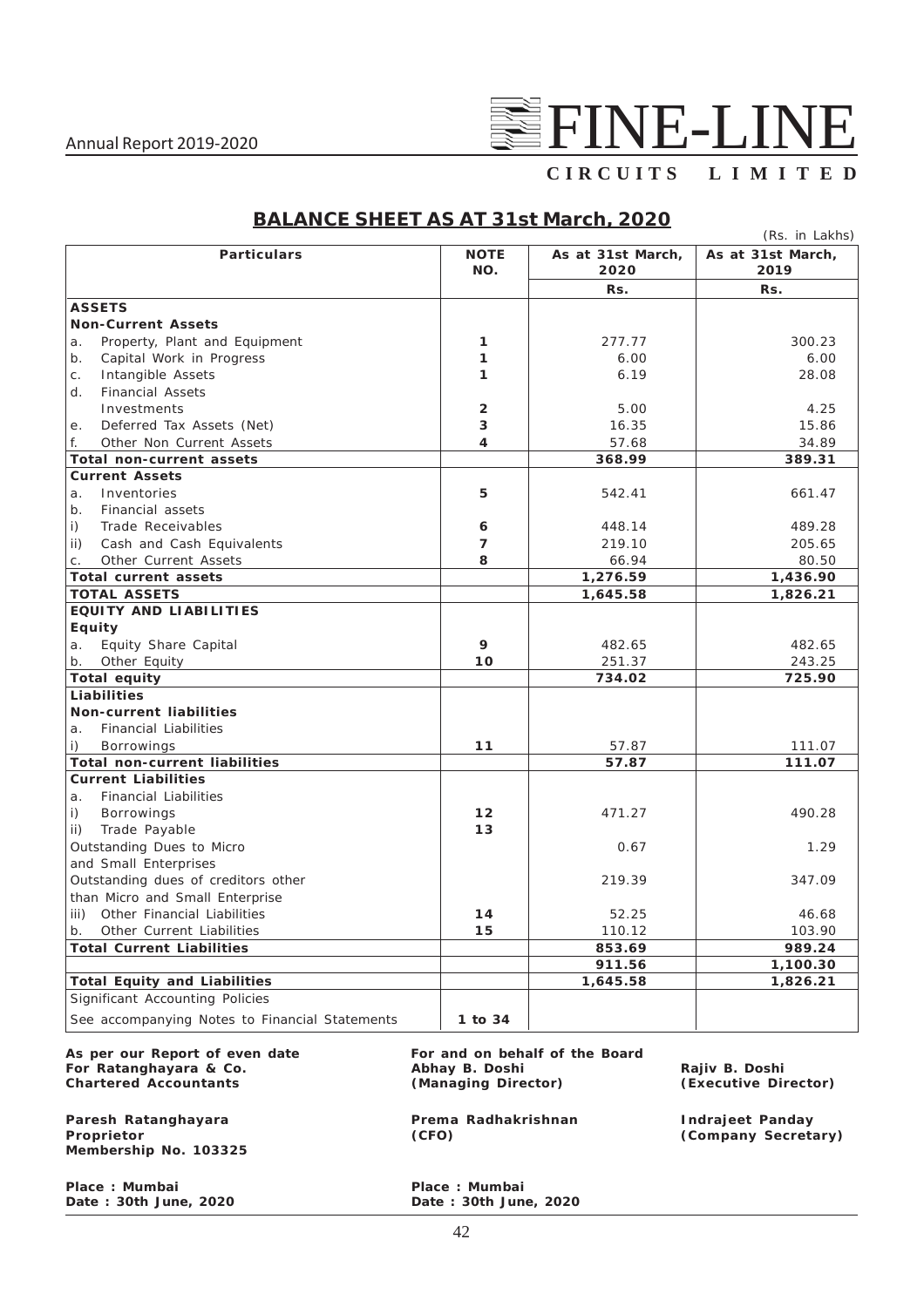# BALANCE SHEET AS AT 31st March, 2020

(Rs. in Lakhs)

| Particulars | NOTE NO. | As at 31st March, 2020 | As at 31st March, 2019 |
|---|---|---|---|
| | | Rs. | Rs. |
| **ASSETS** | | | |
| **Non-Current Assets** | | | |
| a. Property, Plant and Equipment | 1 | 277.77 | 300.23 |
| b. Capital Work in Progress | 1 | 6.00 | 6.00 |
| c. Intangible Assets | 1 | 6.19 | 28.08 |
| d. Financial Assets | | | |
| Investments | 2 | 5.00 | 4.25 |
| e. Deferred Tax Assets (Net) | 3 | 16.35 | 15.86 |
| f. Other Non Current Assets | 4 | 57.68 | 34.89 |
| **Total non-current assets** | | **368.99** | **389.31** |
| **Current Assets** | | | |
| a. Inventories | 5 | 542.41 | 661.47 |
| b. Financial assets | | | |
| i) Trade Receivables | 6 | 448.14 | 489.28 |
| ii) Cash and Cash Equivalents | 7 | 219.10 | 205.65 |
| c. Other Current Assets | 8 | 66.94 | 80.50 |
| **Total current assets** | | **1,276.59** | **1,436.90** |
| **TOTAL ASSETS** | | **1,645.58** | **1,826.21** |
| **EQUITY AND LIABILITIES** | | | |
| **Equity** | | | |
| a. Equity Share Capital | 9 | 482.65 | 482.65 |
| b. Other Equity | 10 | 251.37 | 243.25 |
| **Total equity** | | **734.02** | **725.90** |
| **Liabilities** | | | |
| **Non-current liabilities** | | | |
| a. Financial Liabilities | | | |
| i) Borrowings | 11 | 57.87 | 111.07 |
| **Total non-current liabilities** | | **57.87** | **111.07** |
| **Current Liabilities** | | | |
| a. Financial Liabilities | | | |
| i) Borrowings | 12 | 471.27 | 490.28 |
| ii) Trade Payable | 13 | | |
| Outstanding Dues to Micro and Small Enterprises | | 0.67 | 1.29 |
| Outstanding dues of creditors other than Micro and Small Enterprise | | 219.39 | 347.09 |
| iii) Other Financial Liabilities | 14 | 52.25 | 46.68 |
| b. Other Current Liabilities | 15 | 110.12 | 103.90 |
| **Total Current Liabilities** | | **853.69** | **989.24** |
| | | **911.56** | **1,100.30** |
| **Total Equity and Liabilities** | | **1,645.58** | **1,826.21** |
| Significant Accounting Policies | | | |
| See accompanying Notes to Financial Statements | 1 to 34 | | |

**As per our Report of even date**
**For Ratanghayara & Co.**
**Chartered Accountants**

**Paresh Ratanghayara**
**Proprietor**
**Membership No. 103325**

**Place : Mumbai**
**Date : 30th June, 2020**

**For and on behalf of the Board**

**Abhay B. Doshi**
**(Managing Director)**

**Rajiv B. Doshi**
**(Executive Director)**

**Prema Radhakrishnan**
**(CFO)**

**Indrajeet Panday**
**(Company Secretary)**

**Place : Mumbai**
**Date : 30th June, 2020**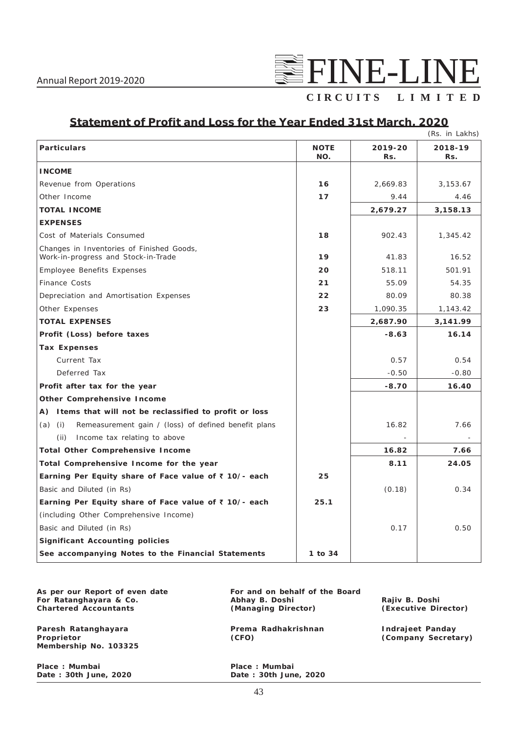## Statement of Profit and Loss for the Year Ended 31st March, 2020

(Rs. in Lakhs)

| Particulars | NOTE NO. | 2019-20 Rs. | 2018-19 Rs. |
|---|---|---|---|
| **INCOME** | | | |
| Revenue from Operations | **16** | 2,669.83 | 3,153.67 |
| Other Income | **17** | 9.44 | 4.46 |
| **TOTAL INCOME** | | **2,679.27** | **3,158.13** |
| **EXPENSES** | | | |
| Cost of Materials Consumed | **18** | 902.43 | 1,345.42 |
| Changes in Inventories of Finished Goods, Work-in-progress and Stock-in-Trade | **19** | 41.83 | 16.52 |
| Employee Benefits Expenses | **20** | 518.11 | 501.91 |
| Finance Costs | **21** | 55.09 | 54.35 |
| Depreciation and Amortisation Expenses | **22** | 80.09 | 80.38 |
| Other Expenses | **23** | 1,090.35 | 1,143.42 |
| **TOTAL EXPENSES** | | **2,687.90** | **3,141.99** |
| **Profit (Loss) before taxes** | | **-8.63** | **16.14** |
| **Tax Expenses** | | | |
| Current Tax | | 0.57 | 0.54 |
| Deferred Tax | | -0.50 | -0.80 |
| **Profit after tax for the year** | | **-8.70** | **16.40** |
| **Other Comprehensive Income** | | | |
| **A) Items that will not be reclassified to profit or loss** | | | |
| (a) (i) Remeasurement gain / (loss) of defined benefit plans | | 16.82 | 7.66 |
| (ii) Income tax relating to above | | - | - |
| **Total Other Comprehensive Income** | | **16.82** | **7.66** |
| **Total Comprehensive Income for the year** | | **8.11** | **24.05** |
| **Earning Per Equity share of Face value of ₹ 10/- each** | **25** | | |
| Basic and Diluted (in Rs) | | (0.18) | 0.34 |
| **Earning Per Equity share of Face value of ₹ 10/- each** | **25.1** | | |
| (including Other Comprehensive Income) | | | |
| Basic and Diluted (in Rs) | | 0.17 | 0.50 |
| **Significant Accounting policies** | | | |
| **See accompanying Notes to the Financial Statements** | **1 to 34** | | |

**As per our Report of even date**
**For Ratanghayara & Co.**
**Chartered Accountants**

**Paresh Ratanghayara**
**Proprietor**
**Membership No. 103325**

**Place : Mumbai**
**Date : 30th June, 2020**

**For and on behalf of the Board**

**Abhay B. Doshi**
**(Managing Director)**

**Rajiv B. Doshi**
**(Executive Director)**

**Prema Radhakrishnan**
**(CFO)**

**Indrajeet Panday**
**(Company Secretary)**

**Place : Mumbai**
**Date : 30th June, 2020**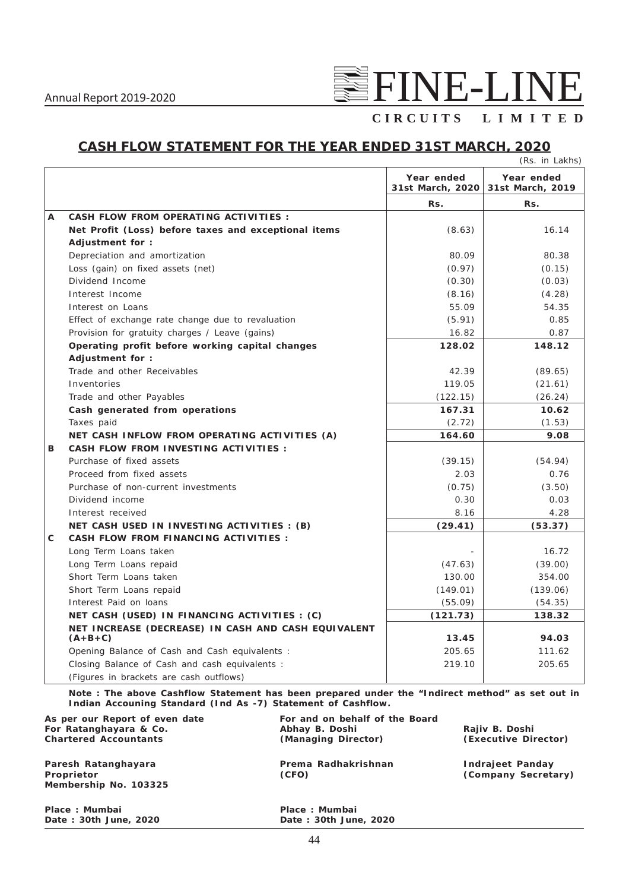# CASH FLOW STATEMENT FOR THE YEAR ENDED 31ST MARCH, 2020

(Rs. in Lakhs)

| | | Year ended 31st March, 2020 | Year ended 31st March, 2019 |
|---|---|---|---|
| | | Rs. | Rs. |
| **A** | **CASH FLOW FROM OPERATING ACTIVITIES :** | | |
| | **Net Profit (Loss) before taxes and exceptional items** | (8.63) | 16.14 |
| | **Adjustment for :** | | |
| | Depreciation and amortization | 80.09 | 80.38 |
| | Loss (gain) on fixed assets (net) | (0.97) | (0.15) |
| | Dividend Income | (0.30) | (0.03) |
| | Interest Income | (8.16) | (4.28) |
| | Interest on Loans | 55.09 | 54.35 |
| | Effect of exchange rate change due to revaluation | (5.91) | 0.85 |
| | Provision for gratuity charges / Leave (gains) | 16.82 | 0.87 |
| | **Operating profit before working capital changes** | **128.02** | **148.12** |
| | **Adjustment for :** | | |
| | Trade and other Receivables | 42.39 | (89.65) |
| | Inventories | 119.05 | (21.61) |
| | Trade and other Payables | (122.15) | (26.24) |
| | **Cash generated from operations** | **167.31** | **10.62** |
| | Taxes paid | (2.72) | (1.53) |
| | **NET CASH INFLOW FROM OPERATING ACTIVITIES (A)** | **164.60** | **9.08** |
| **B** | **CASH FLOW FROM INVESTING ACTIVITIES :** | | |
| | Purchase of fixed assets | (39.15) | (54.94) |
| | Proceed from fixed assets | 2.03 | 0.76 |
| | Purchase of non-current investments | (0.75) | (3.50) |
| | Dividend income | 0.30 | 0.03 |
| | Interest received | 8.16 | 4.28 |
| | **NET CASH USED IN INVESTING ACTIVITIES : (B)** | **(29.41)** | **(53.37)** |
| **C** | **CASH FLOW FROM FINANCING ACTIVITIES :** | | |
| | Long Term Loans taken | - | 16.72 |
| | Long Term Loans repaid | (47.63) | (39.00) |
| | Short Term Loans taken | 130.00 | 354.00 |
| | Short Term Loans repaid | (149.01) | (139.06) |
| | Interest Paid on loans | (55.09) | (54.35) |
| | **NET CASH (USED) IN FINANCING ACTIVITIES : (C)** | **(121.73)** | **138.32** |
| | **NET INCREASE (DECREASE) IN CASH AND CASH EQUIVALENT (A+B+C)** | **13.45** | **94.03** |
| | Opening Balance of Cash and Cash equivalents : | 205.65 | 111.62 |
| | Closing Balance of Cash and cash equivalents : | 219.10 | 205.65 |
| | (Figures in brackets are cash outflows) | | |

**Note : The above Cashflow Statement has been prepared under the "Indirect method" as set out in Indian Accouning Standard (Ind As -7) Statement of Cashflow.**

**As per our Report of even date**
**For Ratanghayara & Co.**
**Chartered Accountants**

**Paresh Ratanghayara**
**Proprietor**
**Membership No. 103325**

**Place : Mumbai**
**Date : 30th June, 2020**

**For and on behalf of the Board**

**Abhay B. Doshi**
**(Managing Director)**

**Rajiv B. Doshi**
**(Executive Director)**

**Prema Radhakrishnan**
**(CFO)**

**Indrajeet Panday**
**(Company Secretary)**

**Place : Mumbai**
**Date : 30th June, 2020**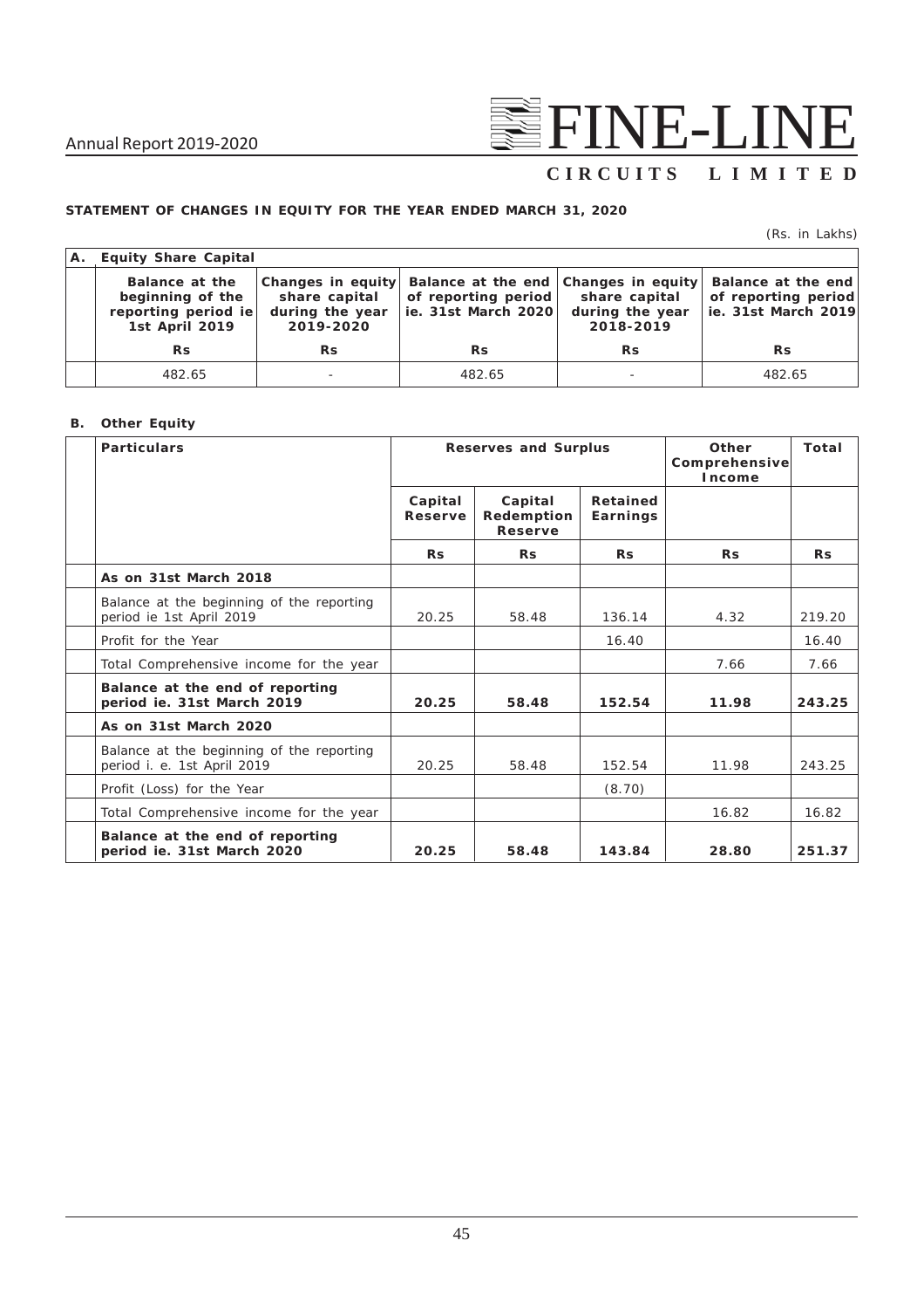## STATEMENT OF CHANGES IN EQUITY FOR THE YEAR ENDED MARCH 31, 2020

(Rs. in Lakhs)

**A. Equity Share Capital**

| Balance at the beginning of the reporting period ie 1st April 2019 | Changes in equity share capital during the year 2019-2020 | Balance at the end of reporting period ie. 31st March 2020 | Changes in equity share capital during the year 2018-2019 | Balance at the end of reporting period ie. 31st March 2019 |
|---|---|---|---|---|
| Rs | Rs | Rs | Rs | Rs |
| 482.65 | - | 482.65 | - | 482.65 |

**B. Other Equity**

| Particulars | Reserves and Surplus | | | Other Comprehensive Income | Total |
|---|---|---|---|---|---|
| | Capital Reserve | Capital Redemption Reserve | Retained Earnings | | |
| | Rs | Rs | Rs | Rs | Rs |
| **As on 31st March 2018** | | | | | |
| Balance at the beginning of the reporting period ie 1st April 2019 | 20.25 | 58.48 | 136.14 | 4.32 | 219.20 |
| Profit for the Year | | | 16.40 | | 16.40 |
| Total Comprehensive income for the year | | | | 7.66 | 7.66 |
| **Balance at the end of reporting period ie. 31st March 2019** | **20.25** | **58.48** | **152.54** | **11.98** | **243.25** |
| **As on 31st March 2020** | | | | | |
| Balance at the beginning of the reporting period i. e. 1st April 2019 | 20.25 | 58.48 | 152.54 | 11.98 | 243.25 |
| Profit (Loss) for the Year | | | (8.70) | | |
| Total Comprehensive income for the year | | | | 16.82 | 16.82 |
| **Balance at the end of reporting period ie. 31st March 2020** | **20.25** | **58.48** | **143.84** | **28.80** | **251.37** |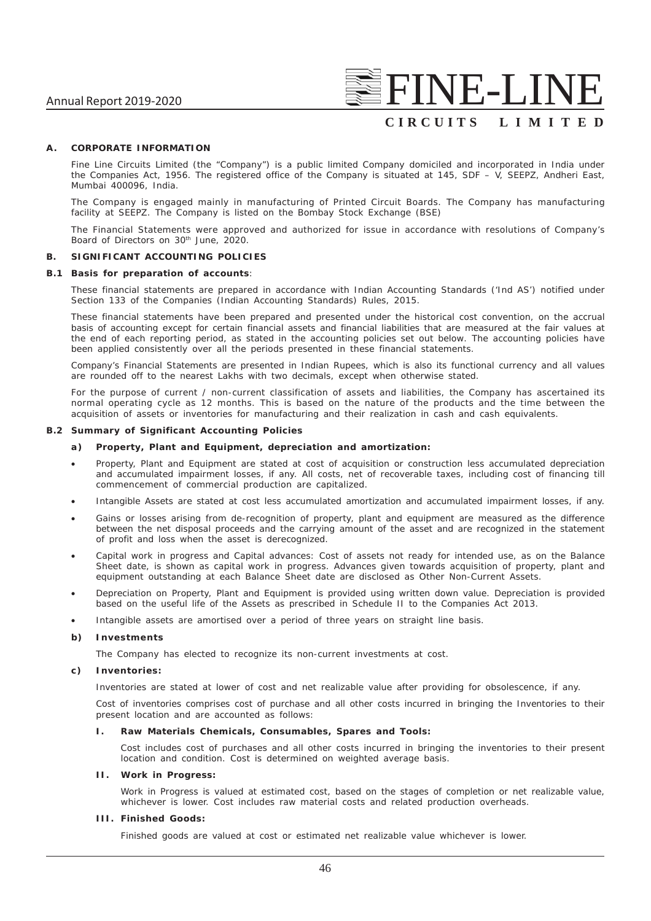## A. CORPORATE INFORMATION

Fine Line Circuits Limited (the "Company") is a public limited Company domiciled and incorporated in India under the Companies Act, 1956. The registered office of the Company is situated at 145, SDF – V, SEEPZ, Andheri East, Mumbai 400096, India.

The Company is engaged mainly in manufacturing of Printed Circuit Boards. The Company has manufacturing facility at SEEPZ. The Company is listed on the Bombay Stock Exchange (BSE)

The Financial Statements were approved and authorized for issue in accordance with resolutions of Company's Board of Directors on 30th June, 2020.

## B. SIGNIFICANT ACCOUNTING POLICIES

### B.1 Basis for preparation of accounts:

These financial statements are prepared in accordance with Indian Accounting Standards ('Ind AS') notified under Section 133 of the Companies (Indian Accounting Standards) Rules, 2015.

These financial statements have been prepared and presented under the historical cost convention, on the accrual basis of accounting except for certain financial assets and financial liabilities that are measured at the fair values at the end of each reporting period, as stated in the accounting policies set out below. The accounting policies have been applied consistently over all the periods presented in these financial statements.

Company's Financial Statements are presented in Indian Rupees, which is also its functional currency and all values are rounded off to the nearest Lakhs with two decimals, except when otherwise stated.

For the purpose of current / non-current classification of assets and liabilities, the Company has ascertained its normal operating cycle as 12 months. This is based on the nature of the products and the time between the acquisition of assets or inventories for manufacturing and their realization in cash and cash equivalents.

### B.2 Summary of Significant Accounting Policies

#### a) Property, Plant and Equipment, depreciation and amortization:

- Property, Plant and Equipment are stated at cost of acquisition or construction less accumulated depreciation and accumulated impairment losses, if any. All costs, net of recoverable taxes, including cost of financing till commencement of commercial production are capitalized.
- Intangible Assets are stated at cost less accumulated amortization and accumulated impairment losses, if any.
- Gains or losses arising from de-recognition of property, plant and equipment are measured as the difference between the net disposal proceeds and the carrying amount of the asset and are recognized in the statement of profit and loss when the asset is derecognized.
- Capital work in progress and Capital advances: Cost of assets not ready for intended use, as on the Balance Sheet date, is shown as capital work in progress. Advances given towards acquisition of property, plant and equipment outstanding at each Balance Sheet date are disclosed as Other Non-Current Assets.
- Depreciation on Property, Plant and Equipment is provided using written down value. Depreciation is provided based on the useful life of the Assets as prescribed in Schedule II to the Companies Act 2013.
- Intangible assets are amortised over a period of three years on straight line basis.

#### b) Investments

The Company has elected to recognize its non-current investments at cost.

#### c) Inventories:

Inventories are stated at lower of cost and net realizable value after providing for obsolescence, if any.

Cost of inventories comprises cost of purchase and all other costs incurred in bringing the Inventories to their present location and are accounted as follows:

**I. Raw Materials Chemicals, Consumables, Spares and Tools:**

Cost includes cost of purchases and all other costs incurred in bringing the inventories to their present location and condition. Cost is determined on weighted average basis.

**II. Work in Progress:**

Work in Progress is valued at estimated cost, based on the stages of completion or net realizable value, whichever is lower. Cost includes raw material costs and related production overheads.

**III. Finished Goods:**

Finished goods are valued at cost or estimated net realizable value whichever is lower.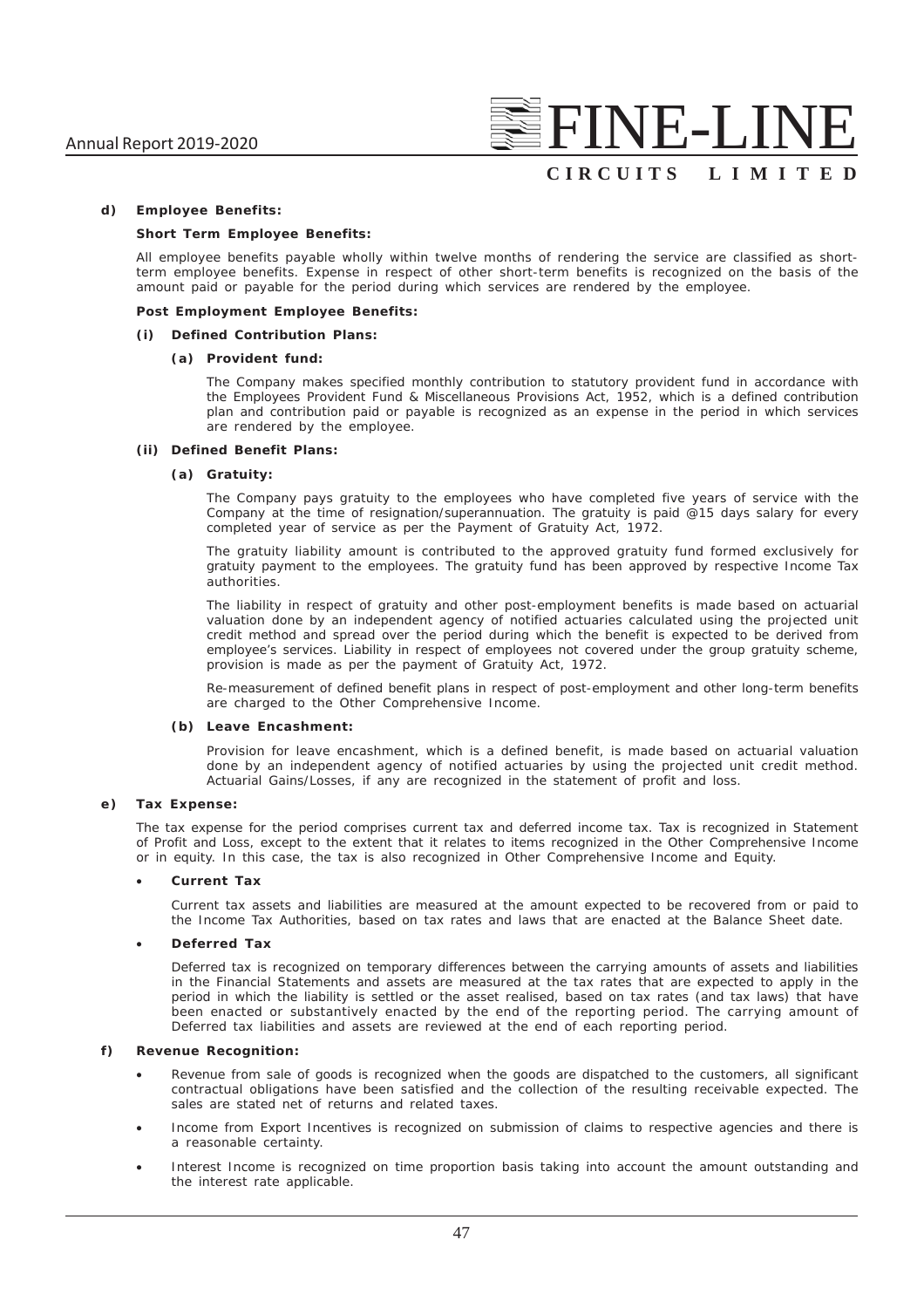**d) Employee Benefits:**

**Short Term Employee Benefits:**

All employee benefits payable wholly within twelve months of rendering the service are classified as short-term employee benefits. Expense in respect of other short-term benefits is recognized on the basis of the amount paid or payable for the period during which services are rendered by the employee.

**Post Employment Employee Benefits:**

**(i) Defined Contribution Plans:**

**(a) Provident fund:**

The Company makes specified monthly contribution to statutory provident fund in accordance with the Employees Provident Fund & Miscellaneous Provisions Act, 1952, which is a defined contribution plan and contribution paid or payable is recognized as an expense in the period in which services are rendered by the employee.

**(ii) Defined Benefit Plans:**

**(a) Gratuity:**

The Company pays gratuity to the employees who have completed five years of service with the Company at the time of resignation/superannuation. The gratuity is paid @15 days salary for every completed year of service as per the Payment of Gratuity Act, 1972.

The gratuity liability amount is contributed to the approved gratuity fund formed exclusively for gratuity payment to the employees. The gratuity fund has been approved by respective Income Tax authorities.

The liability in respect of gratuity and other post-employment benefits is made based on actuarial valuation done by an independent agency of notified actuaries calculated using the projected unit credit method and spread over the period during which the benefit is expected to be derived from employee's services. Liability in respect of employees not covered under the group gratuity scheme, provision is made as per the payment of Gratuity Act, 1972.

Re-measurement of defined benefit plans in respect of post-employment and other long-term benefits are charged to the Other Comprehensive Income.

**(b) Leave Encashment:**

Provision for leave encashment, which is a defined benefit, is made based on actuarial valuation done by an independent agency of notified actuaries by using the projected unit credit method. Actuarial Gains/Losses, if any are recognized in the statement of profit and loss.

**e) Tax Expense:**

The tax expense for the period comprises current tax and deferred income tax. Tax is recognized in Statement of Profit and Loss, except to the extent that it relates to items recognized in the Other Comprehensive Income or in equity. In this case, the tax is also recognized in Other Comprehensive Income and Equity.

- **Current Tax**

  Current tax assets and liabilities are measured at the amount expected to be recovered from or paid to the Income Tax Authorities, based on tax rates and laws that are enacted at the Balance Sheet date.

- **Deferred Tax**

  Deferred tax is recognized on temporary differences between the carrying amounts of assets and liabilities in the Financial Statements and assets are measured at the tax rates that are expected to apply in the period in which the liability is settled or the asset realised, based on tax rates (and tax laws) that have been enacted or substantively enacted by the end of the reporting period. The carrying amount of Deferred tax liabilities and assets are reviewed at the end of each reporting period.

**f) Revenue Recognition:**

- Revenue from sale of goods is recognized when the goods are dispatched to the customers, all significant contractual obligations have been satisfied and the collection of the resulting receivable expected. The sales are stated net of returns and related taxes.
- Income from Export Incentives is recognized on submission of claims to respective agencies and there is a reasonable certainty.
- Interest Income is recognized on time proportion basis taking into account the amount outstanding and the interest rate applicable.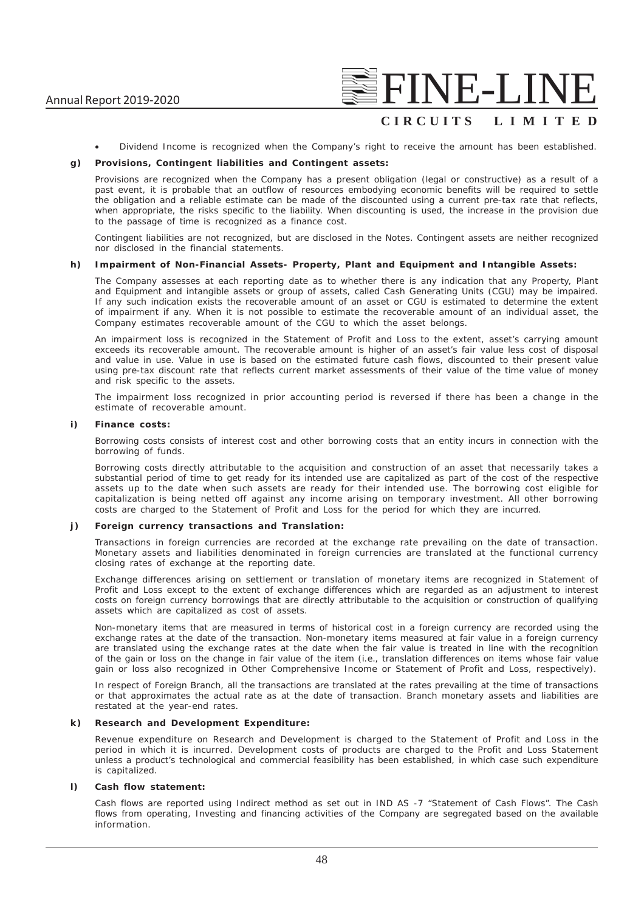- Dividend Income is recognized when the Company's right to receive the amount has been established.

**g) Provisions, Contingent liabilities and Contingent assets:**

Provisions are recognized when the Company has a present obligation (legal or constructive) as a result of a past event, it is probable that an outflow of resources embodying economic benefits will be required to settle the obligation and a reliable estimate can be made of the discounted using a current pre-tax rate that reflects, when appropriate, the risks specific to the liability. When discounting is used, the increase in the provision due to the passage of time is recognized as a finance cost.

Contingent liabilities are not recognized, but are disclosed in the Notes. Contingent assets are neither recognized nor disclosed in the financial statements.

**h) Impairment of Non-Financial Assets- Property, Plant and Equipment and Intangible Assets:**

The Company assesses at each reporting date as to whether there is any indication that any Property, Plant and Equipment and intangible assets or group of assets, called Cash Generating Units (CGU) may be impaired. If any such indication exists the recoverable amount of an asset or CGU is estimated to determine the extent of impairment if any. When it is not possible to estimate the recoverable amount of an individual asset, the Company estimates recoverable amount of the CGU to which the asset belongs.

An impairment loss is recognized in the Statement of Profit and Loss to the extent, asset's carrying amount exceeds its recoverable amount. The recoverable amount is higher of an asset's fair value less cost of disposal and value in use. Value in use is based on the estimated future cash flows, discounted to their present value using pre-tax discount rate that reflects current market assessments of their value of the time value of money and risk specific to the assets.

The impairment loss recognized in prior accounting period is reversed if there has been a change in the estimate of recoverable amount.

**i) Finance costs:**

Borrowing costs consists of interest cost and other borrowing costs that an entity incurs in connection with the borrowing of funds.

Borrowing costs directly attributable to the acquisition and construction of an asset that necessarily takes a substantial period of time to get ready for its intended use are capitalized as part of the cost of the respective assets up to the date when such assets are ready for their intended use. The borrowing cost eligible for capitalization is being netted off against any income arising on temporary investment. All other borrowing costs are charged to the Statement of Profit and Loss for the period for which they are incurred.

**j) Foreign currency transactions and Translation:**

Transactions in foreign currencies are recorded at the exchange rate prevailing on the date of transaction. Monetary assets and liabilities denominated in foreign currencies are translated at the functional currency closing rates of exchange at the reporting date.

Exchange differences arising on settlement or translation of monetary items are recognized in Statement of Profit and Loss except to the extent of exchange differences which are regarded as an adjustment to interest costs on foreign currency borrowings that are directly attributable to the acquisition or construction of qualifying assets which are capitalized as cost of assets.

Non-monetary items that are measured in terms of historical cost in a foreign currency are recorded using the exchange rates at the date of the transaction. Non-monetary items measured at fair value in a foreign currency are translated using the exchange rates at the date when the fair value is treated in line with the recognition of the gain or loss on the change in fair value of the item (i.e., translation differences on items whose fair value gain or loss also recognized in Other Comprehensive Income or Statement of Profit and Loss, respectively).

In respect of Foreign Branch, all the transactions are translated at the rates prevailing at the time of transactions or that approximates the actual rate as at the date of transaction. Branch monetary assets and liabilities are restated at the year-end rates.

**k) Research and Development Expenditure:**

Revenue expenditure on Research and Development is charged to the Statement of Profit and Loss in the period in which it is incurred. Development costs of products are charged to the Profit and Loss Statement unless a product's technological and commercial feasibility has been established, in which case such expenditure is capitalized.

**l) Cash flow statement:**

Cash flows are reported using Indirect method as set out in IND AS -7 "Statement of Cash Flows". The Cash flows from operating, Investing and financing activities of the Company are segregated based on the available information.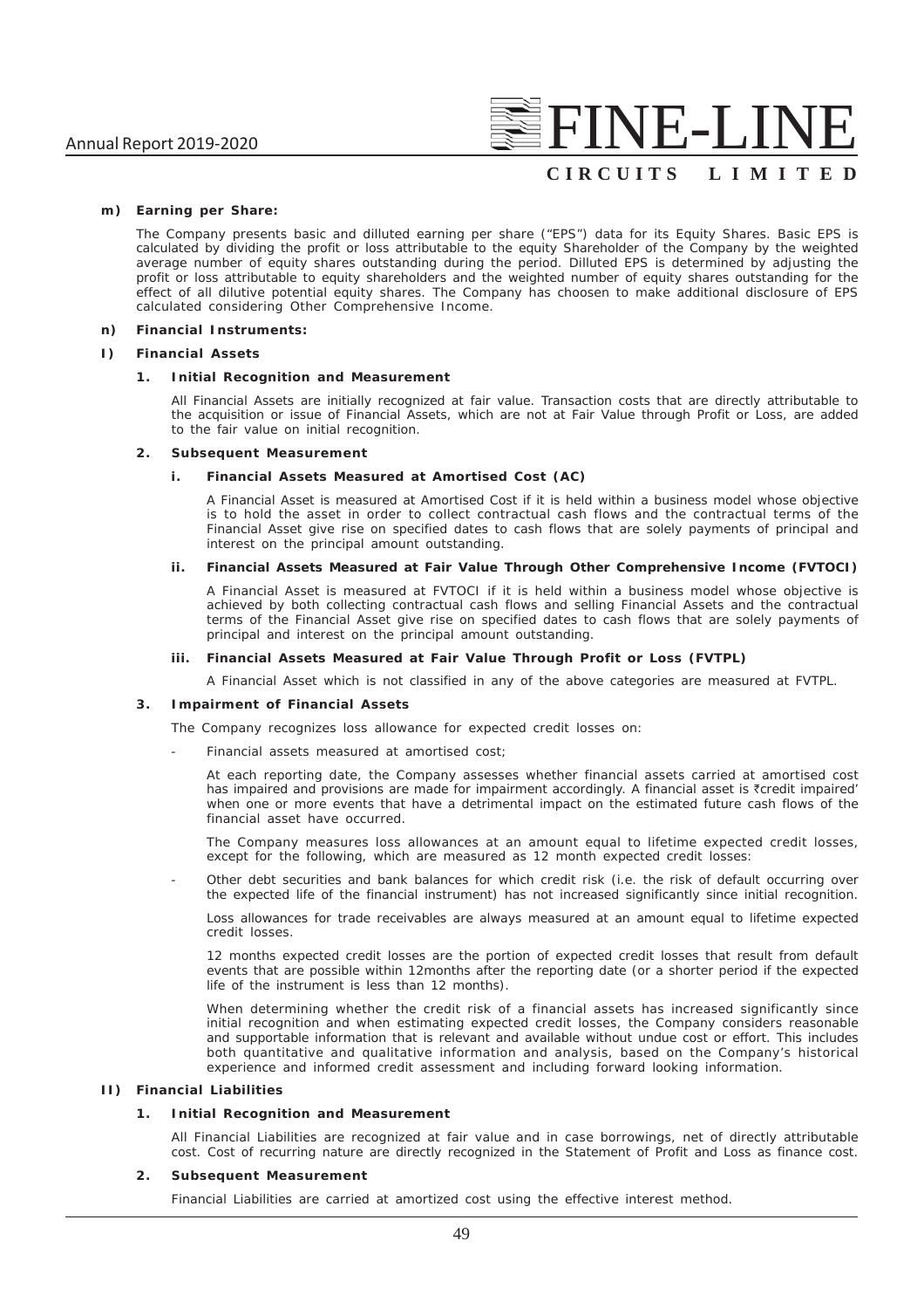**m) Earning per Share:**

The Company presents basic and dilluted earning per share ("EPS") data for its Equity Shares. Basic EPS is calculated by dividing the profit or loss attributable to the equity Shareholder of the Company by the weighted average number of equity shares outstanding during the period. Dilluted EPS is determined by adjusting the profit or loss attributable to equity shareholders and the weighted number of equity shares outstanding for the effect of all dilutive potential equity shares. The Company has choosen to make additional disclosure of EPS calculated considering Other Comprehensive Income.

**n) Financial Instruments:**

**I) Financial Assets**

**1. Initial Recognition and Measurement**

All Financial Assets are initially recognized at fair value. Transaction costs that are directly attributable to the acquisition or issue of Financial Assets, which are not at Fair Value through Profit or Loss, are added to the fair value on initial recognition.

**2. Subsequent Measurement**

**i. Financial Assets Measured at Amortised Cost (AC)**

A Financial Asset is measured at Amortised Cost if it is held within a business model whose objective is to hold the asset in order to collect contractual cash flows and the contractual terms of the Financial Asset give rise on specified dates to cash flows that are solely payments of principal and interest on the principal amount outstanding.

**ii. Financial Assets Measured at Fair Value Through Other Comprehensive Income (FVTOCI)**

A Financial Asset is measured at FVTOCI if it is held within a business model whose objective is achieved by both collecting contractual cash flows and selling Financial Assets and the contractual terms of the Financial Asset give rise on specified dates to cash flows that are solely payments of principal and interest on the principal amount outstanding.

**iii. Financial Assets Measured at Fair Value Through Profit or Loss (FVTPL)**

A Financial Asset which is not classified in any of the above categories are measured at FVTPL.

**3. Impairment of Financial Assets**

The Company recognizes loss allowance for expected credit losses on:

- Financial assets measured at amortised cost;

  At each reporting date, the Company assesses whether financial assets carried at amortised cost has impaired and provisions are made for impairment accordingly. A financial asset is ₹credit impaired' when one or more events that have a detrimental impact on the estimated future cash flows of the financial asset have occurred.

  The Company measures loss allowances at an amount equal to lifetime expected credit losses, except for the following, which are measured as 12 month expected credit losses:

- Other debt securities and bank balances for which credit risk (i.e. the risk of default occurring over the expected life of the financial instrument) has not increased significantly since initial recognition.

  Loss allowances for trade receivables are always measured at an amount equal to lifetime expected credit losses.

  12 months expected credit losses are the portion of expected credit losses that result from default events that are possible within 12months after the reporting date (or a shorter period if the expected life of the instrument is less than 12 months).

  When determining whether the credit risk of a financial assets has increased significantly since initial recognition and when estimating expected credit losses, the Company considers reasonable and supportable information that is relevant and available without undue cost or effort. This includes both quantitative and qualitative information and analysis, based on the Company's historical experience and informed credit assessment and including forward looking information.

**II) Financial Liabilities**

**1. Initial Recognition and Measurement**

All Financial Liabilities are recognized at fair value and in case borrowings, net of directly attributable cost. Cost of recurring nature are directly recognized in the Statement of Profit and Loss as finance cost.

**2. Subsequent Measurement**

Financial Liabilities are carried at amortized cost using the effective interest method.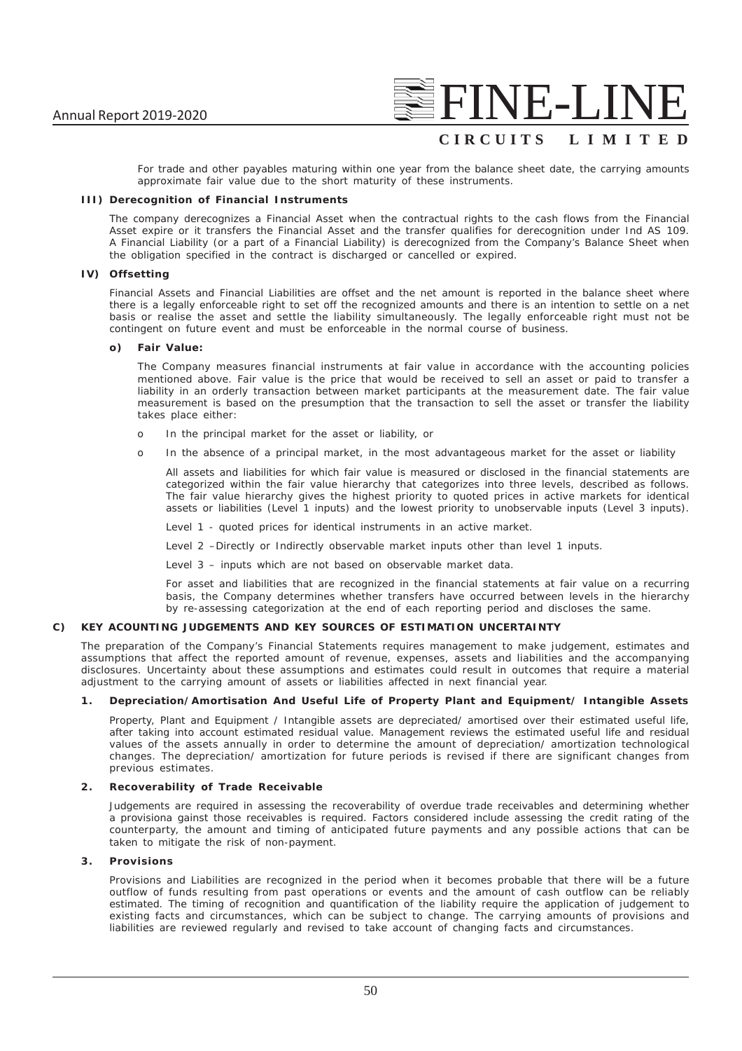For trade and other payables maturing within one year from the balance sheet date, the carrying amounts approximate fair value due to the short maturity of these instruments.

#### III) Derecognition of Financial Instruments

The company derecognizes a Financial Asset when the contractual rights to the cash flows from the Financial Asset expire or it transfers the Financial Asset and the transfer qualifies for derecognition under Ind AS 109. A Financial Liability (or a part of a Financial Liability) is derecognized from the Company's Balance Sheet when the obligation specified in the contract is discharged or cancelled or expired.

#### IV) Offsetting

Financial Assets and Financial Liabilities are offset and the net amount is reported in the balance sheet where there is a legally enforceable right to set off the recognized amounts and there is an intention to settle on a net basis or realise the asset and settle the liability simultaneously. The legally enforceable right must not be contingent on future event and must be enforceable in the normal course of business.

#### o) Fair Value:

The Company measures financial instruments at fair value in accordance with the accounting policies mentioned above. Fair value is the price that would be received to sell an asset or paid to transfer a liability in an orderly transaction between market participants at the measurement date. The fair value measurement is based on the presumption that the transaction to sell the asset or transfer the liability takes place either:

- o In the principal market for the asset or liability, or
- o In the absence of a principal market, in the most advantageous market for the asset or liability

All assets and liabilities for which fair value is measured or disclosed in the financial statements are categorized within the fair value hierarchy that categorizes into three levels, described as follows. The fair value hierarchy gives the highest priority to quoted prices in active markets for identical assets or liabilities (Level 1 inputs) and the lowest priority to unobservable inputs (Level 3 inputs).

Level 1 - quoted prices for identical instruments in an active market.

Level 2 –Directly or Indirectly observable market inputs other than level 1 inputs.

Level 3 – inputs which are not based on observable market data.

For asset and liabilities that are recognized in the financial statements at fair value on a recurring basis, the Company determines whether transfers have occurred between levels in the hierarchy by re-assessing categorization at the end of each reporting period and discloses the same.

### C) KEY ACOUNTING JUDGEMENTS AND KEY SOURCES OF ESTIMATION UNCERTAINTY

The preparation of the Company's Financial Statements requires management to make judgement, estimates and assumptions that affect the reported amount of revenue, expenses, assets and liabilities and the accompanying disclosures. Uncertainty about these assumptions and estimates could result in outcomes that require a material adjustment to the carrying amount of assets or liabilities affected in next financial year.

#### 1. Depreciation/Amortisation And Useful Life of Property Plant and Equipment/ Intangible Assets

Property, Plant and Equipment / Intangible assets are depreciated/ amortised over their estimated useful life, after taking into account estimated residual value. Management reviews the estimated useful life and residual values of the assets annually in order to determine the amount of depreciation/ amortization technological changes. The depreciation/ amortization for future periods is revised if there are significant changes from previous estimates.

#### 2. Recoverability of Trade Receivable

Judgements are required in assessing the recoverability of overdue trade receivables and determining whether a provisiona gainst those receivables is required. Factors considered include assessing the credit rating of the counterparty, the amount and timing of anticipated future payments and any possible actions that can be taken to mitigate the risk of non-payment.

#### 3. Provisions

Provisions and Liabilities are recognized in the period when it becomes probable that there will be a future outflow of funds resulting from past operations or events and the amount of cash outflow can be reliably estimated. The timing of recognition and quantification of the liability require the application of judgement to existing facts and circumstances, which can be subject to change. The carrying amounts of provisions and liabilities are reviewed regularly and revised to take account of changing facts and circumstances.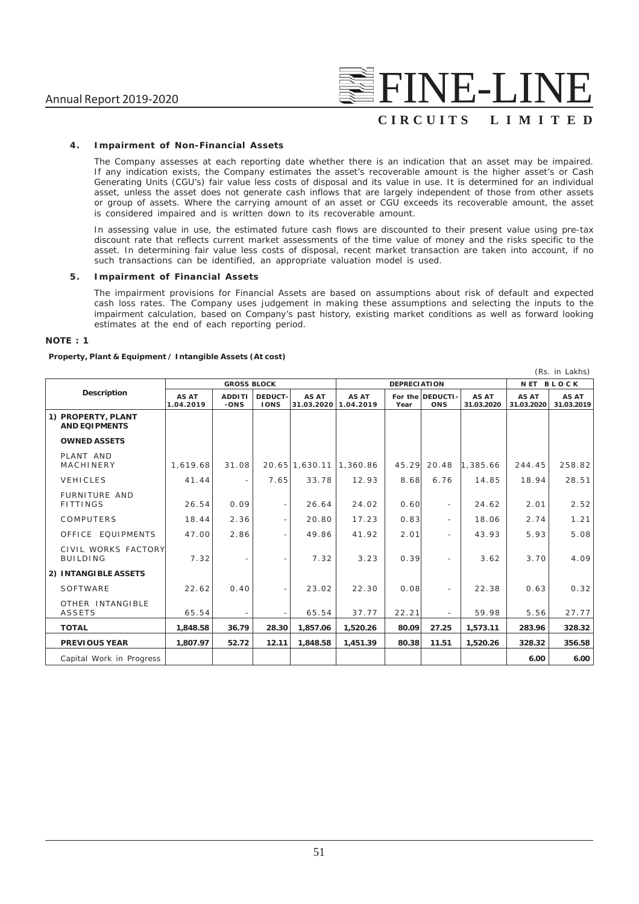### 4. Impairment of Non-Financial Assets

The Company assesses at each reporting date whether there is an indication that an asset may be impaired. If any indication exists, the Company estimates the asset's recoverable amount is the higher asset's or Cash Generating Units (CGU's) fair value less costs of disposal and its value in use. It is determined for an individual asset, unless the asset does not generate cash inflows that are largely independent of those from other assets or group of assets. Where the carrying amount of an asset or CGU exceeds its recoverable amount, the asset is considered impaired and is written down to its recoverable amount.

In assessing value in use, the estimated future cash flows are discounted to their present value using pre-tax discount rate that reflects current market assessments of the time value of money and the risks specific to the asset. In determining fair value less costs of disposal, recent market transaction are taken into account, if no such transactions can be identified, an appropriate valuation model is used.

### 5. Impairment of Financial Assets

The impairment provisions for Financial Assets are based on assumptions about risk of default and expected cash loss rates. The Company uses judgement in making these assumptions and selecting the inputs to the impairment calculation, based on Company's past history, existing market conditions as well as forward looking estimates at the end of each reporting period.

**NOTE : 1**

**Property, Plant & Equipment / Intangible Assets (At cost)**

(Rs. in Lakhs)

| Description | GROSS BLOCK | | | | DEPRECIATION | | | | NET BLOCK | |
|---|---|---|---|---|---|---|---|---|---|---|
| | AS AT 1.04.2019 | ADDITI-ONS | DEDUCT-IONS | AS AT 31.03.2020 | AS AT 1.04.2019 | For the Year | DEDUCTI-ONS | AS AT 31.03.2020 | AS AT 31.03.2020 | AS AT 31.03.2019 |
| **1) PROPERTY, PLANT AND EQIPMENTS** | | | | | | | | | | |
| **OWNED ASSETS** | | | | | | | | | | |
| PLANT AND MACHINERY | 1,619.68 | 31.08 | 20.65 | 1,630.11 | 1,360.86 | 45.29 | 20.48 | 1,385.66 | 244.45 | 258.82 |
| VEHICLES | 41.44 | - | 7.65 | 33.78 | 12.93 | 8.68 | 6.76 | 14.85 | 18.94 | 28.51 |
| FURNITURE AND FITTINGS | 26.54 | 0.09 | - | 26.64 | 24.02 | 0.60 | - | 24.62 | 2.01 | 2.52 |
| COMPUTERS | 18.44 | 2.36 | - | 20.80 | 17.23 | 0.83 | - | 18.06 | 2.74 | 1.21 |
| OFFICE EQUIPMENTS | 47.00 | 2.86 | - | 49.86 | 41.92 | 2.01 | - | 43.93 | 5.93 | 5.08 |
| CIVIL WORKS FACTORY BUILDING | 7.32 | - | - | 7.32 | 3.23 | 0.39 | - | 3.62 | 3.70 | 4.09 |
| **2) INTANGIBLE ASSETS** | | | | | | | | | | |
| SOFTWARE | 22.62 | 0.40 | - | 23.02 | 22.30 | 0.08 | - | 22.38 | 0.63 | 0.32 |
| OTHER INTANGIBLE ASSETS | 65.54 | - | - | 65.54 | 37.77 | 22.21 | - | 59.98 | 5.56 | 27.77 |
| **TOTAL** | **1,848.58** | **36.79** | **28.30** | **1,857.06** | **1,520.26** | **80.09** | **27.25** | **1,573.11** | **283.96** | **328.32** |
| **PREVIOUS YEAR** | **1,807.97** | **52.72** | **12.11** | **1,848.58** | **1,451.39** | **80.38** | **11.51** | **1,520.26** | **328.32** | **356.58** |
| Capital Work in Progress | | | | | | | | | **6.00** | **6.00** |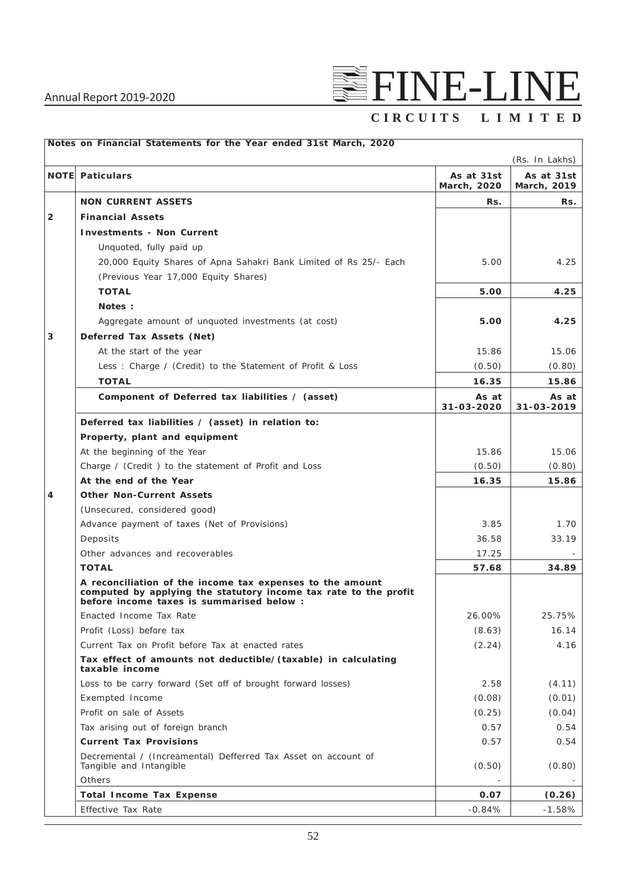**Notes on Financial Statements for the Year ended 31st March, 2020**

(Rs. In Lakhs)

| NOTE | Paticulars | As at 31st March, 2020 | As at 31st March, 2019 |
|---|---|---|---|
| | **NON CURRENT ASSETS** | **Rs.** | **Rs.** |
| **2** | **Financial Assets** | | |
| | **Investments - Non Current** | | |
| | Unquoted, fully paid up | | |
| | 20,000 Equity Shares of Apna Sahakri Bank Limited of Rs 25/- Each | 5.00 | 4.25 |
| | (Previous Year 17,000 Equity Shares) | | |
| | **TOTAL** | **5.00** | **4.25** |
| | **Notes :** | | |
| | Aggregate amount of unquoted investments (at cost) | **5.00** | **4.25** |
| **3** | **Deferred Tax Assets (Net)** | | |
| | At the start of the year | 15.86 | 15.06 |
| | Less : Charge / (Credit) to the Statement of Profit & Loss | (0.50) | (0.80) |
| | **TOTAL** | **16.35** | **15.86** |
| | **Component of Deferred tax liabilities / (asset)** | **As at 31-03-2020** | **As at 31-03-2019** |
| | **Deferred tax liabilities / (asset) in relation to:** | | |
| | **Property, plant and equipment** | | |
| | At the beginning of the Year | 15.86 | 15.06 |
| | Charge / (Credit ) to the statement of Profit and Loss | (0.50) | (0.80) |
| | **At the end of the Year** | **16.35** | **15.86** |
| **4** | **Other Non-Current Assets** | | |
| | (Unsecured, considered good) | | |
| | Advance payment of taxes (Net of Provisions) | 3.85 | 1.70 |
| | Deposits | 36.58 | 33.19 |
| | Other advances and recoverables | 17.25 | - |
| | **TOTAL** | **57.68** | **34.89** |
| | **A reconciliation of the income tax expenses to the amount computed by applying the statutory income tax rate to the profit before income taxes is summarised below :** | | |
| | Enacted Income Tax Rate | 26.00% | 25.75% |
| | Profit (Loss) before tax | (8.63) | 16.14 |
| | Current Tax on Profit before Tax at enacted rates | (2.24) | 4.16 |
| | **Tax effect of amounts not deductible/(taxable) in calculating taxable income** | | |
| | Loss to be carry forward (Set off of brought forward losses) | 2.58 | (4.11) |
| | Exempted Income | (0.08) | (0.01) |
| | Profit on sale of Assets | (0.25) | (0.04) |
| | Tax arising out of foreign branch | 0.57 | 0.54 |
| | **Current Tax Provisions** | 0.57 | 0.54 |
| | Decremental / (Increamental) Defferred Tax Asset on account of Tangible and Intangible | (0.50) | (0.80) |
| | Others | - | - |
| | **Total Income Tax Expense** | **0.07** | **(0.26)** |
| | Effective Tax Rate | -0.84% | -1.58% |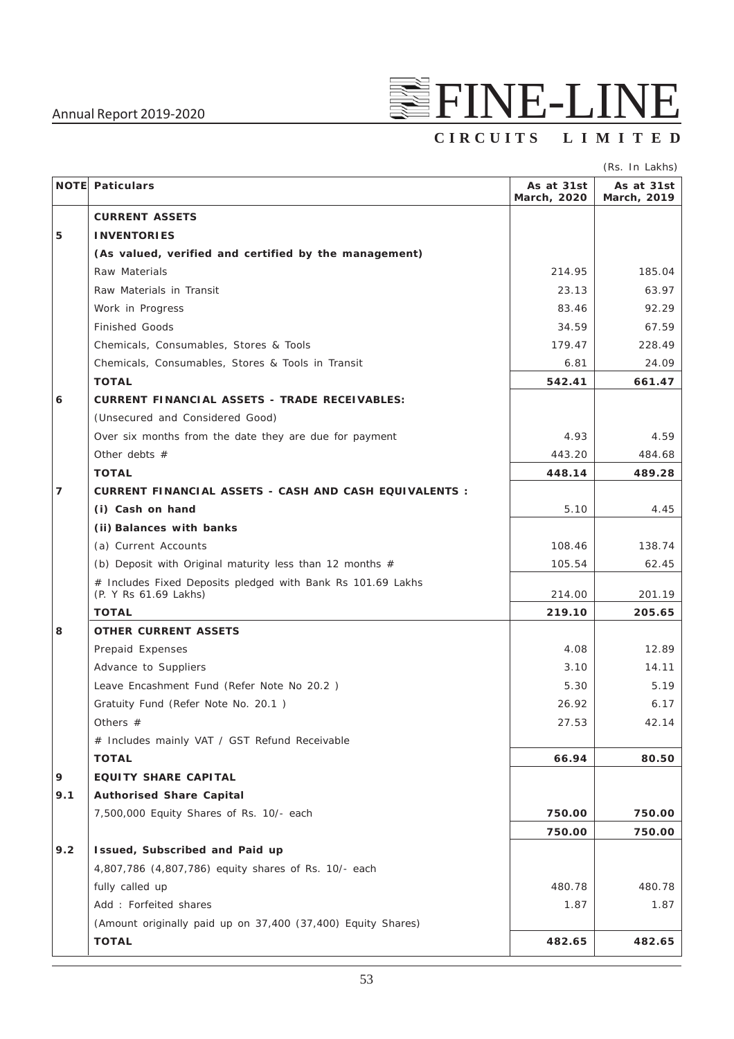(Rs. In Lakhs)

| NOTE | Paticulars | As at 31st March, 2020 | As at 31st March, 2019 |
|---|---|---|---|
| | **CURRENT ASSETS** | | |
| 5 | **INVENTORIES** | | |
| | **(As valued, verified and certified by the management)** | | |
| | Raw Materials | 214.95 | 185.04 |
| | Raw Materials in Transit | 23.13 | 63.97 |
| | Work in Progress | 83.46 | 92.29 |
| | Finished Goods | 34.59 | 67.59 |
| | Chemicals, Consumables, Stores & Tools | 179.47 | 228.49 |
| | Chemicals, Consumables, Stores & Tools in Transit | 6.81 | 24.09 |
| | **TOTAL** | **542.41** | **661.47** |
| 6 | **CURRENT FINANCIAL ASSETS - TRADE RECEIVABLES:** | | |
| | (Unsecured and Considered Good) | | |
| | Over six months from the date they are due for payment | 4.93 | 4.59 |
| | Other debts # | 443.20 | 484.68 |
| | **TOTAL** | **448.14** | **489.28** |
| 7 | **CURRENT FINANCIAL ASSETS - CASH AND CASH EQUIVALENTS :** | | |
| | **(i) Cash on hand** | 5.10 | 4.45 |
| | **(ii) Balances with banks** | | |
| | (a) Current Accounts | 108.46 | 138.74 |
| | (b) Deposit with Original maturity less than 12 months # | 105.54 | 62.45 |
| | # Includes Fixed Deposits pledged with Bank Rs 101.69 Lakhs (P. Y Rs 61.69 Lakhs) | 214.00 | 201.19 |
| | **TOTAL** | **219.10** | **205.65** |
| 8 | **OTHER CURRENT ASSETS** | | |
| | Prepaid Expenses | 4.08 | 12.89 |
| | Advance to Suppliers | 3.10 | 14.11 |
| | Leave Encashment Fund (Refer Note No 20.2 ) | 5.30 | 5.19 |
| | Gratuity Fund (Refer Note No. 20.1 ) | 26.92 | 6.17 |
| | Others # | 27.53 | 42.14 |
| | # Includes mainly VAT / GST Refund Receivable | | |
| | **TOTAL** | **66.94** | **80.50** |
| 9 | **EQUITY SHARE CAPITAL** | | |
| 9.1 | **Authorised Share Capital** | | |
| | 7,500,000 Equity Shares of Rs. 10/- each | **750.00** | **750.00** |
| | | **750.00** | **750.00** |
| 9.2 | **Issued, Subscribed and Paid up** | | |
| | 4,807,786 (4,807,786) equity shares of Rs. 10/- each | | |
| | fully called up | 480.78 | 480.78 |
| | Add : Forfeited shares | 1.87 | 1.87 |
| | (Amount originally paid up on 37,400 (37,400) Equity Shares) | | |
| | **TOTAL** | **482.65** | **482.65** |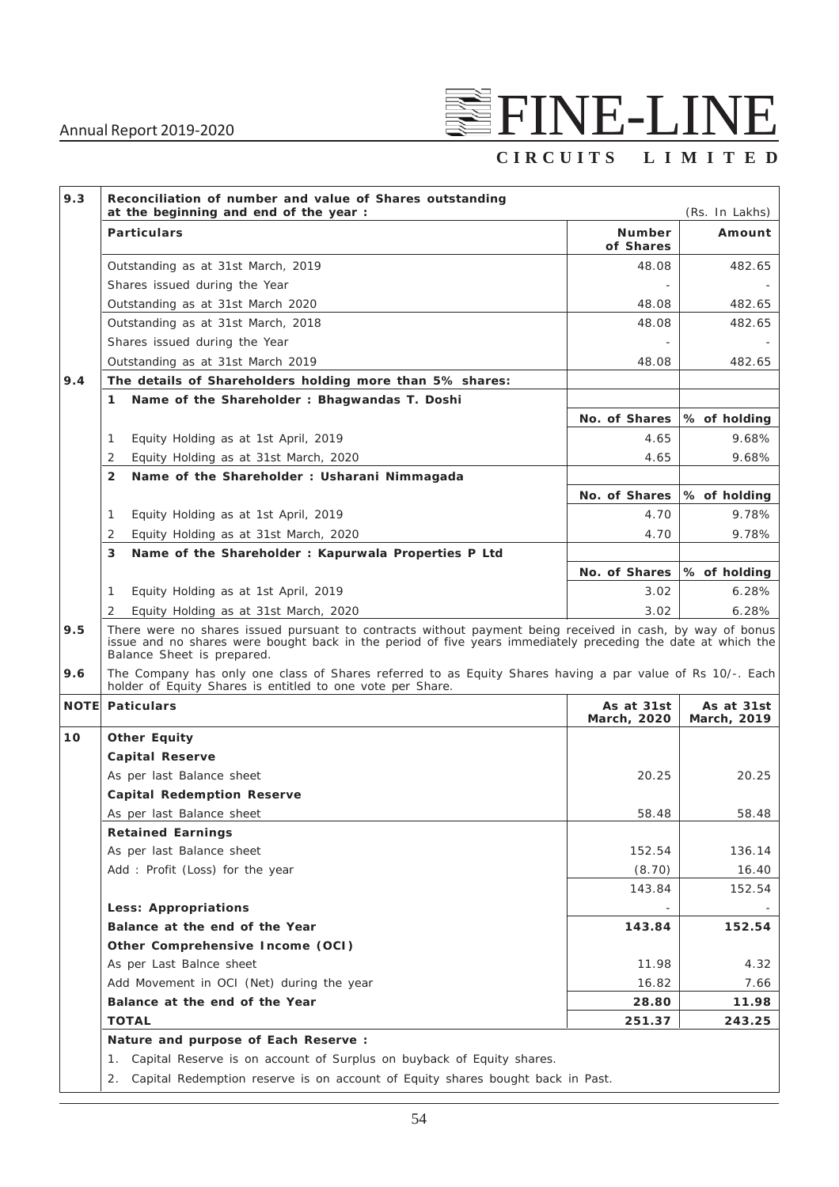**9.3 Reconciliation of number and value of Shares outstanding at the beginning and end of the year :** (Rs. In Lakhs)

| Particulars | Number of Shares | Amount |
|---|---|---|
| Outstanding as at 31st March, 2019 | 48.08 | 482.65 |
| Shares issued during the Year | - | - |
| Outstanding as at 31st March 2020 | 48.08 | 482.65 |
| Outstanding as at 31st March, 2018 | 48.08 | 482.65 |
| Shares issued during the Year | - | - |
| Outstanding as at 31st March 2019 | 48.08 | 482.65 |

**9.4 The details of Shareholders holding more than 5% shares:**

| **1 Name of the Shareholder : Bhagwandas T. Doshi** | **No. of Shares** | **% of holding** |
|---|---|---|
| 1 Equity Holding as at 1st April, 2019 | 4.65 | 9.68% |
| 2 Equity Holding as at 31st March, 2020 | 4.65 | 9.68% |
| **2 Name of the Shareholder : Usharani Nimmagada** | **No. of Shares** | **% of holding** |
| 1 Equity Holding as at 1st April, 2019 | 4.70 | 9.78% |
| 2 Equity Holding as at 31st March, 2020 | 4.70 | 9.78% |
| **3 Name of the Shareholder : Kapurwala Properties P Ltd** | **No. of Shares** | **% of holding** |
| 1 Equity Holding as at 1st April, 2019 | 3.02 | 6.28% |
| 2 Equity Holding as at 31st March, 2020 | 3.02 | 6.28% |

**9.5** There were no shares issued pursuant to contracts without payment being received in cash, by way of bonus issue and no shares were bought back in the period of five years immediately preceding the date at which the Balance Sheet is prepared.

**9.6** The Company has only one class of Shares referred to as Equity Shares having a par value of Rs 10/-. Each holder of Equity Shares is entitled to one vote per Share.

| NOTE | Paticulars | As at 31st March, 2020 | As at 31st March, 2019 |
|---|---|---|---|
| 10 | **Other Equity** | | |
| | **Capital Reserve** | | |
| | As per last Balance sheet | 20.25 | 20.25 |
| | **Capital Redemption Reserve** | | |
| | As per last Balance sheet | 58.48 | 58.48 |
| | **Retained Earnings** | | |
| | As per last Balance sheet | 152.54 | 136.14 |
| | Add : Profit (Loss) for the year | (8.70) | 16.40 |
| | | 143.84 | 152.54 |
| | **Less: Appropriations** | - | - |
| | **Balance at the end of the Year** | **143.84** | **152.54** |
| | **Other Comprehensive Income (OCI)** | | |
| | As per Last Balnce sheet | 11.98 | 4.32 |
| | Add Movement in OCI (Net) during the year | 16.82 | 7.66 |
| | **Balance at the end of the Year** | **28.80** | **11.98** |
| | **TOTAL** | **251.37** | **243.25** |

**Nature and purpose of Each Reserve :**

1. Capital Reserve is on account of Surplus on buyback of Equity shares.
2. Capital Redemption reserve is on account of Equity shares bought back in Past.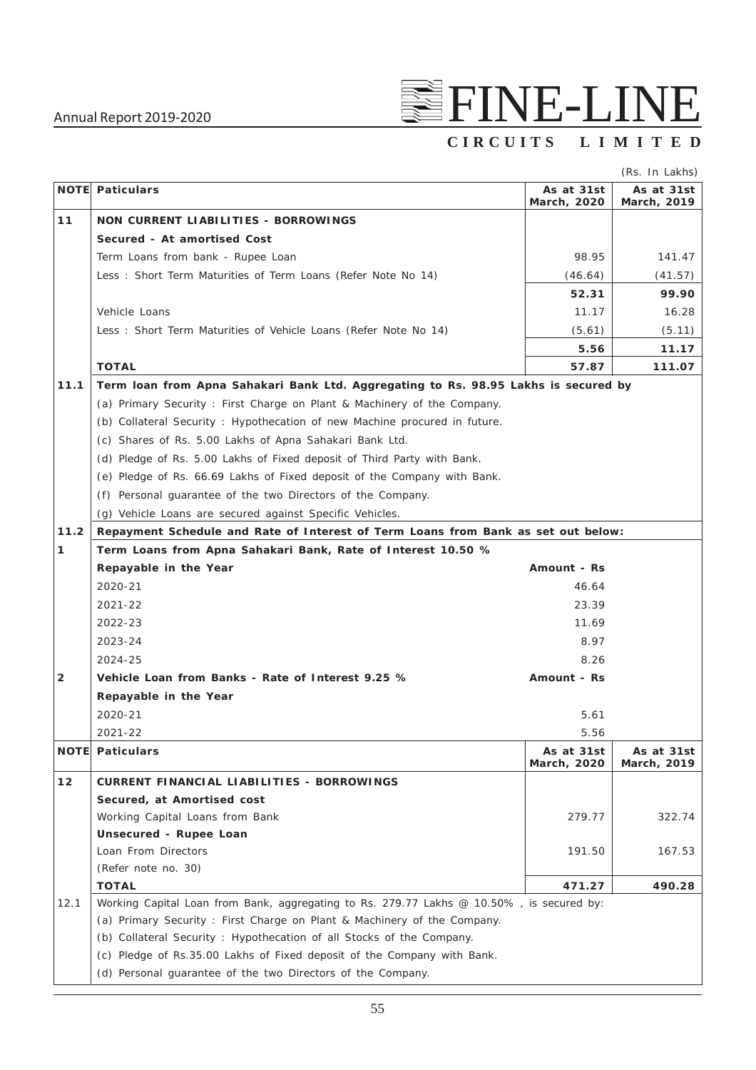(Rs. In Lakhs)

| NOTE | Paticulars | As at 31st March, 2020 | As at 31st March, 2019 |
|---|---|---|---|
| 11 | **NON CURRENT LIABILITIES - BORROWINGS** | | |
| | **Secured - At amortised Cost** | | |
| | Term Loans from bank - Rupee Loan | 98.95 | 141.47 |
| | Less : Short Term Maturities of Term Loans (Refer Note No 14) | (46.64) | (41.57) |
| | | **52.31** | **99.90** |
| | Vehicle Loans | 11.17 | 16.28 |
| | Less : Short Term Maturities of Vehicle Loans (Refer Note No 14) | (5.61) | (5.11) |
| | | **5.56** | **11.17** |
| | **TOTAL** | **57.87** | **111.07** |
| 11.1 | **Term loan from Apna Sahakari Bank Ltd. Aggregating to Rs. 98.95 Lakhs is secured by** | | |
| | (a) Primary Security : First Charge on Plant & Machinery of the Company. | | |
| | (b) Collateral Security : Hypothecation of new Machine procured in future. | | |
| | (c) Shares of Rs. 5.00 Lakhs of Apna Sahakari Bank Ltd. | | |
| | (d) Pledge of Rs. 5.00 Lakhs of Fixed deposit of Third Party with Bank. | | |
| | (e) Pledge of Rs. 66.69 Lakhs of Fixed deposit of the Company with Bank. | | |
| | (f) Personal guarantee of the two Directors of the Company. | | |
| | (g) Vehicle Loans are secured against Specific Vehicles. | | |
| 11.2 | **Repayment Schedule and Rate of Interest of Term Loans from Bank as set out below:** | | |
| 1 | **Term Loans from Apna Sahakari Bank, Rate of Interest 10.50 %** | | |
| | **Repayable in the Year** | **Amount - Rs** | |
| | 2020-21 | 46.64 | |
| | 2021-22 | 23.39 | |
| | 2022-23 | 11.69 | |
| | 2023-24 | 8.97 | |
| | 2024-25 | 8.26 | |
| 2 | **Vehicle Loan from Banks - Rate of Interest 9.25 %** | **Amount - Rs** | |
| | **Repayable in the Year** | | |
| | 2020-21 | 5.61 | |
| | 2021-22 | 5.56 | |

| NOTE | Paticulars | As at 31st March, 2020 | As at 31st March, 2019 |
|---|---|---|---|
| 12 | **CURRENT FINANCIAL LIABILITIES - BORROWINGS** | | |
| | **Secured, at Amortised cost** | | |
| | Working Capital Loans from Bank | 279.77 | 322.74 |
| | **Unsecured - Rupee Loan** | | |
| | Loan From Directors | 191.50 | 167.53 |
| | (Refer note no. 30) | | |
| | **TOTAL** | **471.27** | **490.28** |
| 12.1 | Working Capital Loan from Bank, aggregating to Rs. 279.77 Lakhs @ 10.50% , is secured by: | | |
| | (a) Primary Security : First Charge on Plant & Machinery of the Company. | | |
| | (b) Collateral Security : Hypothecation of all Stocks of the Company. | | |
| | (c) Pledge of Rs.35.00 Lakhs of Fixed deposit of the Company with Bank. | | |
| | (d) Personal guarantee of the two Directors of the Company. | | |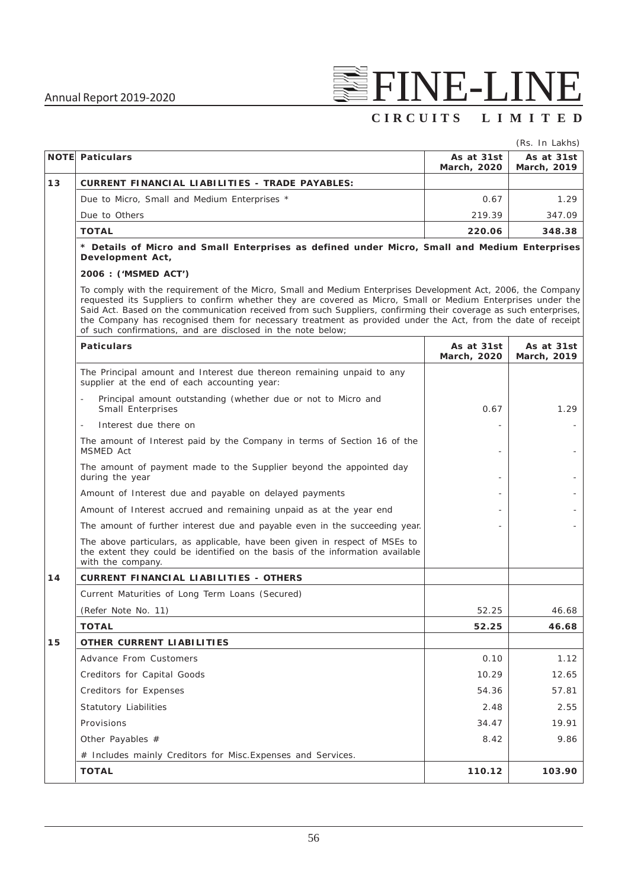(Rs. In Lakhs)

| NOTE | Paticulars | As at 31st March, 2020 | As at 31st March, 2019 |
|---|---|---|---|
| 13 | **CURRENT FINANCIAL LIABILITIES - TRADE PAYABLES:** | | |
| | Due to Micro, Small and Medium Enterprises * | 0.67 | 1.29 |
| | Due to Others | 219.39 | 347.09 |
| | **TOTAL** | **220.06** | **348.38** |

**\* Details of Micro and Small Enterprises as defined under Micro, Small and Medium Enterprises Development Act,**

**2006 : ('MSMED ACT')**

To comply with the requirement of the Micro, Small and Medium Enterprises Development Act, 2006, the Company requested its Suppliers to confirm whether they are covered as Micro, Small or Medium Enterprises under the Said Act. Based on the communication received from such Suppliers, confirming their coverage as such enterprises, the Company has recognised them for necessary treatment as provided under the Act, from the date of receipt of such confirmations, and are disclosed in the note below;

| Paticulars | As at 31st March, 2020 | As at 31st March, 2019 |
|---|---|---|
| The Principal amount and Interest due thereon remaining unpaid to any supplier at the end of each accounting year: | | |
| - Principal amount outstanding (whether due or not to Micro and Small Enterprises | 0.67 | 1.29 |
| - Interest due there on | - | - |
| The amount of Interest paid by the Company in terms of Section 16 of the MSMED Act | - | - |
| The amount of payment made to the Supplier beyond the appointed day during the year | - | - |
| Amount of Interest due and payable on delayed payments | - | - |
| Amount of Interest accrued and remaining unpaid as at the year end | - | - |
| The amount of further interest due and payable even in the succeeding year. | - | - |
| The above particulars, as applicable, have been given in respect of MSEs to the extent they could be identified on the basis of the information available with the company. | | |

| NOTE | Paticulars | As at 31st March, 2020 | As at 31st March, 2019 |
|---|---|---|---|
| 14 | **CURRENT FINANCIAL LIABILITIES - OTHERS** | | |
| | Current Maturities of Long Term Loans (Secured) | | |
| | (Refer Note No. 11) | 52.25 | 46.68 |
| | **TOTAL** | **52.25** | **46.68** |
| 15 | **OTHER CURRENT LIABILITIES** | | |
| | Advance From Customers | 0.10 | 1.12 |
| | Creditors for Capital Goods | 10.29 | 12.65 |
| | Creditors for Expenses | 54.36 | 57.81 |
| | Statutory Liabilities | 2.48 | 2.55 |
| | Provisions | 34.47 | 19.91 |
| | Other Payables # | 8.42 | 9.86 |
| | # Includes mainly Creditors for Misc.Expenses and Services. | | |
| | **TOTAL** | **110.12** | **103.90** |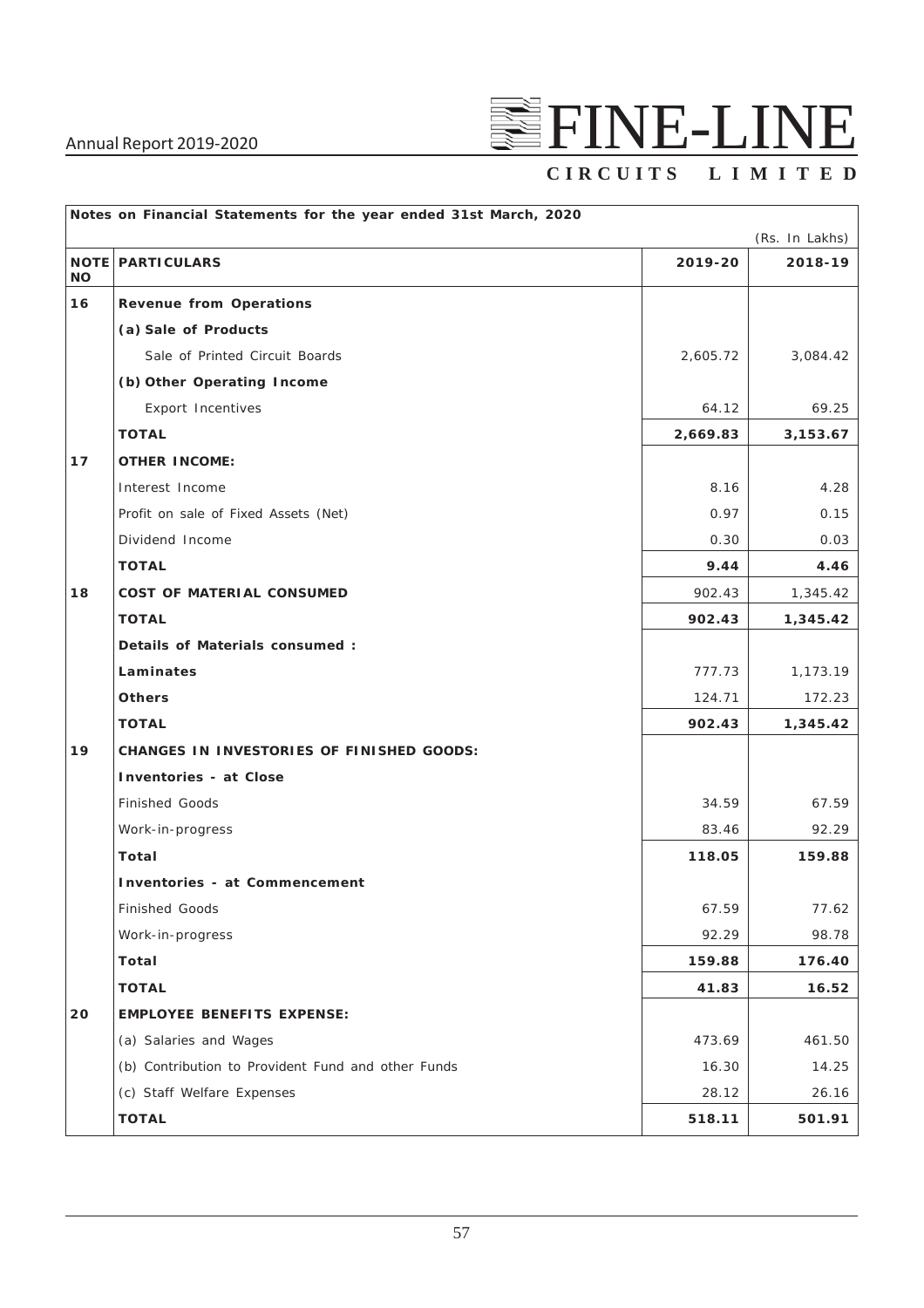**Notes on Financial Statements for the year ended 31st March, 2020**

(Rs. In Lakhs)

| NOTE NO | PARTICULARS | 2019-20 | 2018-19 |
|---|---|---|---|
| 16 | **Revenue from Operations** | | |
| | **(a) Sale of Products** | | |
| | Sale of Printed Circuit Boards | 2,605.72 | 3,084.42 |
| | **(b) Other Operating Income** | | |
| | Export Incentives | 64.12 | 69.25 |
| | **TOTAL** | **2,669.83** | **3,153.67** |
| 17 | **OTHER INCOME:** | | |
| | Interest Income | 8.16 | 4.28 |
| | Profit on sale of Fixed Assets (Net) | 0.97 | 0.15 |
| | Dividend Income | 0.30 | 0.03 |
| | **TOTAL** | **9.44** | **4.46** |
| 18 | **COST OF MATERIAL CONSUMED** | 902.43 | 1,345.42 |
| | **TOTAL** | **902.43** | **1,345.42** |
| | **Details of Materials consumed :** | | |
| | **Laminates** | 777.73 | 1,173.19 |
| | **Others** | 124.71 | 172.23 |
| | **TOTAL** | **902.43** | **1,345.42** |
| 19 | **CHANGES IN INVESTORIES OF FINISHED GOODS:** | | |
| | **Inventories - at Close** | | |
| | Finished Goods | 34.59 | 67.59 |
| | Work-in-progress | 83.46 | 92.29 |
| | **Total** | **118.05** | **159.88** |
| | **Inventories - at Commencement** | | |
| | Finished Goods | 67.59 | 77.62 |
| | Work-in-progress | 92.29 | 98.78 |
| | **Total** | **159.88** | **176.40** |
| | **TOTAL** | **41.83** | **16.52** |
| 20 | **EMPLOYEE BENEFITS EXPENSE:** | | |
| | (a) Salaries and Wages | 473.69 | 461.50 |
| | (b) Contribution to Provident Fund and other Funds | 16.30 | 14.25 |
| | (c) Staff Welfare Expenses | 28.12 | 26.16 |
| | **TOTAL** | **518.11** | **501.91** |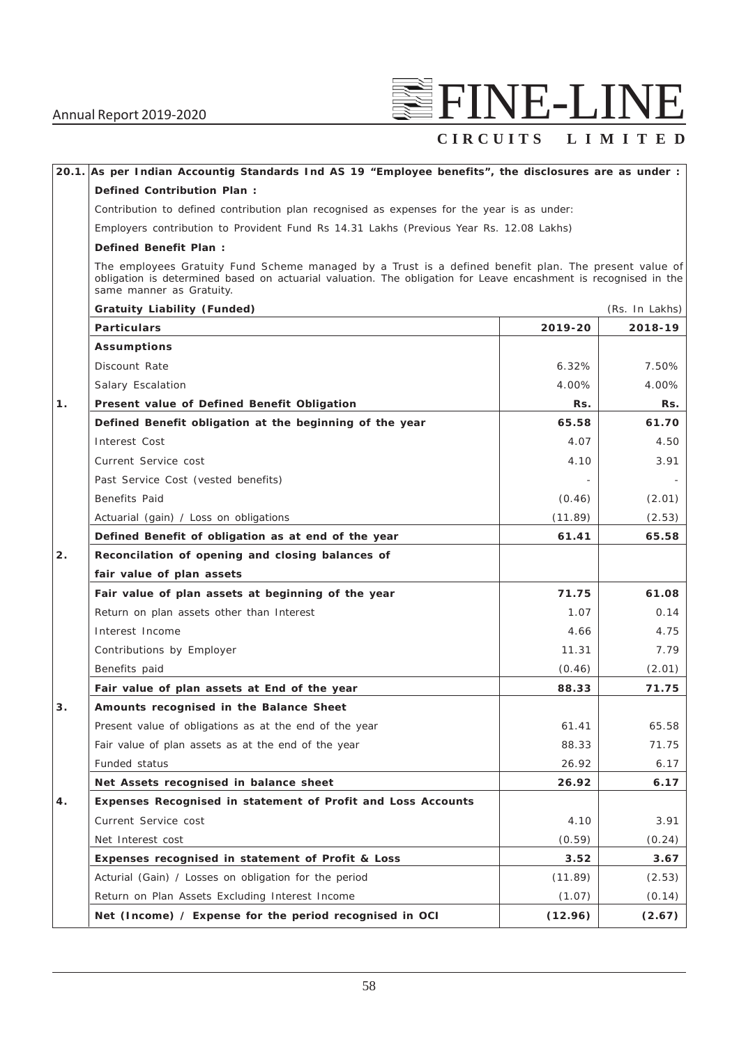**20.1. As per Indian Accountig Standards Ind AS 19 "Employee benefits", the disclosures are as under :**

**Defined Contribution Plan :**

Contribution to defined contribution plan recognised as expenses for the year is as under:

Employers contribution to Provident Fund Rs 14.31 Lakhs (Previous Year Rs. 12.08 Lakhs)

**Defined Benefit Plan :**

The employees Gratuity Fund Scheme managed by a Trust is a defined benefit plan. The present value of obligation is determined based on actuarial valuation. The obligation for Leave encashment is recognised in the same manner as Gratuity.

**Gratuity Liability (Funded)** (Rs. In Lakhs)

| | Particulars | 2019-20 | 2018-19 |
|---|---|---|---|
| | **Assumptions** | | |
| | Discount Rate | 6.32% | 7.50% |
| | Salary Escalation | 4.00% | 4.00% |
| 1. | **Present value of Defined Benefit Obligation** | **Rs.** | **Rs.** |
| | **Defined Benefit obligation at the beginning of the year** | **65.58** | **61.70** |
| | Interest Cost | 4.07 | 4.50 |
| | Current Service cost | 4.10 | 3.91 |
| | Past Service Cost (vested benefits) | - | - |
| | Benefits Paid | (0.46) | (2.01) |
| | Actuarial (gain) / Loss on obligations | (11.89) | (2.53) |
| | **Defined Benefit of obligation as at end of the year** | **61.41** | **65.58** |
| 2. | **Reconcilation of opening and closing balances of fair value of plan assets** | | |
| | **Fair value of plan assets at beginning of the year** | **71.75** | **61.08** |
| | Return on plan assets other than Interest | 1.07 | 0.14 |
| | Interest Income | 4.66 | 4.75 |
| | Contributions by Employer | 11.31 | 7.79 |
| | Benefits paid | (0.46) | (2.01) |
| | **Fair value of plan assets at End of the year** | **88.33** | **71.75** |
| 3. | **Amounts recognised in the Balance Sheet** | | |
| | Present value of obligations as at the end of the year | 61.41 | 65.58 |
| | Fair value of plan assets as at the end of the year | 88.33 | 71.75 |
| | Funded status | 26.92 | 6.17 |
| | **Net Assets recognised in balance sheet** | **26.92** | **6.17** |
| 4. | **Expenses Recognised in statement of Profit and Loss Accounts** | | |
| | Current Service cost | 4.10 | 3.91 |
| | Net Interest cost | (0.59) | (0.24) |
| | **Expenses recognised in statement of Profit & Loss** | **3.52** | **3.67** |
| | Acturial (Gain) / Losses on obligation for the period | (11.89) | (2.53) |
| | Return on Plan Assets Excluding Interest Income | (1.07) | (0.14) |
| | **Net (Income) / Expense for the period recognised in OCI** | **(12.96)** | **(2.67)** |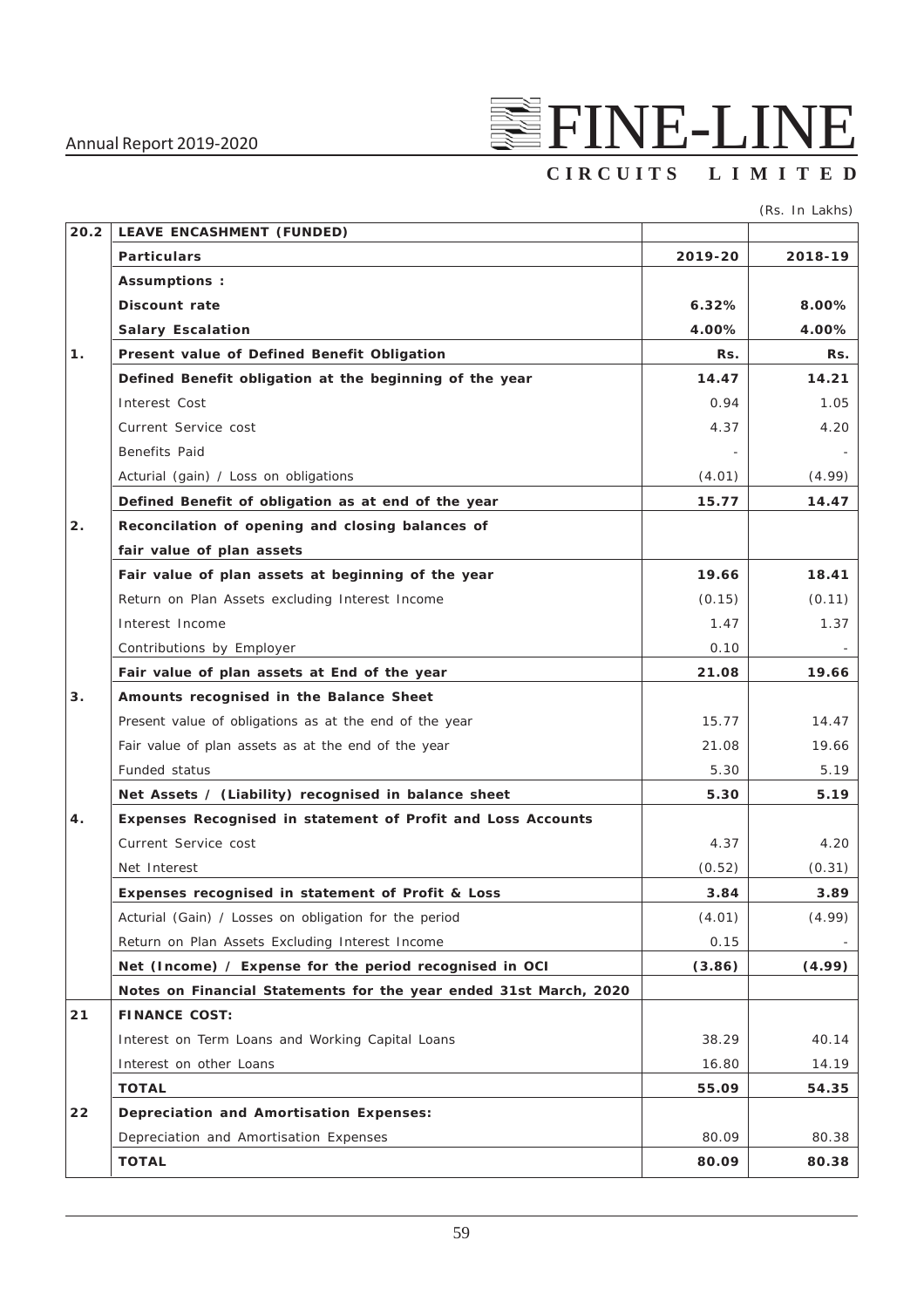(Rs. In Lakhs)

| | | 2019-20 | 2018-19 |
|---|---|---|---|
| **20.2** | **LEAVE ENCASHMENT (FUNDED)** | | |
| | **Particulars** | **2019-20** | **2018-19** |
| | **Assumptions :** | | |
| | **Discount rate** | **6.32%** | **8.00%** |
| | **Salary Escalation** | **4.00%** | **4.00%** |
| **1.** | **Present value of Defined Benefit Obligation** | **Rs.** | **Rs.** |
| | **Defined Benefit obligation at the beginning of the year** | **14.47** | **14.21** |
| | Interest Cost | 0.94 | 1.05 |
| | Current Service cost | 4.37 | 4.20 |
| | Benefits Paid | - | - |
| | Acturial (gain) / Loss on obligations | (4.01) | (4.99) |
| | **Defined Benefit of obligation as at end of the year** | **15.77** | **14.47** |
| **2.** | **Reconcilation of opening and closing balances of fair value of plan assets** | | |
| | **Fair value of plan assets at beginning of the year** | **19.66** | **18.41** |
| | Return on Plan Assets excluding Interest Income | (0.15) | (0.11) |
| | Interest Income | 1.47 | 1.37 |
| | Contributions by Employer | 0.10 | - |
| | **Fair value of plan assets at End of the year** | **21.08** | **19.66** |
| **3.** | **Amounts recognised in the Balance Sheet** | | |
| | Present value of obligations as at the end of the year | 15.77 | 14.47 |
| | Fair value of plan assets as at the end of the year | 21.08 | 19.66 |
| | Funded status | 5.30 | 5.19 |
| | **Net Assets / (Liability) recognised in balance sheet** | **5.30** | **5.19** |
| **4.** | **Expenses Recognised in statement of Profit and Loss Accounts** | | |
| | Current Service cost | 4.37 | 4.20 |
| | Net Interest | (0.52) | (0.31) |
| | **Expenses recognised in statement of Profit & Loss** | **3.84** | **3.89** |
| | Acturial (Gain) / Losses on obligation for the period | (4.01) | (4.99) |
| | Return on Plan Assets Excluding Interest Income | 0.15 | - |
| | **Net (Income) / Expense for the period recognised in OCI** | **(3.86)** | **(4.99)** |
| | **Notes on Financial Statements for the year ended 31st March, 2020** | | |
| **21** | **FINANCE COST:** | | |
| | Interest on Term Loans and Working Capital Loans | 38.29 | 40.14 |
| | Interest on other Loans | 16.80 | 14.19 |
| | **TOTAL** | **55.09** | **54.35** |
| **22** | **Depreciation and Amortisation Expenses:** | | |
| | Depreciation and Amortisation Expenses | 80.09 | 80.38 |
| | **TOTAL** | **80.09** | **80.38** |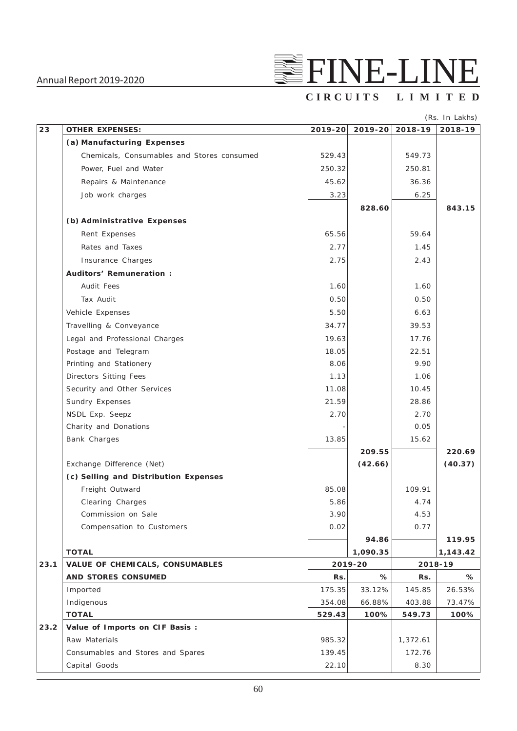(Rs. In Lakhs)

| 23 | OTHER EXPENSES: | 2019-20 | 2019-20 | 2018-19 | 2018-19 |
|---|---|---|---|---|---|
| | **(a) Manufacturing Expenses** | | | | |
| | Chemicals, Consumables and Stores consumed | 529.43 | | 549.73 | |
| | Power, Fuel and Water | 250.32 | | 250.81 | |
| | Repairs & Maintenance | 45.62 | | 36.36 | |
| | Job work charges | 3.23 | | 6.25 | |
| | | | **828.60** | | **843.15** |
| | **(b) Administrative Expenses** | | | | |
| | Rent Expenses | 65.56 | | 59.64 | |
| | Rates and Taxes | 2.77 | | 1.45 | |
| | Insurance Charges | 2.75 | | 2.43 | |
| | **Auditors' Remuneration :** | | | | |
| | Audit Fees | 1.60 | | 1.60 | |
| | Tax Audit | 0.50 | | 0.50 | |
| | Vehicle Expenses | 5.50 | | 6.63 | |
| | Travelling & Conveyance | 34.77 | | 39.53 | |
| | Legal and Professional Charges | 19.63 | | 17.76 | |
| | Postage and Telegram | 18.05 | | 22.51 | |
| | Printing and Stationery | 8.06 | | 9.90 | |
| | Directors Sitting Fees | 1.13 | | 1.06 | |
| | Security and Other Services | 11.08 | | 10.45 | |
| | Sundry Expenses | 21.59 | | 28.86 | |
| | NSDL Exp. Seepz | 2.70 | | 2.70 | |
| | Charity and Donations | - | | 0.05 | |
| | Bank Charges | 13.85 | | 15.62 | |
| | | | **209.55** | | **220.69** |
| | Exchange Difference (Net) | | **(42.66)** | | **(40.37)** |
| | **(c) Selling and Distribution Expenses** | | | | |
| | Freight Outward | 85.08 | | 109.91 | |
| | Clearing Charges | 5.86 | | 4.74 | |
| | Commission on Sale | 3.90 | | 4.53 | |
| | Compensation to Customers | 0.02 | | 0.77 | |
| | | | **94.86** | | **119.95** |
| | **TOTAL** | | **1,090.35** | | **1,143.42** |
| **23.1** | **VALUE OF CHEMICALS, CONSUMABLES** | **2019-20** | | **2018-19** | |
| | **AND STORES CONSUMED** | **Rs.** | **%** | **Rs.** | **%** |
| | Imported | 175.35 | 33.12% | 145.85 | 26.53% |
| | Indigenous | 354.08 | 66.88% | 403.88 | 73.47% |
| | **TOTAL** | **529.43** | **100%** | **549.73** | **100%** |
| **23.2** | **Value of Imports on CIF Basis :** | | | | |
| | Raw Materials | 985.32 | | 1,372.61 | |
| | Consumables and Stores and Spares | 139.45 | | 172.76 | |
| | Capital Goods | 22.10 | | 8.30 | |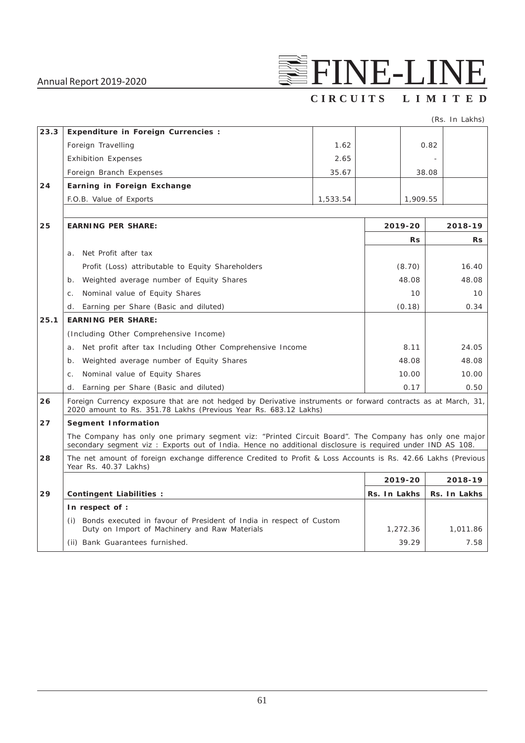(Rs. In Lakhs)

| | | | |
|---|---|---|---|
| **23.3** | **Expenditure in Foreign Currencies :** | | |
| | Foreign Travelling | 1.62 | 0.82 |
| | Exhibition Expenses | 2.65 | - |
| | Foreign Branch Expenses | 35.67 | 38.08 |
| **24** | **Earning in Foreign Exchange** | | |
| | F.O.B. Value of Exports | 1,533.54 | 1,909.55 |

| | | | |
|---|---|---|---|
| **25** | **EARNING PER SHARE:** | **2019-20** | **2018-19** |
| | | **Rs** | **Rs** |
| | a. Net Profit after tax | | |
| | Profit (Loss) attributable to Equity Shareholders | (8.70) | 16.40 |
| | b. Weighted average number of Equity Shares | 48.08 | 48.08 |
| | c. Nominal value of Equity Shares | 10 | 10 |
| | d. Earning per Share (Basic and diluted) | (0.18) | 0.34 |
| **25.1** | **EARNING PER SHARE:** | | |
| | (Including Other Comprehensive Income) | | |
| | a. Net profit after tax Including Other Comprehensive Income | 8.11 | 24.05 |
| | b. Weighted average number of Equity Shares | 48.08 | 48.08 |
| | c. Nominal value of Equity Shares | 10.00 | 10.00 |
| | d. Earning per Share (Basic and diluted) | 0.17 | 0.50 |

**26** Foreign Currency exposure that are not hedged by Derivative instruments or forward contracts as at March, 31, 2020 amount to Rs. 351.78 Lakhs (Previous Year Rs. 683.12 Lakhs)

**27** **Segment Information**

The Company has only one primary segment viz: "Printed Circuit Board". The Company has only one major secondary segment viz : Exports out of India. Hence no additional disclosure is required under IND AS 108.

**28** The net amount of foreign exchange difference Credited to Profit & Loss Accounts is Rs. 42.66 Lakhs (Previous Year Rs. 40.37 Lakhs)

| | | **2019-20** | **2018-19** |
|---|---|---|---|
| **29** | **Contingent Liabilities :** | **Rs. In Lakhs** | **Rs. In Lakhs** |
| | **In respect of :** | | |
| | (i) Bonds executed in favour of President of India in respect of Custom Duty on Import of Machinery and Raw Materials | 1,272.36 | 1,011.86 |
| | (ii) Bank Guarantees furnished. | 39.29 | 7.58 |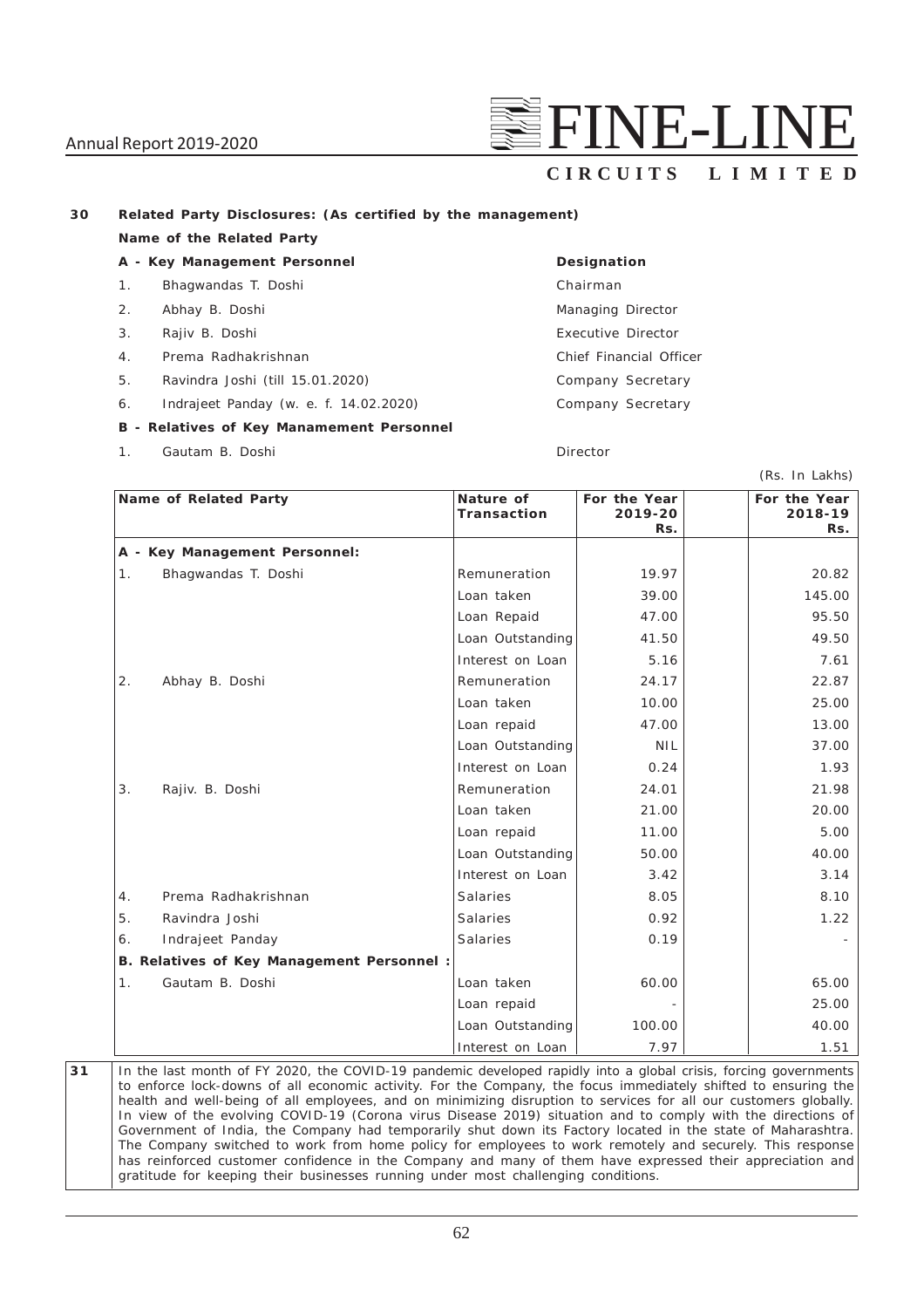**30 Related Party Disclosures: (As certified by the management)**

**Name of the Related Party**

| **A - Key Management Personnel** | **Designation** |
|---|---|
| 1. Bhagwandas T. Doshi | Chairman |
| 2. Abhay B. Doshi | Managing Director |
| 3. Rajiv B. Doshi | Executive Director |
| 4. Prema Radhakrishnan | Chief Financial Officer |
| 5. Ravindra Joshi (till 15.01.2020) | Company Secretary |
| 6. Indrajeet Panday (w. e. f. 14.02.2020) | Company Secretary |
| **B - Relatives of Key Manamement Personnel** | |
| 1. Gautam B. Doshi | Director |

(Rs. In Lakhs)

| Name of Related Party | Nature of Transaction | For the Year 2019-20 Rs. | For the Year 2018-19 Rs. |
|---|---|---|---|
| **A - Key Management Personnel:** | | | |
| 1. Bhagwandas T. Doshi | Remuneration | 19.97 | 20.82 |
| | Loan taken | 39.00 | 145.00 |
| | Loan Repaid | 47.00 | 95.50 |
| | Loan Outstanding | 41.50 | 49.50 |
| | Interest on Loan | 5.16 | 7.61 |
| 2. Abhay B. Doshi | Remuneration | 24.17 | 22.87 |
| | Loan taken | 10.00 | 25.00 |
| | Loan repaid | 47.00 | 13.00 |
| | Loan Outstanding | NIL | 37.00 |
| | Interest on Loan | 0.24 | 1.93 |
| 3. Rajiv. B. Doshi | Remuneration | 24.01 | 21.98 |
| | Loan taken | 21.00 | 20.00 |
| | Loan repaid | 11.00 | 5.00 |
| | Loan Outstanding | 50.00 | 40.00 |
| | Interest on Loan | 3.42 | 3.14 |
| 4. Prema Radhakrishnan | Salaries | 8.05 | 8.10 |
| 5. Ravindra Joshi | Salaries | 0.92 | 1.22 |
| 6. Indrajeet Panday | Salaries | 0.19 | - |
| **B. Relatives of Key Management Personnel :** | | | |
| 1. Gautam B. Doshi | Loan taken | 60.00 | 65.00 |
| | Loan repaid | - | 25.00 |
| | Loan Outstanding | 100.00 | 40.00 |
| | Interest on Loan | 7.97 | 1.51 |

**31** In the last month of FY 2020, the COVID-19 pandemic developed rapidly into a global crisis, forcing governments to enforce lock-downs of all economic activity. For the Company, the focus immediately shifted to ensuring the health and well-being of all employees, and on minimizing disruption to services for all our customers globally. In view of the evolving COVID-19 (Corona virus Disease 2019) situation and to comply with the directions of Government of India, the Company had temporarily shut down its Factory located in the state of Maharashtra. The Company switched to work from home policy for employees to work remotely and securely. This response has reinforced customer confidence in the Company and many of them have expressed their appreciation and gratitude for keeping their businesses running under most challenging conditions.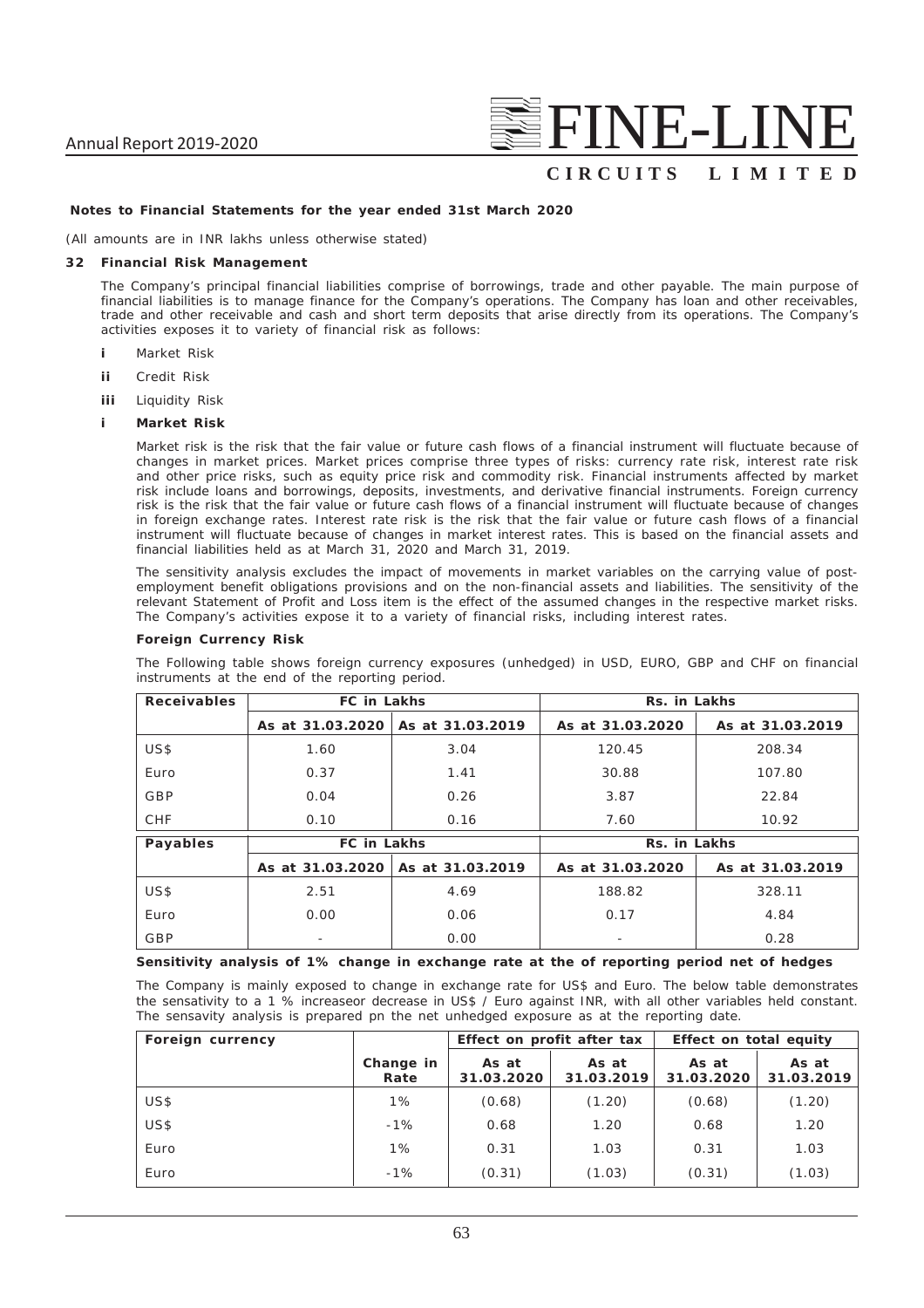**Notes to Financial Statements for the year ended 31st March 2020**

*(All amounts are in INR lakhs unless otherwise stated)*

**32 Financial Risk Management**

The Company's principal financial liabilities comprise of borrowings, trade and other payable. The main purpose of financial liabilities is to manage finance for the Company's operations. The Company has loan and other receivables, trade and other receivable and cash and short term deposits that arise directly from its operations. The Company's activities exposes it to variety of financial risk as follows:

- **i** Market Risk
- **ii** Credit Risk
- **iii** Liquidity Risk

**i Market Risk**

Market risk is the risk that the fair value or future cash flows of a financial instrument will fluctuate because of changes in market prices. Market prices comprise three types of risks: currency rate risk, interest rate risk and other price risks, such as equity price risk and commodity risk. Financial instruments affected by market risk include loans and borrowings, deposits, investments, and derivative financial instruments. Foreign currency risk is the risk that the fair value or future cash flows of a financial instrument will fluctuate because of changes in foreign exchange rates. Interest rate risk is the risk that the fair value or future cash flows of a financial instrument will fluctuate because of changes in market interest rates. This is based on the financial assets and financial liabilities held as at March 31, 2020 and March 31, 2019.

The sensitivity analysis excludes the impact of movements in market variables on the carrying value of post-employment benefit obligations provisions and on the non-financial assets and liabilities. The sensitivity of the relevant Statement of Profit and Loss item is the effect of the assumed changes in the respective market risks. The Company's activities expose it to a variety of financial risks, including interest rates.

**Foreign Currency Risk**

The Following table shows foreign currency exposures (unhedged) in USD, EURO, GBP and CHF on financial instruments at the end of the reporting period.

| Receivables | FC in Lakhs | | Rs. in Lakhs | |
|---|---|---|---|---|
| | As at 31.03.2020 | As at 31.03.2019 | As at 31.03.2020 | As at 31.03.2019 |
| US$ | 1.60 | 3.04 | 120.45 | 208.34 |
| Euro | 0.37 | 1.41 | 30.88 | 107.80 |
| GBP | 0.04 | 0.26 | 3.87 | 22.84 |
| CHF | 0.10 | 0.16 | 7.60 | 10.92 |
| **Payables** | **FC in Lakhs** | | **Rs. in Lakhs** | |
| | As at 31.03.2020 | As at 31.03.2019 | As at 31.03.2020 | As at 31.03.2019 |
| US$ | 2.51 | 4.69 | 188.82 | 328.11 |
| Euro | 0.00 | 0.06 | 0.17 | 4.84 |
| GBP | - | 0.00 | - | 0.28 |

**Sensitivity analysis of 1% change in exchange rate at the of reporting period net of hedges**

The Company is mainly exposed to change in exchange rate for US$ and Euro. The below table demonstrates the sensativity to a 1 % increaseor decrease in US$ / Euro against INR, with all other variables held constant. The sensavity analysis is prepared pn the net unhedged exposure as at the reporting date.

| Foreign currency | | Effect on profit after tax | | Effect on total equity | |
|---|---|---|---|---|---|
| | Change in Rate | As at 31.03.2020 | As at 31.03.2019 | As at 31.03.2020 | As at 31.03.2019 |
| US$ | 1% | (0.68) | (1.20) | (0.68) | (1.20) |
| US$ | -1% | 0.68 | 1.20 | 0.68 | 1.20 |
| Euro | 1% | 0.31 | 1.03 | 0.31 | 1.03 |
| Euro | -1% | (0.31) | (1.03) | (0.31) | (1.03) |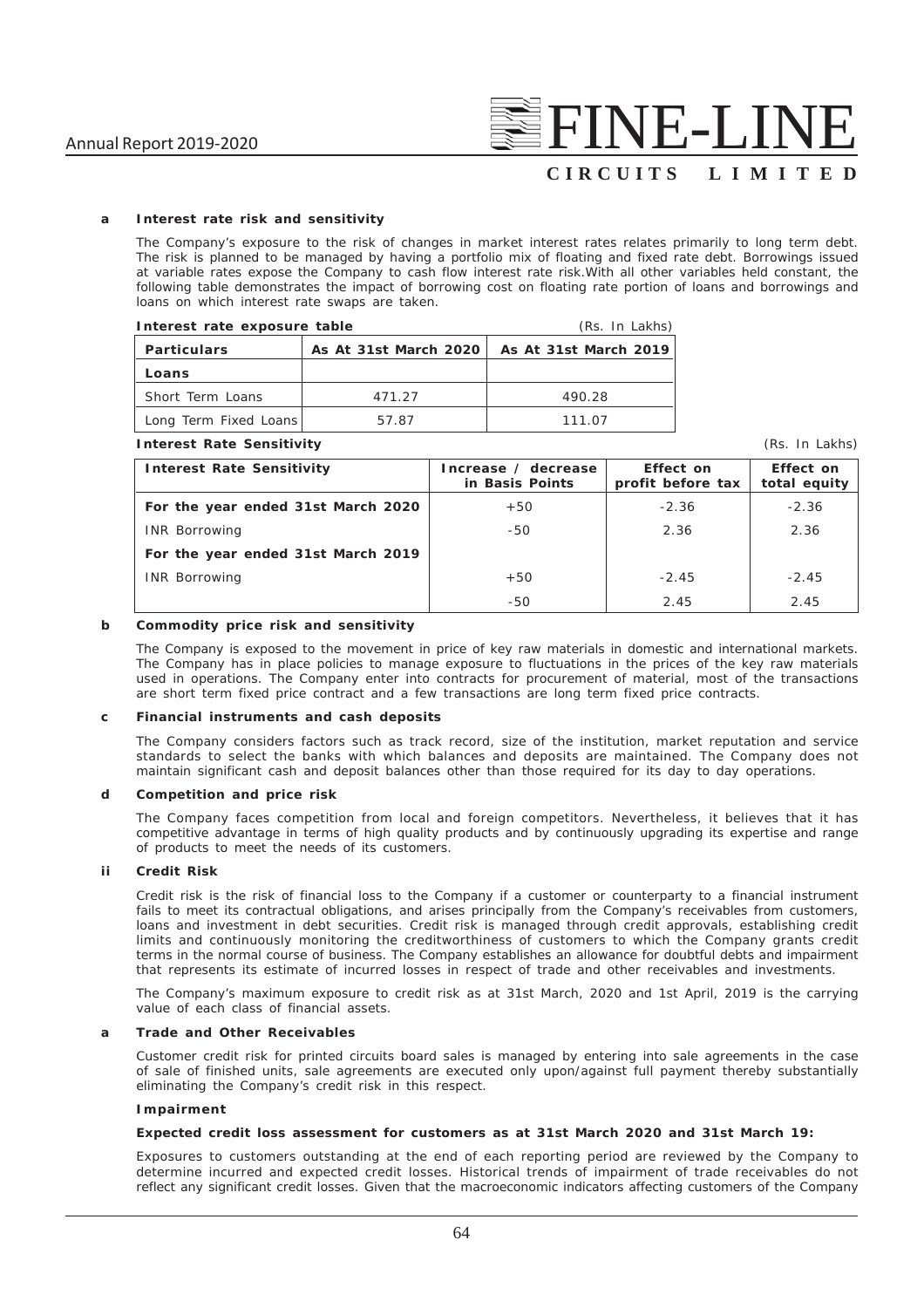**a Interest rate risk and sensitivity**

The Company's exposure to the risk of changes in market interest rates relates primarily to long term debt. The risk is planned to be managed by having a portfolio mix of floating and fixed rate debt. Borrowings issued at variable rates expose the Company to cash flow interest rate risk.With all other variables held constant, the following table demonstrates the impact of borrowing cost on floating rate portion of loans and borrowings and loans on which interest rate swaps are taken.

**Interest rate exposure table** (Rs. In Lakhs)

| Particulars | As At 31st March 2020 | As At 31st March 2019 |
|---|---|---|
| **Loans** | | |
| Short Term Loans | 471.27 | 490.28 |
| Long Term Fixed Loans | 57.87 | 111.07 |

**Interest Rate Sensitivity** (Rs. In Lakhs)

| Interest Rate Sensitivity | Increase / decrease in Basis Points | Effect on profit before tax | Effect on total equity |
|---|---|---|---|
| **For the year ended 31st March 2020** | +50 | -2.36 | -2.36 |
| INR Borrowing | -50 | 2.36 | 2.36 |
| **For the year ended 31st March 2019** | | | |
| INR Borrowing | +50 | -2.45 | -2.45 |
| | -50 | 2.45 | 2.45 |

**b Commodity price risk and sensitivity**

The Company is exposed to the movement in price of key raw materials in domestic and international markets. The Company has in place policies to manage exposure to fluctuations in the prices of the key raw materials used in operations. The Company enter into contracts for procurement of material, most of the transactions are short term fixed price contract and a few transactions are long term fixed price contracts.

**c Financial instruments and cash deposits**

The Company considers factors such as track record, size of the institution, market reputation and service standards to select the banks with which balances and deposits are maintained. The Company does not maintain significant cash and deposit balances other than those required for its day to day operations.

**d Competition and price risk**

The Company faces competition from local and foreign competitors. Nevertheless, it believes that it has competitive advantage in terms of high quality products and by continuously upgrading its expertise and range of products to meet the needs of its customers.

**ii Credit Risk**

Credit risk is the risk of financial loss to the Company if a customer or counterparty to a financial instrument fails to meet its contractual obligations, and arises principally from the Company's receivables from customers, loans and investment in debt securities. Credit risk is managed through credit approvals, establishing credit limits and continuously monitoring the creditworthiness of customers to which the Company grants credit terms in the normal course of business. The Company establishes an allowance for doubtful debts and impairment that represents its estimate of incurred losses in respect of trade and other receivables and investments.

The Company's maximum exposure to credit risk as at 31st March, 2020 and 1st April, 2019 is the carrying value of each class of financial assets.

**a Trade and Other Receivables**

Customer credit risk for printed circuits board sales is managed by entering into sale agreements in the case of sale of finished units, sale agreements are executed only upon/against full payment thereby substantially eliminating the Company's credit risk in this respect.

**Impairment**

**Expected credit loss assessment for customers as at 31st March 2020 and 31st March 19:**

Exposures to customers outstanding at the end of each reporting period are reviewed by the Company to determine incurred and expected credit losses. Historical trends of impairment of trade receivables do not reflect any significant credit losses. Given that the macroeconomic indicators affecting customers of the Company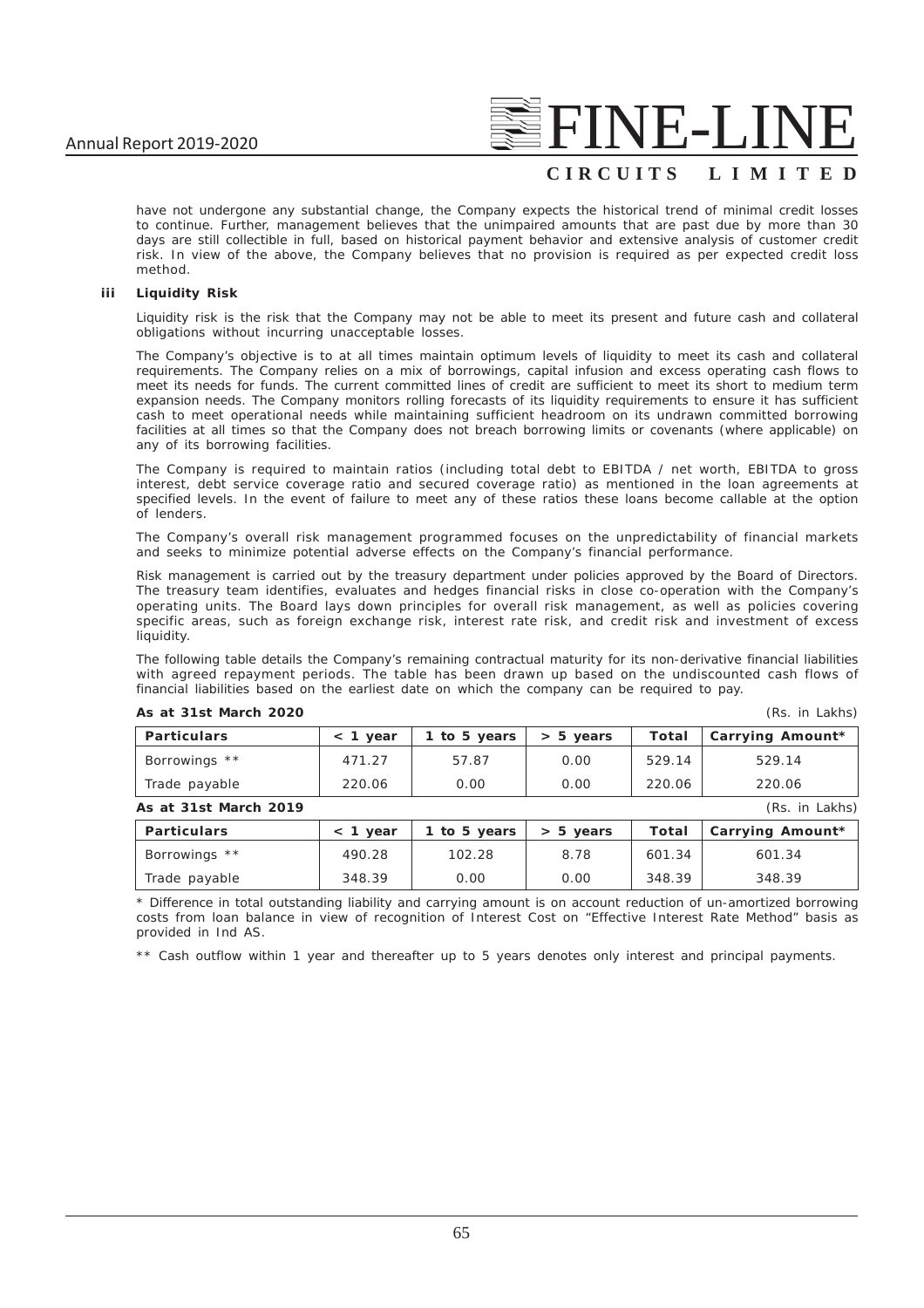have not undergone any substantial change, the Company expects the historical trend of minimal credit losses to continue. Further, management believes that the unimpaired amounts that are past due by more than 30 days are still collectible in full, based on historical payment behavior and extensive analysis of customer credit risk. In view of the above, the Company believes that no provision is required as per expected credit loss method.

**iii Liquidity Risk**

Liquidity risk is the risk that the Company may not be able to meet its present and future cash and collateral obligations without incurring unacceptable losses.

The Company's objective is to at all times maintain optimum levels of liquidity to meet its cash and collateral requirements. The Company relies on a mix of borrowings, capital infusion and excess operating cash flows to meet its needs for funds. The current committed lines of credit are sufficient to meet its short to medium term expansion needs. The Company monitors rolling forecasts of its liquidity requirements to ensure it has sufficient cash to meet operational needs while maintaining sufficient headroom on its undrawn committed borrowing facilities at all times so that the Company does not breach borrowing limits or covenants (where applicable) on any of its borrowing facilities.

The Company is required to maintain ratios (including total debt to EBITDA / net worth, EBITDA to gross interest, debt service coverage ratio and secured coverage ratio) as mentioned in the loan agreements at specified levels. In the event of failure to meet any of these ratios these loans become callable at the option of lenders.

The Company's overall risk management programmed focuses on the unpredictability of financial markets and seeks to minimize potential adverse effects on the Company's financial performance.

Risk management is carried out by the treasury department under policies approved by the Board of Directors. The treasury team identifies, evaluates and hedges financial risks in close co-operation with the Company's operating units. The Board lays down principles for overall risk management, as well as policies covering specific areas, such as foreign exchange risk, interest rate risk, and credit risk and investment of excess liquidity.

The following table details the Company's remaining contractual maturity for its non-derivative financial liabilities with agreed repayment periods. The table has been drawn up based on the undiscounted cash flows of financial liabilities based on the earliest date on which the company can be required to pay.

**As at 31st March 2020** (Rs. in Lakhs)

| Particulars | < 1 year | 1 to 5 years | > 5 years | Total | Carrying Amount* |
|---|---|---|---|---|---|
| Borrowings ** | 471.27 | 57.87 | 0.00 | 529.14 | 529.14 |
| Trade payable | 220.06 | 0.00 | 0.00 | 220.06 | 220.06 |

**As at 31st March 2019** (Rs. in Lakhs)

| Particulars | < 1 year | 1 to 5 years | > 5 years | Total | Carrying Amount* |
|---|---|---|---|---|---|
| Borrowings ** | 490.28 | 102.28 | 8.78 | 601.34 | 601.34 |
| Trade payable | 348.39 | 0.00 | 0.00 | 348.39 | 348.39 |

* Difference in total outstanding liability and carrying amount is on account reduction of un-amortized borrowing costs from loan balance in view of recognition of Interest Cost on "Effective Interest Rate Method" basis as provided in Ind AS.

** Cash outflow within 1 year and thereafter up to 5 years denotes only interest and principal payments.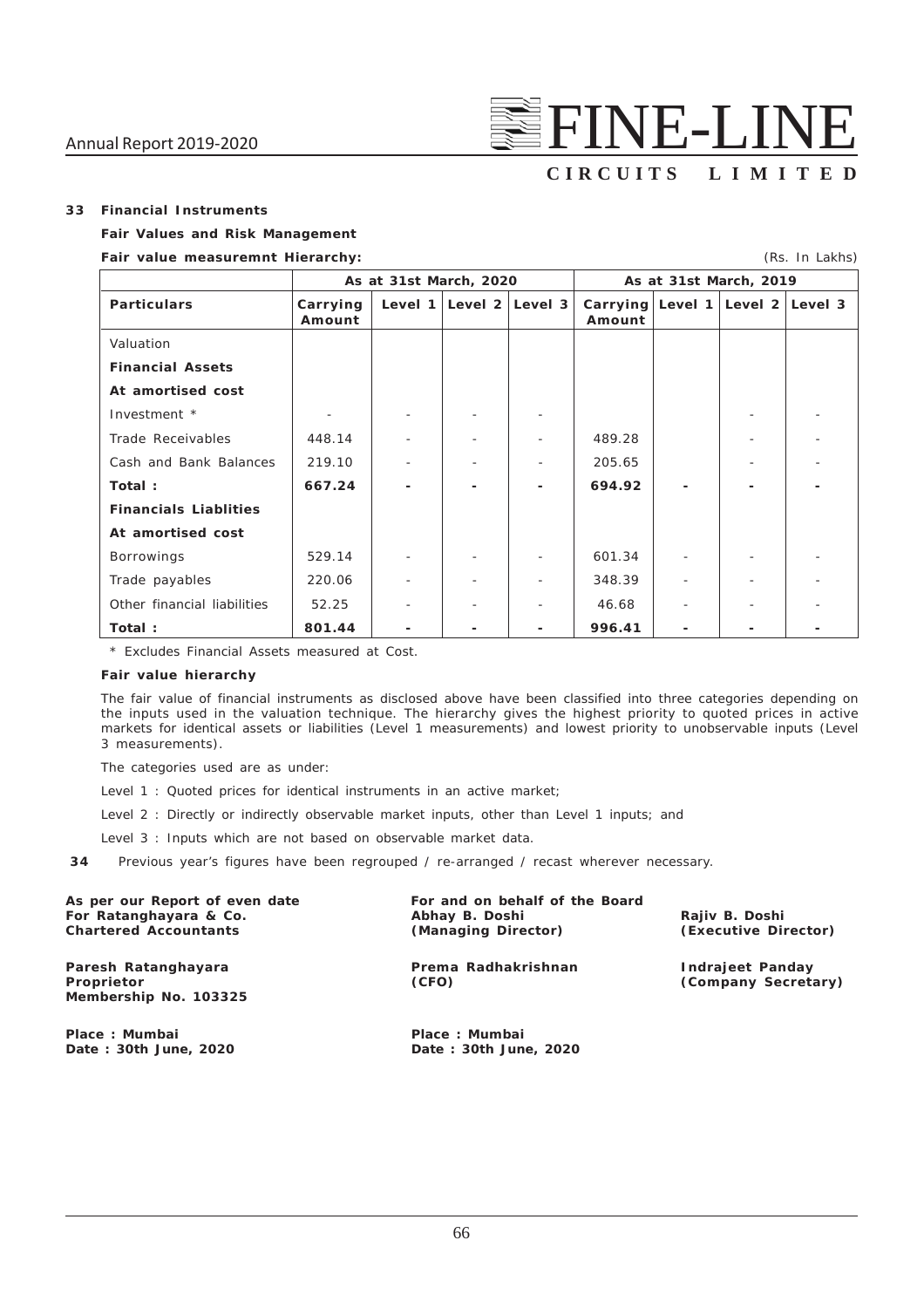## 33 Financial Instruments

**Fair Values and Risk Management**

**Fair value measuremnt Hierarchy:** (Rs. In Lakhs)

| | As at 31st March, 2020 | | | | As at 31st March, 2019 | | | |
|---|---|---|---|---|---|---|---|---|
| **Particulars** | **Carrying Amount** | **Level 1** | **Level 2** | **Level 3** | **Carrying Amount** | **Level 1** | **Level 2** | **Level 3** |
| Valuation | | | | | | | | |
| **Financial Assets** | | | | | | | | |
| **At amortised cost** | | | | | | | | |
| Investment * | - | - | - | - | | | - | - |
| Trade Receivables | 448.14 | - | - | - | 489.28 | | - | - |
| Cash and Bank Balances | 219.10 | - | - | - | 205.65 | | - | - |
| **Total :** | **667.24** | **-** | **-** | **-** | **694.92** | **-** | **-** | **-** |
| **Financials Liablities** | | | | | | | | |
| **At amortised cost** | | | | | | | | |
| Borrowings | 529.14 | - | - | - | 601.34 | - | - | - |
| Trade payables | 220.06 | - | - | - | 348.39 | - | - | - |
| Other financial liabilities | 52.25 | - | - | - | 46.68 | - | - | - |
| **Total :** | **801.44** | **-** | **-** | **-** | **996.41** | **-** | **-** | **-** |

\* Excludes Financial Assets measured at Cost.

**Fair value hierarchy**

The fair value of financial instruments as disclosed above have been classified into three categories depending on the inputs used in the valuation technique. The hierarchy gives the highest priority to quoted prices in active markets for identical assets or liabilities (Level 1 measurements) and lowest priority to unobservable inputs (Level 3 measurements).

The categories used are as under:

Level 1 : Quoted prices for identical instruments in an active market;

Level 2 : Directly or indirectly observable market inputs, other than Level 1 inputs; and

Level 3 : Inputs which are not based on observable market data.

**34** Previous year's figures have been regrouped / re-arranged / recast wherever necessary.

**As per our Report of even date**
**For Ratanghayara & Co.**
**Chartered Accountants**

**Paresh Ratanghayara**
**Proprietor**
**Membership No. 103325**

**Place : Mumbai**
**Date : 30th June, 2020**

**For and on behalf of the Board**

**Abhay B. Doshi**
**(Managing Director)**

**Rajiv B. Doshi**
**(Executive Director)**

**Prema Radhakrishnan**
**(CFO)**

**Indrajeet Panday**
**(Company Secretary)**

**Place : Mumbai**
**Date : 30th June, 2020**